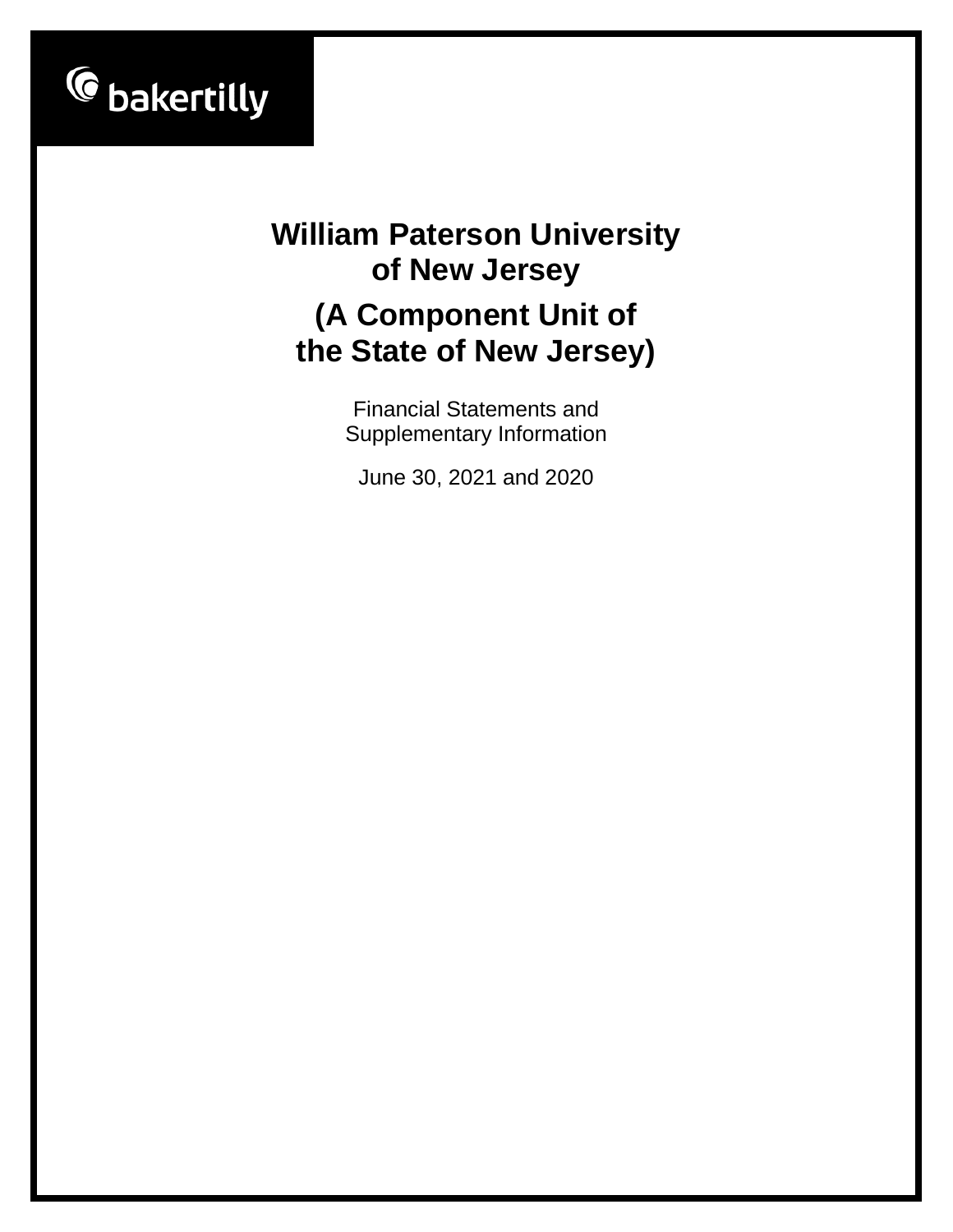bakertilly

# William Paterson University of New Jersey

# (A Component Unit of the State of New Jersey)

Financial Statements and Supplementary Information

June 30, 2021 and 2020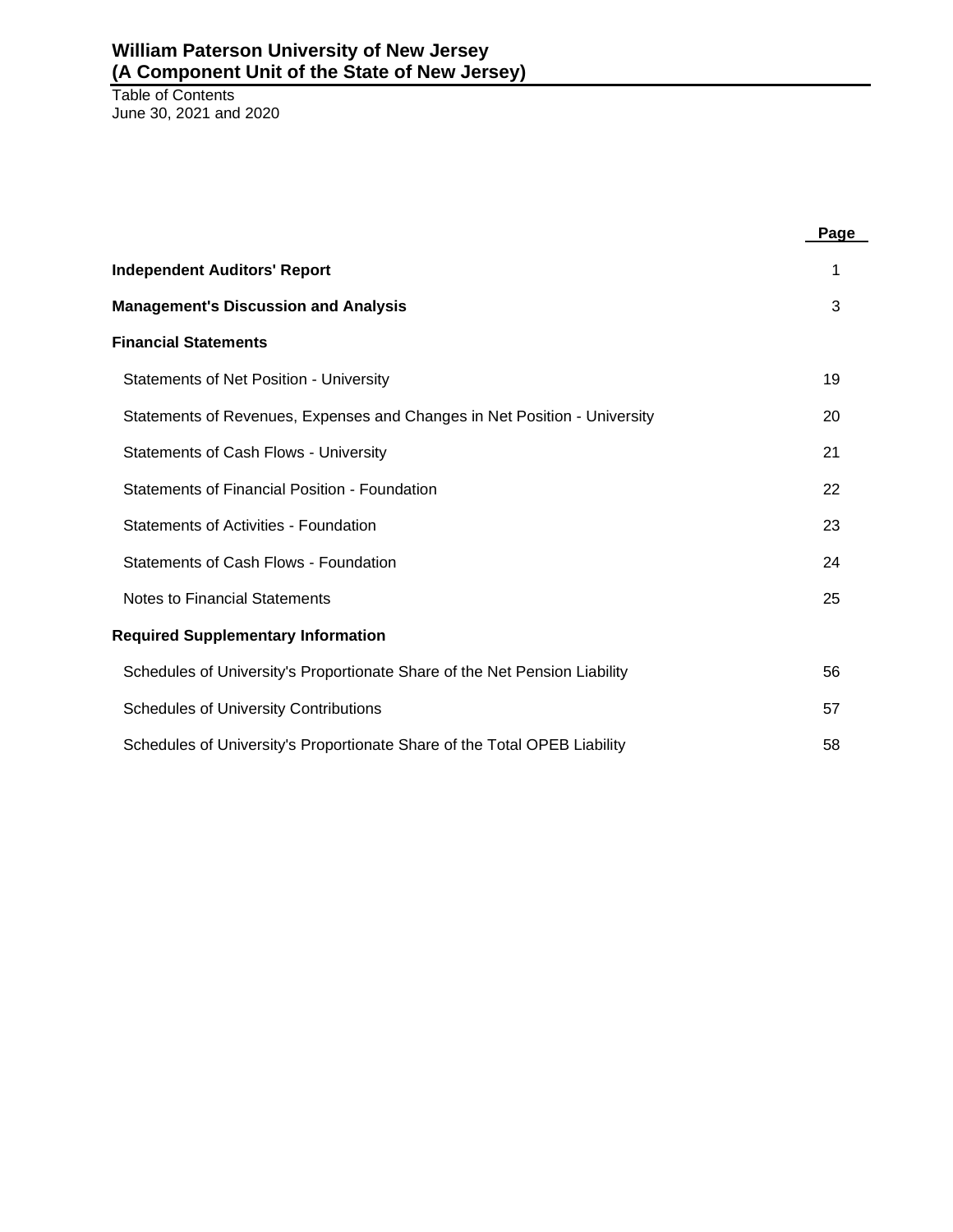# William Paterson University of New Jersey
# (A Component Unit of the State of New Jersey)

Table of Contents
June 30, 2021 and 2020

| | Page |
|---|---|
| **Independent Auditors' Report** | 1 |
| **Management's Discussion and Analysis** | 3 |
| **Financial Statements** | |
| Statements of Net Position - University | 19 |
| Statements of Revenues, Expenses and Changes in Net Position - University | 20 |
| Statements of Cash Flows - University | 21 |
| Statements of Financial Position - Foundation | 22 |
| Statements of Activities - Foundation | 23 |
| Statements of Cash Flows - Foundation | 24 |
| Notes to Financial Statements | 25 |
| **Required Supplementary Information** | |
| Schedules of University's Proportionate Share of the Net Pension Liability | 56 |
| Schedules of University Contributions | 57 |
| Schedules of University's Proportionate Share of the Total OPEB Liability | 58 |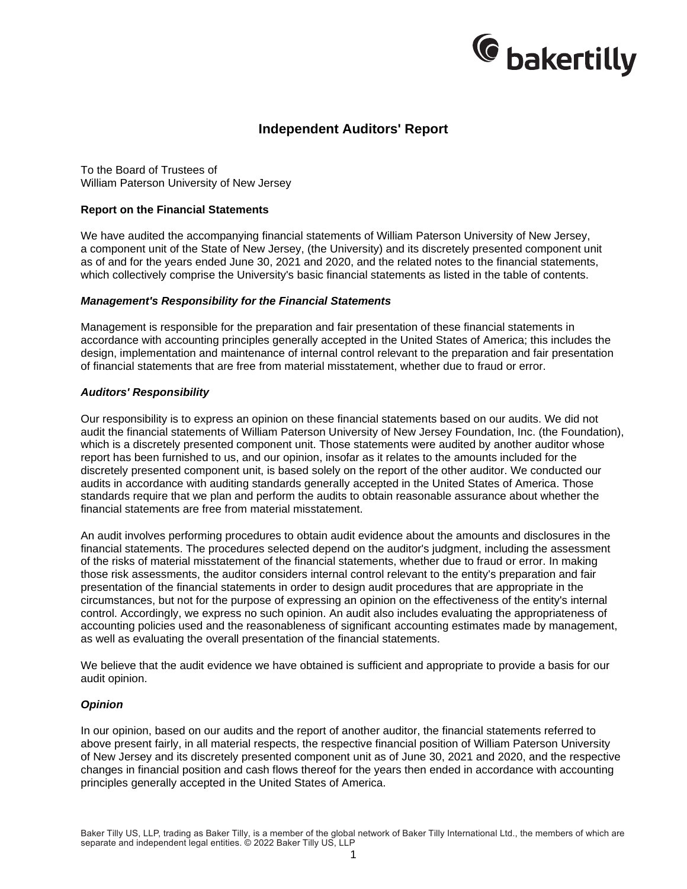# Independent Auditors' Report

To the Board of Trustees of
William Paterson University of New Jersey

**Report on the Financial Statements**

We have audited the accompanying financial statements of William Paterson University of New Jersey, a component unit of the State of New Jersey, (the University) and its discretely presented component unit as of and for the years ended June 30, 2021 and 2020, and the related notes to the financial statements, which collectively comprise the University's basic financial statements as listed in the table of contents.

***Management's Responsibility for the Financial Statements***

Management is responsible for the preparation and fair presentation of these financial statements in accordance with accounting principles generally accepted in the United States of America; this includes the design, implementation and maintenance of internal control relevant to the preparation and fair presentation of financial statements that are free from material misstatement, whether due to fraud or error.

***Auditors' Responsibility***

Our responsibility is to express an opinion on these financial statements based on our audits. We did not audit the financial statements of William Paterson University of New Jersey Foundation, Inc. (the Foundation), which is a discretely presented component unit. Those statements were audited by another auditor whose report has been furnished to us, and our opinion, insofar as it relates to the amounts included for the discretely presented component unit, is based solely on the report of the other auditor. We conducted our audits in accordance with auditing standards generally accepted in the United States of America. Those standards require that we plan and perform the audits to obtain reasonable assurance about whether the financial statements are free from material misstatement.

An audit involves performing procedures to obtain audit evidence about the amounts and disclosures in the financial statements. The procedures selected depend on the auditor's judgment, including the assessment of the risks of material misstatement of the financial statements, whether due to fraud or error. In making those risk assessments, the auditor considers internal control relevant to the entity's preparation and fair presentation of the financial statements in order to design audit procedures that are appropriate in the circumstances, but not for the purpose of expressing an opinion on the effectiveness of the entity's internal control. Accordingly, we express no such opinion. An audit also includes evaluating the appropriateness of accounting policies used and the reasonableness of significant accounting estimates made by management, as well as evaluating the overall presentation of the financial statements.

We believe that the audit evidence we have obtained is sufficient and appropriate to provide a basis for our audit opinion.

***Opinion***

In our opinion, based on our audits and the report of another auditor, the financial statements referred to above present fairly, in all material respects, the respective financial position of William Paterson University of New Jersey and its discretely presented component unit as of June 30, 2021 and 2020, and the respective changes in financial position and cash flows thereof for the years then ended in accordance with accounting principles generally accepted in the United States of America.

Baker Tilly US, LLP, trading as Baker Tilly, is a member of the global network of Baker Tilly International Ltd., the members of which are separate and independent legal entities. © 2022 Baker Tilly US, LLP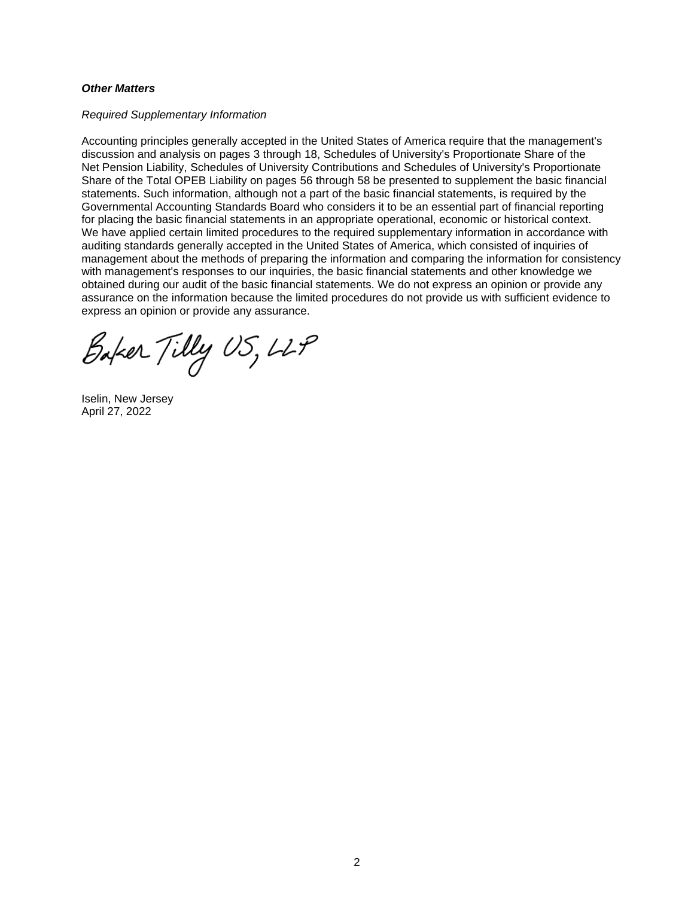***Other Matters***

*Required Supplementary Information*

Accounting principles generally accepted in the United States of America require that the management's discussion and analysis on pages 3 through 18, Schedules of University's Proportionate Share of the Net Pension Liability, Schedules of University Contributions and Schedules of University's Proportionate Share of the Total OPEB Liability on pages 56 through 58 be presented to supplement the basic financial statements. Such information, although not a part of the basic financial statements, is required by the Governmental Accounting Standards Board who considers it to be an essential part of financial reporting for placing the basic financial statements in an appropriate operational, economic or historical context. We have applied certain limited procedures to the required supplementary information in accordance with auditing standards generally accepted in the United States of America, which consisted of inquiries of management about the methods of preparing the information and comparing the information for consistency with management's responses to our inquiries, the basic financial statements and other knowledge we obtained during our audit of the basic financial statements. We do not express an opinion or provide any assurance on the information because the limited procedures do not provide us with sufficient evidence to express an opinion or provide any assurance.

Baker Tilly US, LLP

Iselin, New Jersey
April 27, 2022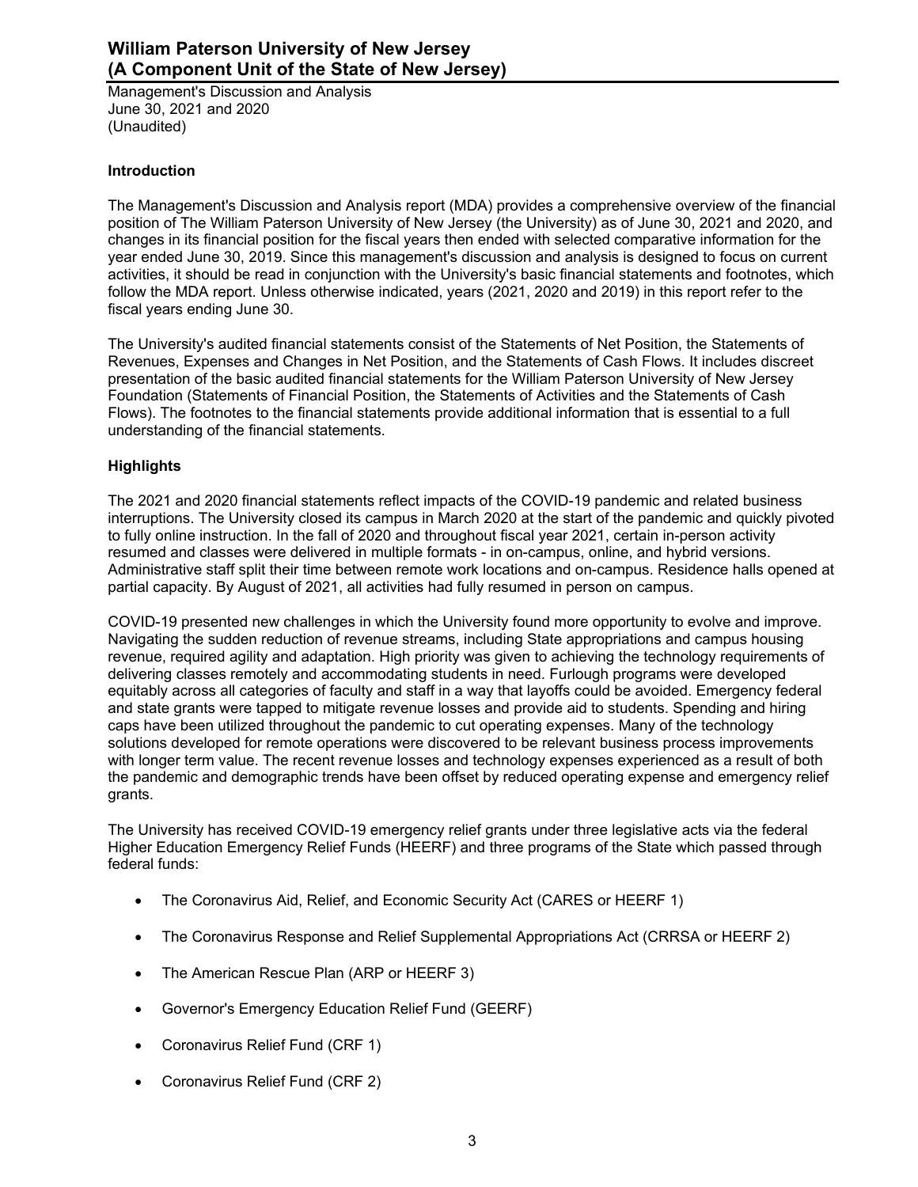## Introduction

The Management's Discussion and Analysis report (MDA) provides a comprehensive overview of the financial position of The William Paterson University of New Jersey (the University) as of June 30, 2021 and 2020, and changes in its financial position for the fiscal years then ended with selected comparative information for the year ended June 30, 2019. Since this management's discussion and analysis is designed to focus on current activities, it should be read in conjunction with the University's basic financial statements and footnotes, which follow the MDA report. Unless otherwise indicated, years (2021, 2020 and 2019) in this report refer to the fiscal years ending June 30.

The University's audited financial statements consist of the Statements of Net Position, the Statements of Revenues, Expenses and Changes in Net Position, and the Statements of Cash Flows. It includes discreet presentation of the basic audited financial statements for the William Paterson University of New Jersey Foundation (Statements of Financial Position, the Statements of Activities and the Statements of Cash Flows). The footnotes to the financial statements provide additional information that is essential to a full understanding of the financial statements.

## Highlights

The 2021 and 2020 financial statements reflect impacts of the COVID-19 pandemic and related business interruptions. The University closed its campus in March 2020 at the start of the pandemic and quickly pivoted to fully online instruction. In the fall of 2020 and throughout fiscal year 2021, certain in-person activity resumed and classes were delivered in multiple formats - in on-campus, online, and hybrid versions. Administrative staff split their time between remote work locations and on-campus. Residence halls opened at partial capacity. By August of 2021, all activities had fully resumed in person on campus.

COVID-19 presented new challenges in which the University found more opportunity to evolve and improve. Navigating the sudden reduction of revenue streams, including State appropriations and campus housing revenue, required agility and adaptation. High priority was given to achieving the technology requirements of delivering classes remotely and accommodating students in need. Furlough programs were developed equitably across all categories of faculty and staff in a way that layoffs could be avoided. Emergency federal and state grants were tapped to mitigate revenue losses and provide aid to students. Spending and hiring caps have been utilized throughout the pandemic to cut operating expenses. Many of the technology solutions developed for remote operations were discovered to be relevant business process improvements with longer term value. The recent revenue losses and technology expenses experienced as a result of both the pandemic and demographic trends have been offset by reduced operating expense and emergency relief grants.

The University has received COVID-19 emergency relief grants under three legislative acts via the federal Higher Education Emergency Relief Funds (HEERF) and three programs of the State which passed through federal funds:

- The Coronavirus Aid, Relief, and Economic Security Act (CARES or HEERF 1)
- The Coronavirus Response and Relief Supplemental Appropriations Act (CRRSA or HEERF 2)
- The American Rescue Plan (ARP or HEERF 3)
- Governor's Emergency Education Relief Fund (GEERF)
- Coronavirus Relief Fund (CRF 1)
- Coronavirus Relief Fund (CRF 2)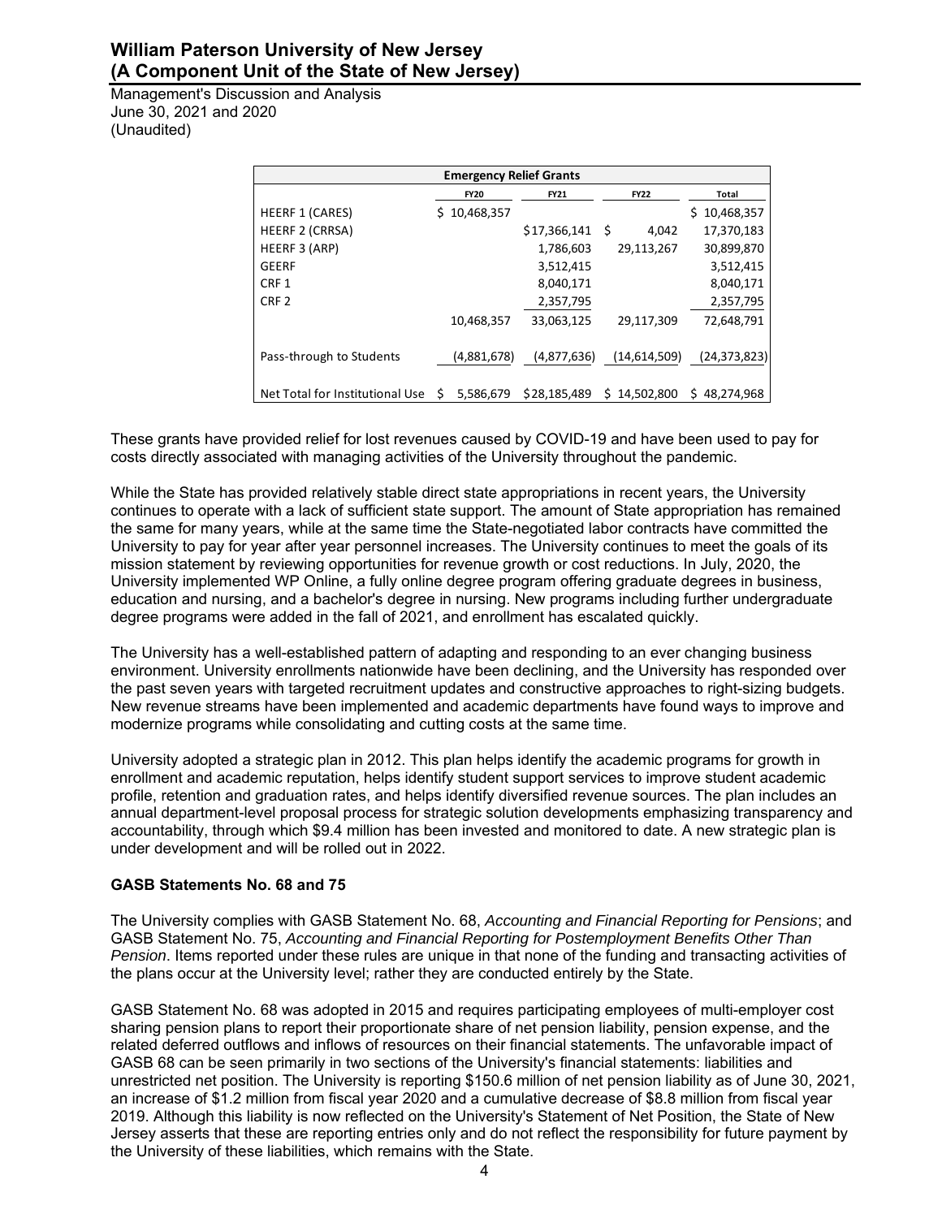| Emergency Relief Grants | | | | |
|---|---|---|---|---|
| | FY20 | FY21 | FY22 | Total |
| HEERF 1 (CARES) | $ 10,468,357 | | | $ 10,468,357 |
| HEERF 2 (CRRSA) | | $17,366,141 | $ 4,042 | 17,370,183 |
| HEERF 3 (ARP) | | 1,786,603 | 29,113,267 | 30,899,870 |
| GEERF | | 3,512,415 | | 3,512,415 |
| CRF 1 | | 8,040,171 | | 8,040,171 |
| CRF 2 | | 2,357,795 | | 2,357,795 |
| | 10,468,357 | 33,063,125 | 29,117,309 | 72,648,791 |
| Pass-through to Students | (4,881,678) | (4,877,636) | (14,614,509) | (24,373,823) |
| Net Total for Institutional Use | $ 5,586,679 | $28,185,489 | $ 14,502,800 | $ 48,274,968 |

These grants have provided relief for lost revenues caused by COVID-19 and have been used to pay for costs directly associated with managing activities of the University throughout the pandemic.

While the State has provided relatively stable direct state appropriations in recent years, the University continues to operate with a lack of sufficient state support. The amount of State appropriation has remained the same for many years, while at the same time the State-negotiated labor contracts have committed the University to pay for year after year personnel increases. The University continues to meet the goals of its mission statement by reviewing opportunities for revenue growth or cost reductions. In July, 2020, the University implemented WP Online, a fully online degree program offering graduate degrees in business, education and nursing, and a bachelor's degree in nursing. New programs including further undergraduate degree programs were added in the fall of 2021, and enrollment has escalated quickly.

The University has a well-established pattern of adapting and responding to an ever changing business environment. University enrollments nationwide have been declining, and the University has responded over the past seven years with targeted recruitment updates and constructive approaches to right-sizing budgets. New revenue streams have been implemented and academic departments have found ways to improve and modernize programs while consolidating and cutting costs at the same time.

University adopted a strategic plan in 2012. This plan helps identify the academic programs for growth in enrollment and academic reputation, helps identify student support services to improve student academic profile, retention and graduation rates, and helps identify diversified revenue sources. The plan includes an annual department-level proposal process for strategic solution developments emphasizing transparency and accountability, through which $9.4 million has been invested and monitored to date. A new strategic plan is under development and will be rolled out in 2022.

**GASB Statements No. 68 and 75**

The University complies with GASB Statement No. 68, *Accounting and Financial Reporting for Pensions*; and GASB Statement No. 75, *Accounting and Financial Reporting for Postemployment Benefits Other Than Pension*. Items reported under these rules are unique in that none of the funding and transacting activities of the plans occur at the University level; rather they are conducted entirely by the State.

GASB Statement No. 68 was adopted in 2015 and requires participating employees of multi-employer cost sharing pension plans to report their proportionate share of net pension liability, pension expense, and the related deferred outflows and inflows of resources on their financial statements. The unfavorable impact of GASB 68 can be seen primarily in two sections of the University's financial statements: liabilities and unrestricted net position. The University is reporting $150.6 million of net pension liability as of June 30, 2021, an increase of $1.2 million from fiscal year 2020 and a cumulative decrease of $8.8 million from fiscal year 2019. Although this liability is now reflected on the University's Statement of Net Position, the State of New Jersey asserts that these are reporting entries only and do not reflect the responsibility for future payment by the University of these liabilities, which remains with the State.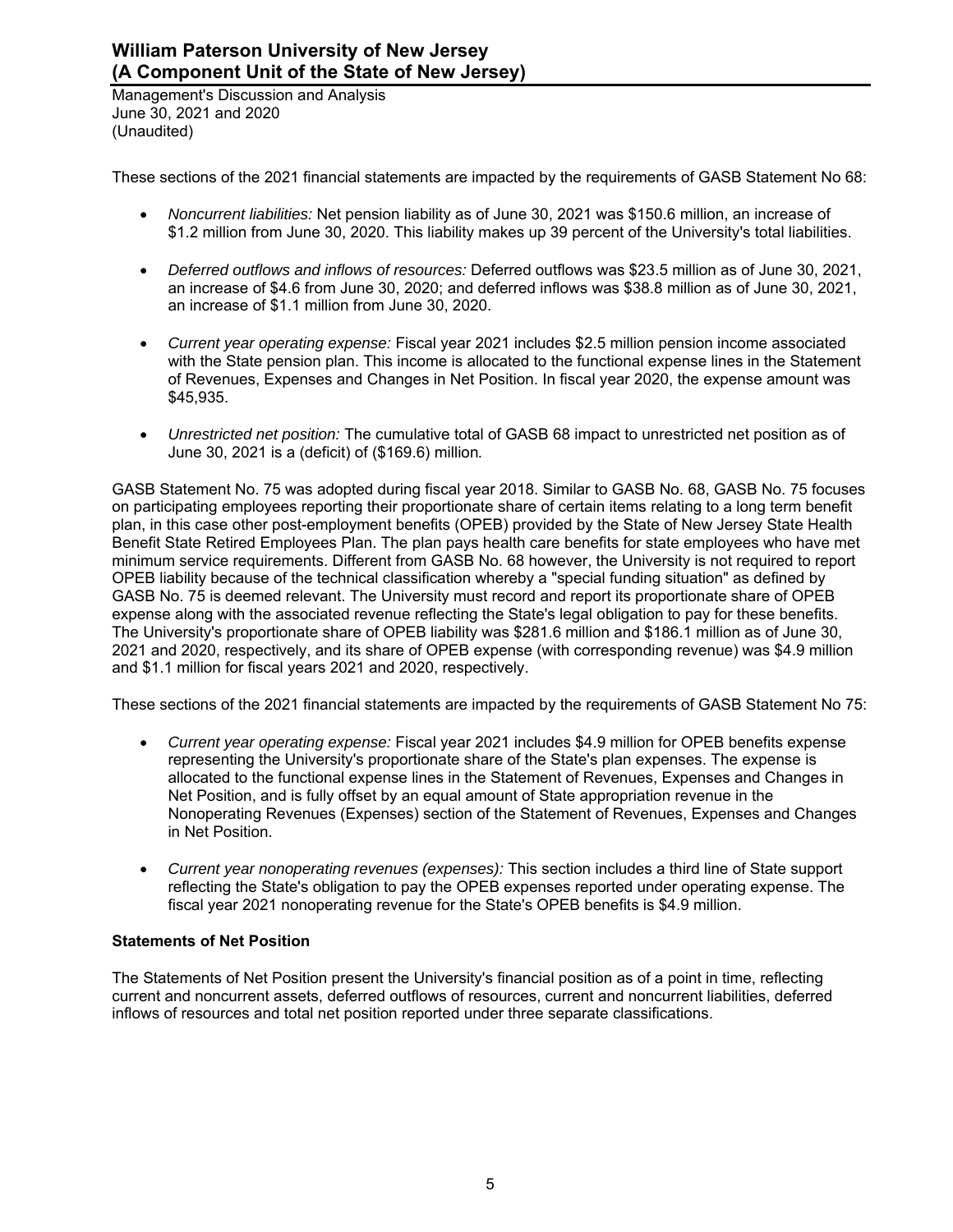These sections of the 2021 financial statements are impacted by the requirements of GASB Statement No 68:

- *Noncurrent liabilities:* Net pension liability as of June 30, 2021 was $150.6 million, an increase of $1.2 million from June 30, 2020. This liability makes up 39 percent of the University's total liabilities.
- *Deferred outflows and inflows of resources:* Deferred outflows was $23.5 million as of June 30, 2021, an increase of $4.6 from June 30, 2020; and deferred inflows was $38.8 million as of June 30, 2021, an increase of $1.1 million from June 30, 2020.
- *Current year operating expense:* Fiscal year 2021 includes $2.5 million pension income associated with the State pension plan. This income is allocated to the functional expense lines in the Statement of Revenues, Expenses and Changes in Net Position. In fiscal year 2020, the expense amount was $45,935.
- *Unrestricted net position:* The cumulative total of GASB 68 impact to unrestricted net position as of June 30, 2021 is a (deficit) of ($169.6) million*.*

GASB Statement No. 75 was adopted during fiscal year 2018. Similar to GASB No. 68, GASB No. 75 focuses on participating employees reporting their proportionate share of certain items relating to a long term benefit plan, in this case other post-employment benefits (OPEB) provided by the State of New Jersey State Health Benefit State Retired Employees Plan. The plan pays health care benefits for state employees who have met minimum service requirements. Different from GASB No. 68 however, the University is not required to report OPEB liability because of the technical classification whereby a "special funding situation" as defined by GASB No. 75 is deemed relevant. The University must record and report its proportionate share of OPEB expense along with the associated revenue reflecting the State's legal obligation to pay for these benefits. The University's proportionate share of OPEB liability was $281.6 million and $186.1 million as of June 30, 2021 and 2020, respectively, and its share of OPEB expense (with corresponding revenue) was $4.9 million and $1.1 million for fiscal years 2021 and 2020, respectively.

These sections of the 2021 financial statements are impacted by the requirements of GASB Statement No 75:

- *Current year operating expense:* Fiscal year 2021 includes $4.9 million for OPEB benefits expense representing the University's proportionate share of the State's plan expenses. The expense is allocated to the functional expense lines in the Statement of Revenues, Expenses and Changes in Net Position, and is fully offset by an equal amount of State appropriation revenue in the Nonoperating Revenues (Expenses) section of the Statement of Revenues, Expenses and Changes in Net Position.
- *Current year nonoperating revenues (expenses):* This section includes a third line of State support reflecting the State's obligation to pay the OPEB expenses reported under operating expense. The fiscal year 2021 nonoperating revenue for the State's OPEB benefits is $4.9 million.

**Statements of Net Position**

The Statements of Net Position present the University's financial position as of a point in time, reflecting current and noncurrent assets, deferred outflows of resources, current and noncurrent liabilities, deferred inflows of resources and total net position reported under three separate classifications.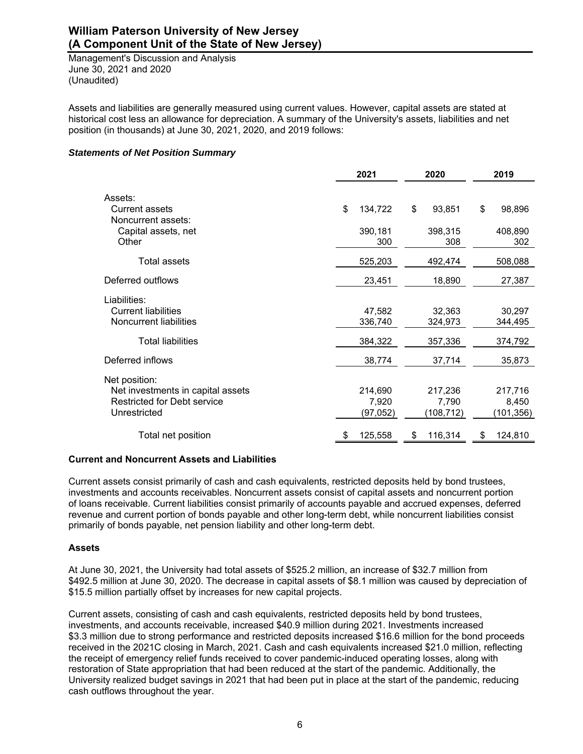# William Paterson University of New Jersey
# (A Component Unit of the State of New Jersey)

Management's Discussion and Analysis
June 30, 2021 and 2020
(Unaudited)

Assets and liabilities are generally measured using current values. However, capital assets are stated at historical cost less an allowance for depreciation. A summary of the University's assets, liabilities and net position (in thousands) at June 30, 2021, 2020, and 2019 follows:

***Statements of Net Position Summary***

| | 2021 | 2020 | 2019 |
|---|---|---|---|
| Assets: | | | |
| Current assets | $ 134,722 | $ 93,851 | $ 98,896 |
| Noncurrent assets: | | | |
| Capital assets, net | 390,181 | 398,315 | 408,890 |
| Other | 300 | 308 | 302 |
| Total assets | 525,203 | 492,474 | 508,088 |
| Deferred outflows | 23,451 | 18,890 | 27,387 |
| Liabilities: | | | |
| Current liabilities | 47,582 | 32,363 | 30,297 |
| Noncurrent liabilities | 336,740 | 324,973 | 344,495 |
| Total liabilities | 384,322 | 357,336 | 374,792 |
| Deferred inflows | 38,774 | 37,714 | 35,873 |
| Net position: | | | |
| Net investments in capital assets | 214,690 | 217,236 | 217,716 |
| Restricted for Debt service | 7,920 | 7,790 | 8,450 |
| Unrestricted | (97,052) | (108,712) | (101,356) |
| Total net position | $ 125,558 | $ 116,314 | $ 124,810 |

**Current and Noncurrent Assets and Liabilities**

Current assets consist primarily of cash and cash equivalents, restricted deposits held by bond trustees, investments and accounts receivables. Noncurrent assets consist of capital assets and noncurrent portion of loans receivable. Current liabilities consist primarily of accounts payable and accrued expenses, deferred revenue and current portion of bonds payable and other long-term debt, while noncurrent liabilities consist primarily of bonds payable, net pension liability and other long-term debt.

**Assets**

At June 30, 2021, the University had total assets of $525.2 million, an increase of $32.7 million from $492.5 million at June 30, 2020. The decrease in capital assets of $8.1 million was caused by depreciation of $15.5 million partially offset by increases for new capital projects.

Current assets, consisting of cash and cash equivalents, restricted deposits held by bond trustees, investments, and accounts receivable, increased $40.9 million during 2021. Investments increased $3.3 million due to strong performance and restricted deposits increased $16.6 million for the bond proceeds received in the 2021C closing in March, 2021. Cash and cash equivalents increased $21.0 million, reflecting the receipt of emergency relief funds received to cover pandemic-induced operating losses, along with restoration of State appropriation that had been reduced at the start of the pandemic. Additionally, the University realized budget savings in 2021 that had been put in place at the start of the pandemic, reducing cash outflows throughout the year.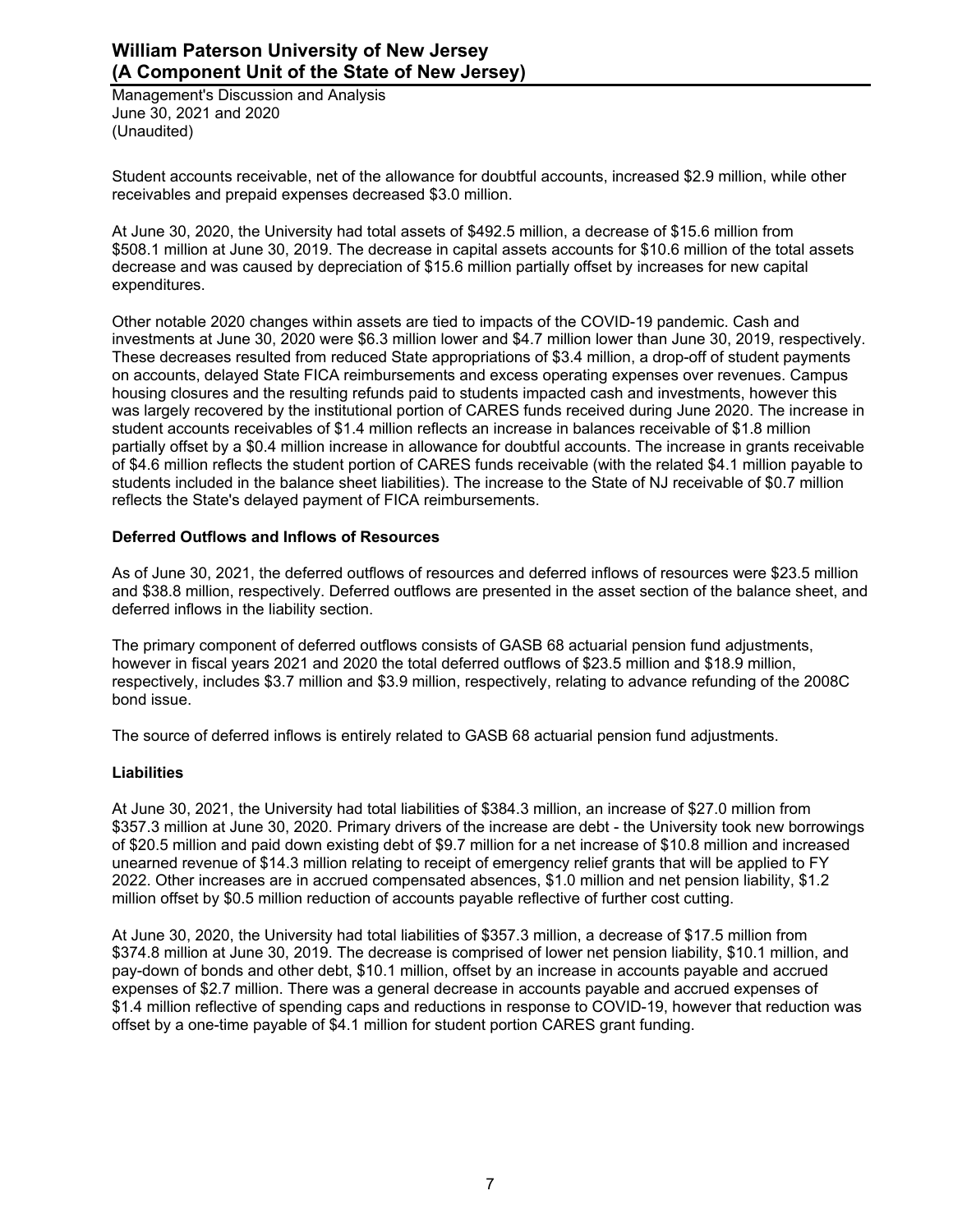Student accounts receivable, net of the allowance for doubtful accounts, increased $2.9 million, while other receivables and prepaid expenses decreased $3.0 million.

At June 30, 2020, the University had total assets of $492.5 million, a decrease of $15.6 million from $508.1 million at June 30, 2019. The decrease in capital assets accounts for $10.6 million of the total assets decrease and was caused by depreciation of $15.6 million partially offset by increases for new capital expenditures.

Other notable 2020 changes within assets are tied to impacts of the COVID-19 pandemic. Cash and investments at June 30, 2020 were $6.3 million lower and $4.7 million lower than June 30, 2019, respectively. These decreases resulted from reduced State appropriations of $3.4 million, a drop-off of student payments on accounts, delayed State FICA reimbursements and excess operating expenses over revenues. Campus housing closures and the resulting refunds paid to students impacted cash and investments, however this was largely recovered by the institutional portion of CARES funds received during June 2020. The increase in student accounts receivables of $1.4 million reflects an increase in balances receivable of $1.8 million partially offset by a $0.4 million increase in allowance for doubtful accounts. The increase in grants receivable of $4.6 million reflects the student portion of CARES funds receivable (with the related $4.1 million payable to students included in the balance sheet liabilities). The increase to the State of NJ receivable of $0.7 million reflects the State's delayed payment of FICA reimbursements.

**Deferred Outflows and Inflows of Resources**

As of June 30, 2021, the deferred outflows of resources and deferred inflows of resources were $23.5 million and $38.8 million, respectively. Deferred outflows are presented in the asset section of the balance sheet, and deferred inflows in the liability section.

The primary component of deferred outflows consists of GASB 68 actuarial pension fund adjustments, however in fiscal years 2021 and 2020 the total deferred outflows of $23.5 million and $18.9 million, respectively, includes $3.7 million and $3.9 million, respectively, relating to advance refunding of the 2008C bond issue.

The source of deferred inflows is entirely related to GASB 68 actuarial pension fund adjustments.

**Liabilities**

At June 30, 2021, the University had total liabilities of $384.3 million, an increase of $27.0 million from $357.3 million at June 30, 2020. Primary drivers of the increase are debt - the University took new borrowings of $20.5 million and paid down existing debt of $9.7 million for a net increase of $10.8 million and increased unearned revenue of $14.3 million relating to receipt of emergency relief grants that will be applied to FY 2022. Other increases are in accrued compensated absences, $1.0 million and net pension liability, $1.2 million offset by $0.5 million reduction of accounts payable reflective of further cost cutting.

At June 30, 2020, the University had total liabilities of $357.3 million, a decrease of $17.5 million from $374.8 million at June 30, 2019. The decrease is comprised of lower net pension liability, $10.1 million, and pay-down of bonds and other debt, $10.1 million, offset by an increase in accounts payable and accrued expenses of $2.7 million. There was a general decrease in accounts payable and accrued expenses of $1.4 million reflective of spending caps and reductions in response to COVID-19, however that reduction was offset by a one-time payable of $4.1 million for student portion CARES grant funding.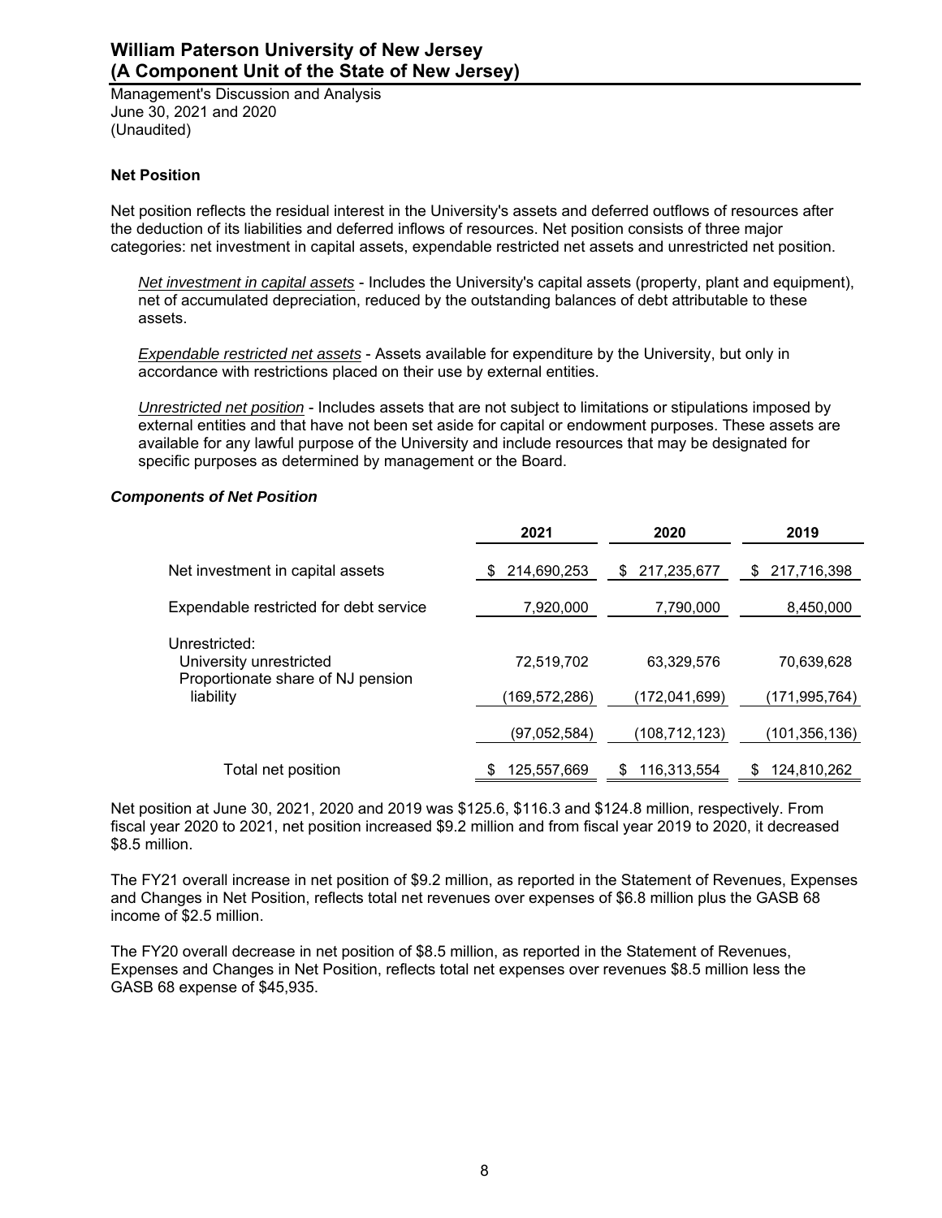## Net Position

Net position reflects the residual interest in the University's assets and deferred outflows of resources after the deduction of its liabilities and deferred inflows of resources. Net position consists of three major categories: net investment in capital assets, expendable restricted net assets and unrestricted net position.

*Net investment in capital assets* - Includes the University's capital assets (property, plant and equipment), net of accumulated depreciation, reduced by the outstanding balances of debt attributable to these assets.

*Expendable restricted net assets* - Assets available for expenditure by the University, but only in accordance with restrictions placed on their use by external entities.

*Unrestricted net position* - Includes assets that are not subject to limitations or stipulations imposed by external entities and that have not been set aside for capital or endowment purposes. These assets are available for any lawful purpose of the University and include resources that may be designated for specific purposes as determined by management or the Board.

### *Components of Net Position*

| | 2021 | 2020 | 2019 |
|---|---|---|---|
| Net investment in capital assets | $ 214,690,253 | $ 217,235,677 | $ 217,716,398 |
| Expendable restricted for debt service | 7,920,000 | 7,790,000 | 8,450,000 |
| Unrestricted: | | | |
| University unrestricted | 72,519,702 | 63,329,576 | 70,639,628 |
| Proportionate share of NJ pension liability | (169,572,286) | (172,041,699) | (171,995,764) |
| | (97,052,584) | (108,712,123) | (101,356,136) |
| Total net position | $ 125,557,669 | $ 116,313,554 | $ 124,810,262 |

Net position at June 30, 2021, 2020 and 2019 was $125.6, $116.3 and $124.8 million, respectively. From fiscal year 2020 to 2021, net position increased $9.2 million and from fiscal year 2019 to 2020, it decreased $8.5 million.

The FY21 overall increase in net position of $9.2 million, as reported in the Statement of Revenues, Expenses and Changes in Net Position, reflects total net revenues over expenses of $6.8 million plus the GASB 68 income of $2.5 million.

The FY20 overall decrease in net position of $8.5 million, as reported in the Statement of Revenues, Expenses and Changes in Net Position, reflects total net expenses over revenues $8.5 million less the GASB 68 expense of $45,935.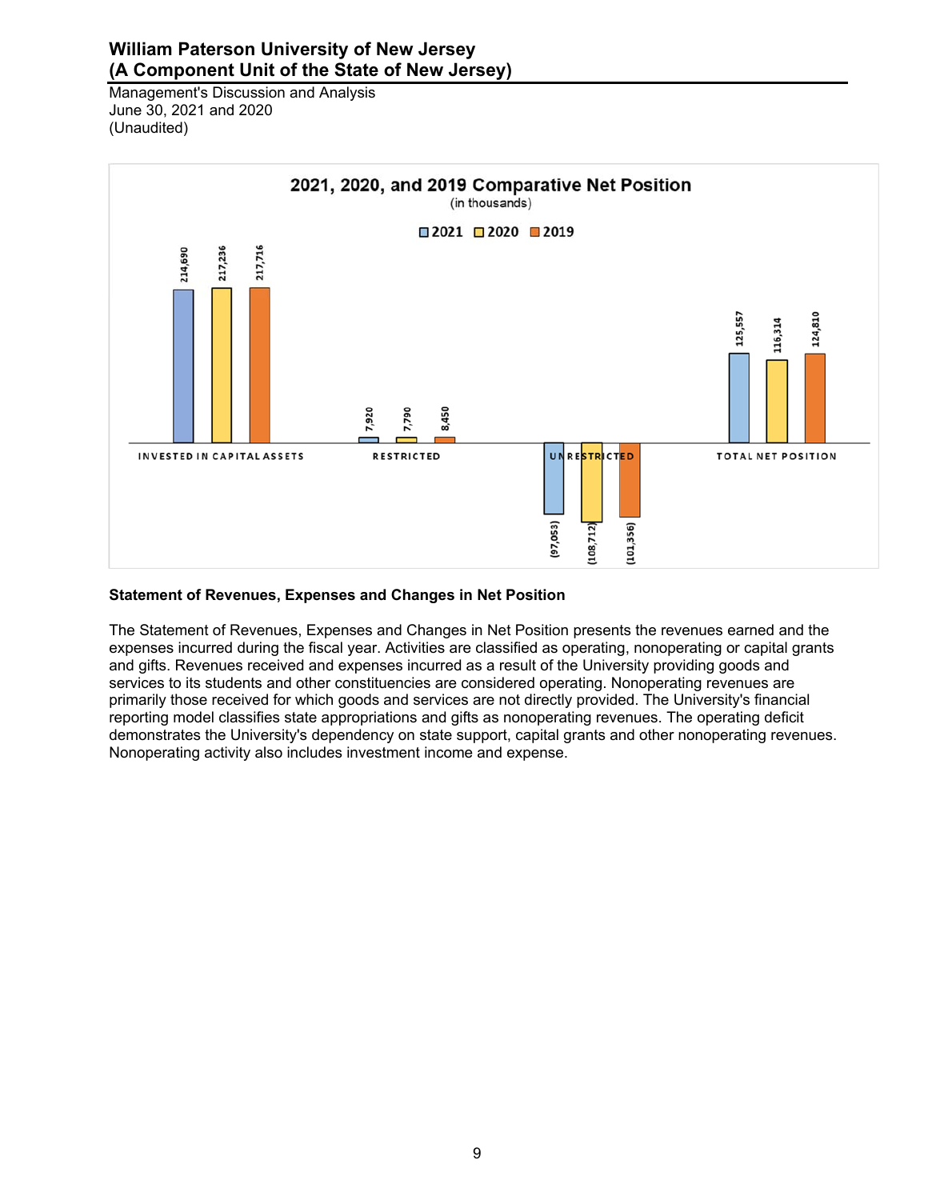### 2021, 2020, and 2019 Comparative Net Position
(in thousands)

| | 2021 | 2020 | 2019 |
|---|---|---|---|
| Invested in Capital Assets | 214,690 | 217,236 | 217,716 |
| Restricted | 7,920 | 7,790 | 8,450 |
| Unrestricted | (97,053) | (108,712) | (101,356) |
| Total Net Position | 125,557 | 116,314 | 124,810 |

## Statement of Revenues, Expenses and Changes in Net Position

The Statement of Revenues, Expenses and Changes in Net Position presents the revenues earned and the expenses incurred during the fiscal year. Activities are classified as operating, nonoperating or capital grants and gifts. Revenues received and expenses incurred as a result of the University providing goods and services to its students and other constituencies are considered operating. Nonoperating revenues are primarily those received for which goods and services are not directly provided. The University's financial reporting model classifies state appropriations and gifts as nonoperating revenues. The operating deficit demonstrates the University's dependency on state support, capital grants and other nonoperating revenues. Nonoperating activity also includes investment income and expense.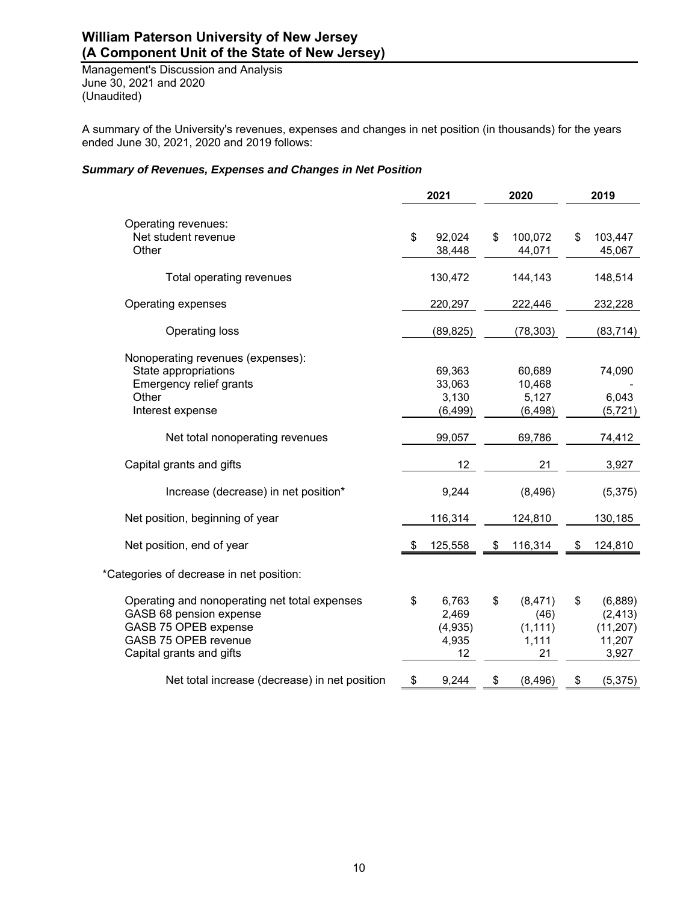# William Paterson University of New Jersey
# (A Component Unit of the State of New Jersey)

Management's Discussion and Analysis
June 30, 2021 and 2020
(Unaudited)

A summary of the University's revenues, expenses and changes in net position (in thousands) for the years ended June 30, 2021, 2020 and 2019 follows:

***Summary of Revenues, Expenses and Changes in Net Position***

| | 2021 | 2020 | 2019 |
|---|---|---|---|
| Operating revenues: | | | |
| Net student revenue | $ 92,024 | $ 100,072 | $ 103,447 |
| Other | 38,448 | 44,071 | 45,067 |
| Total operating revenues | 130,472 | 144,143 | 148,514 |
| Operating expenses | 220,297 | 222,446 | 232,228 |
| Operating loss | (89,825) | (78,303) | (83,714) |
| Nonoperating revenues (expenses): | | | |
| State appropriations | 69,363 | 60,689 | 74,090 |
| Emergency relief grants | 33,063 | 10,468 | - |
| Other | 3,130 | 5,127 | 6,043 |
| Interest expense | (6,499) | (6,498) | (5,721) |
| Net total nonoperating revenues | 99,057 | 69,786 | 74,412 |
| Capital grants and gifts | 12 | 21 | 3,927 |
| Increase (decrease) in net position* | 9,244 | (8,496) | (5,375) |
| Net position, beginning of year | 116,314 | 124,810 | 130,185 |
| Net position, end of year | $ 125,558 | $ 116,314 | $ 124,810 |
| *Categories of decrease in net position: | | | |
| Operating and nonoperating net total expenses | $ 6,763 | $ (8,471) | $ (6,889) |
| GASB 68 pension expense | 2,469 | (46) | (2,413) |
| GASB 75 OPEB expense | (4,935) | (1,111) | (11,207) |
| GASB 75 OPEB revenue | 4,935 | 1,111 | 11,207 |
| Capital grants and gifts | 12 | 21 | 3,927 |
| Net total increase (decrease) in net position | $ 9,244 | $ (8,496) | $ (5,375) |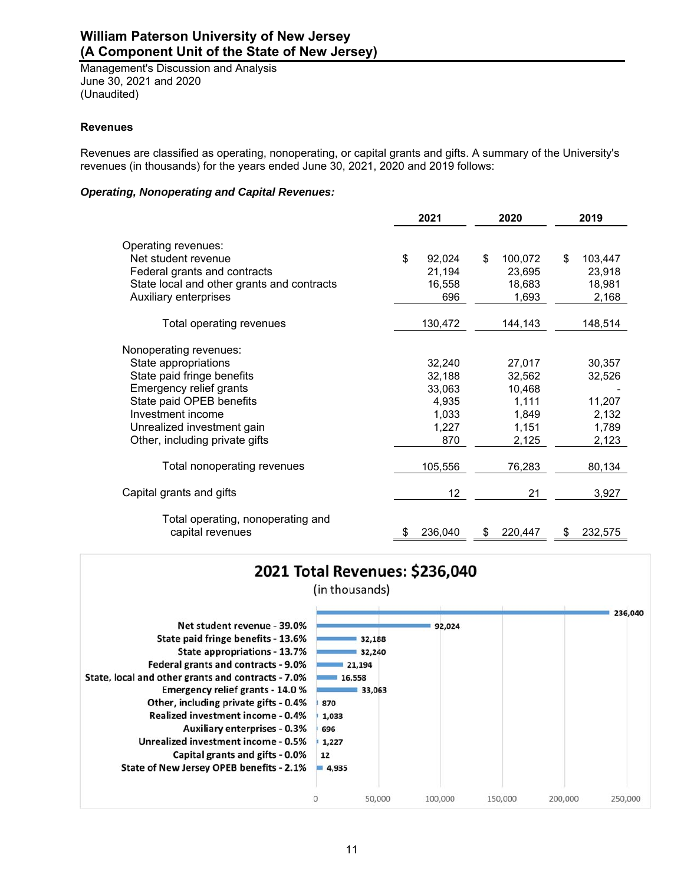### Revenues

Revenues are classified as operating, nonoperating, or capital grants and gifts. A summary of the University's revenues (in thousands) for the years ended June 30, 2021, 2020 and 2019 follows:

***Operating, Nonoperating and Capital Revenues:***

| | 2021 | 2020 | 2019 |
|---|---|---|---|
| Operating revenues: | | | |
| Net student revenue | $ 92,024 | $ 100,072 | $ 103,447 |
| Federal grants and contracts | 21,194 | 23,695 | 23,918 |
| State local and other grants and contracts | 16,558 | 18,683 | 18,981 |
| Auxiliary enterprises | 696 | 1,693 | 2,168 |
| Total operating revenues | 130,472 | 144,143 | 148,514 |
| Nonoperating revenues: | | | |
| State appropriations | 32,240 | 27,017 | 30,357 |
| State paid fringe benefits | 32,188 | 32,562 | 32,526 |
| Emergency relief grants | 33,063 | 10,468 | - |
| State paid OPEB benefits | 4,935 | 1,111 | 11,207 |
| Investment income | 1,033 | 1,849 | 2,132 |
| Unrealized investment gain | 1,227 | 1,151 | 1,789 |
| Other, including private gifts | 870 | 2,125 | 2,123 |
| Total nonoperating revenues | 105,556 | 76,283 | 80,134 |
| Capital grants and gifts | 12 | 21 | 3,927 |
| Total operating, nonoperating and capital revenues | $ 236,040 | $ 220,447 | $ 232,575 |

**2021 Total Revenues: $236,040**

(in thousands)

| Category | Amount |
|---|---|
| Total | 236,040 |
| Net student revenue - 39.0% | 92,024 |
| State paid fringe benefits - 13.6% | 32,188 |
| State appropriations - 13.7% | 32,240 |
| Federal grants and contracts - 9.0% | 21,194 |
| State, local and other grants and contracts - 7.0% | 16.558 |
| Emergency relief grants - 14.0 % | 33,063 |
| Other, including private gifts - 0.4% | 870 |
| Realized investment income - 0.4% | 1,033 |
| Auxiliary enterprises - 0.3% | 696 |
| Unrealized investment income - 0.5% | 1,227 |
| Capital grants and gifts - 0.0% | 12 |
| State of New Jersey OPEB benefits - 2.1% | 4,935 |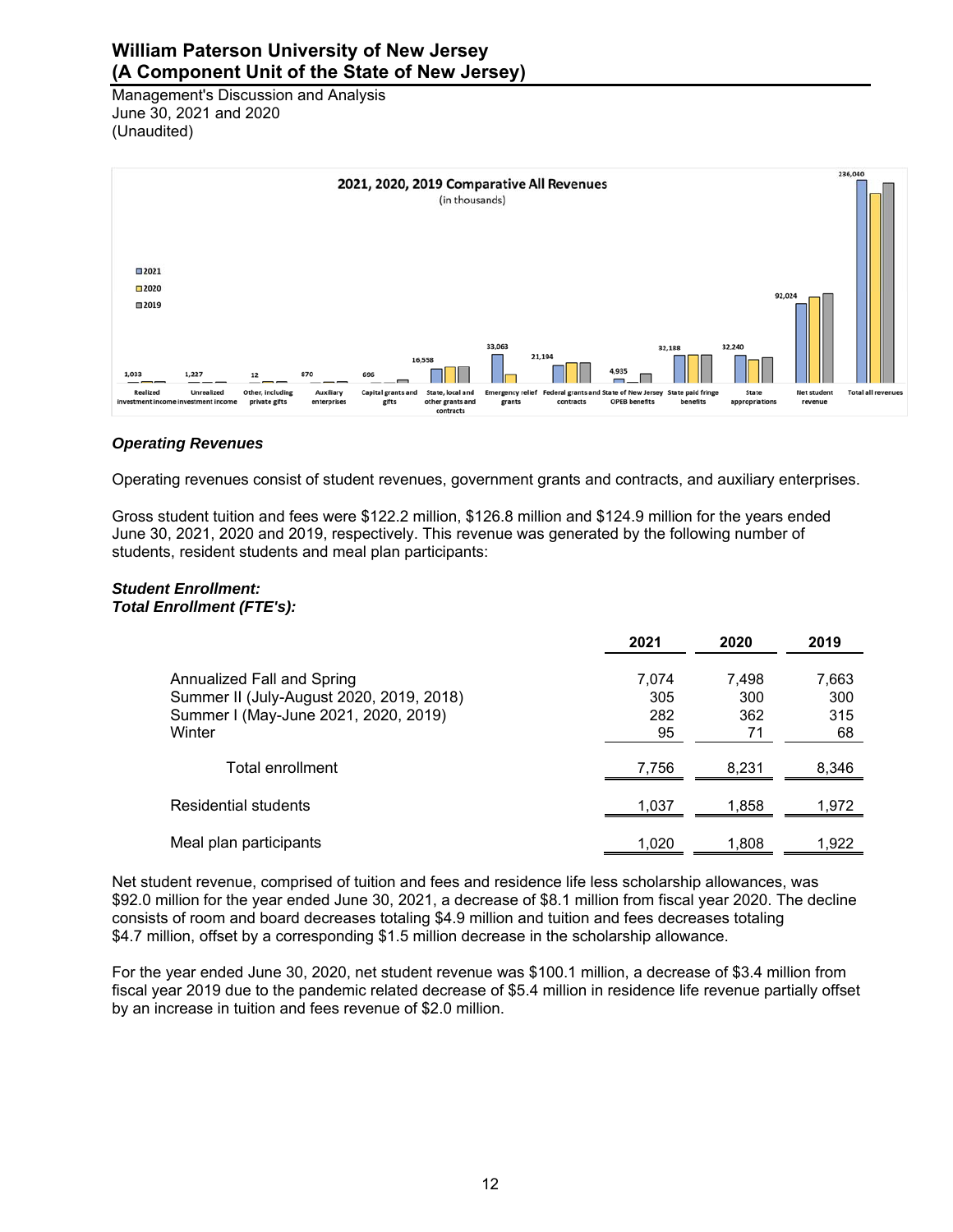2021, 2020, 2019 Comparative All Revenues
(in thousands)

### *Operating Revenues*

Operating revenues consist of student revenues, government grants and contracts, and auxiliary enterprises.

Gross student tuition and fees were \$122.2 million, \$126.8 million and \$124.9 million for the years ended June 30, 2021, 2020 and 2019, respectively. This revenue was generated by the following number of students, resident students and meal plan participants:

### *Student Enrollment:*
### *Total Enrollment (FTE's):*

| | 2021 | 2020 | 2019 |
|---|---|---|---|
| Annualized Fall and Spring | 7,074 | 7,498 | 7,663 |
| Summer II (July-August 2020, 2019, 2018) | 305 | 300 | 300 |
| Summer I (May-June 2021, 2020, 2019) | 282 | 362 | 315 |
| Winter | 95 | 71 | 68 |
| Total enrollment | 7,756 | 8,231 | 8,346 |
| Residential students | 1,037 | 1,858 | 1,972 |
| Meal plan participants | 1,020 | 1,808 | 1,922 |

Net student revenue, comprised of tuition and fees and residence life less scholarship allowances, was \$92.0 million for the year ended June 30, 2021, a decrease of \$8.1 million from fiscal year 2020. The decline consists of room and board decreases totaling \$4.9 million and tuition and fees decreases totaling \$4.7 million, offset by a corresponding \$1.5 million decrease in the scholarship allowance.

For the year ended June 30, 2020, net student revenue was \$100.1 million, a decrease of \$3.4 million from fiscal year 2019 due to the pandemic related decrease of \$5.4 million in residence life revenue partially offset by an increase in tuition and fees revenue of \$2.0 million.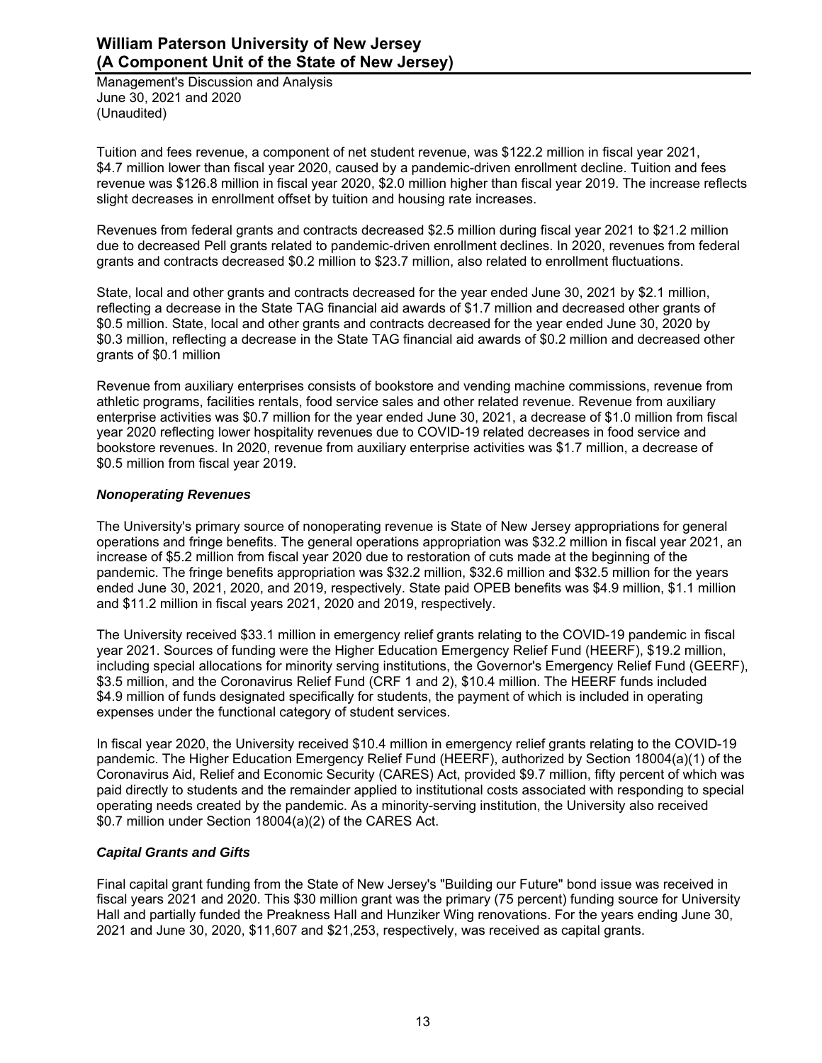Tuition and fees revenue, a component of net student revenue, was $122.2 million in fiscal year 2021, $4.7 million lower than fiscal year 2020, caused by a pandemic-driven enrollment decline. Tuition and fees revenue was $126.8 million in fiscal year 2020, $2.0 million higher than fiscal year 2019. The increase reflects slight decreases in enrollment offset by tuition and housing rate increases.

Revenues from federal grants and contracts decreased $2.5 million during fiscal year 2021 to $21.2 million due to decreased Pell grants related to pandemic-driven enrollment declines. In 2020, revenues from federal grants and contracts decreased $0.2 million to $23.7 million, also related to enrollment fluctuations.

State, local and other grants and contracts decreased for the year ended June 30, 2021 by $2.1 million, reflecting a decrease in the State TAG financial aid awards of $1.7 million and decreased other grants of $0.5 million. State, local and other grants and contracts decreased for the year ended June 30, 2020 by $0.3 million, reflecting a decrease in the State TAG financial aid awards of $0.2 million and decreased other grants of $0.1 million

Revenue from auxiliary enterprises consists of bookstore and vending machine commissions, revenue from athletic programs, facilities rentals, food service sales and other related revenue. Revenue from auxiliary enterprise activities was $0.7 million for the year ended June 30, 2021, a decrease of $1.0 million from fiscal year 2020 reflecting lower hospitality revenues due to COVID-19 related decreases in food service and bookstore revenues. In 2020, revenue from auxiliary enterprise activities was $1.7 million, a decrease of $0.5 million from fiscal year 2019.

***Nonoperating Revenues***

The University's primary source of nonoperating revenue is State of New Jersey appropriations for general operations and fringe benefits. The general operations appropriation was $32.2 million in fiscal year 2021, an increase of $5.2 million from fiscal year 2020 due to restoration of cuts made at the beginning of the pandemic. The fringe benefits appropriation was $32.2 million, $32.6 million and $32.5 million for the years ended June 30, 2021, 2020, and 2019, respectively. State paid OPEB benefits was $4.9 million, $1.1 million and $11.2 million in fiscal years 2021, 2020 and 2019, respectively.

The University received $33.1 million in emergency relief grants relating to the COVID-19 pandemic in fiscal year 2021. Sources of funding were the Higher Education Emergency Relief Fund (HEERF), $19.2 million, including special allocations for minority serving institutions, the Governor's Emergency Relief Fund (GEERF), $3.5 million, and the Coronavirus Relief Fund (CRF 1 and 2), $10.4 million. The HEERF funds included $4.9 million of funds designated specifically for students, the payment of which is included in operating expenses under the functional category of student services.

In fiscal year 2020, the University received $10.4 million in emergency relief grants relating to the COVID-19 pandemic. The Higher Education Emergency Relief Fund (HEERF), authorized by Section 18004(a)(1) of the Coronavirus Aid, Relief and Economic Security (CARES) Act, provided $9.7 million, fifty percent of which was paid directly to students and the remainder applied to institutional costs associated with responding to special operating needs created by the pandemic. As a minority-serving institution, the University also received $0.7 million under Section 18004(a)(2) of the CARES Act.

***Capital Grants and Gifts***

Final capital grant funding from the State of New Jersey's "Building our Future" bond issue was received in fiscal years 2021 and 2020. This $30 million grant was the primary (75 percent) funding source for University Hall and partially funded the Preakness Hall and Hunziker Wing renovations. For the years ending June 30, 2021 and June 30, 2020, $11,607 and $21,253, respectively, was received as capital grants.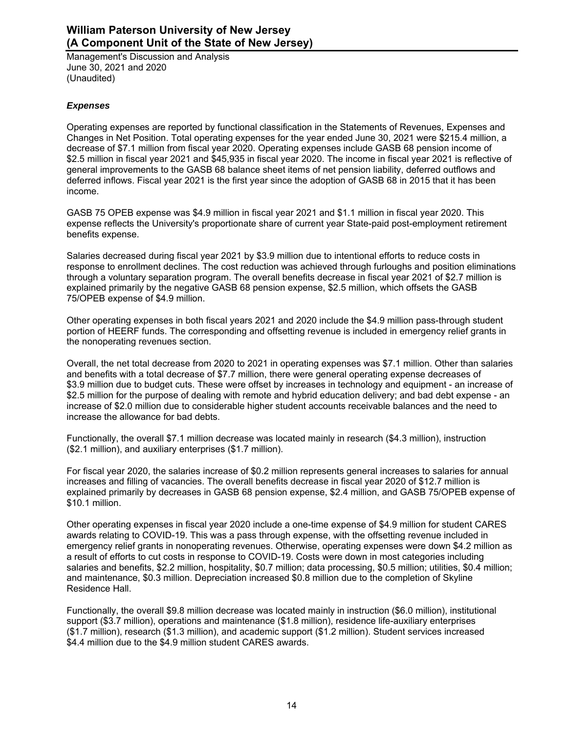### *Expenses*

Operating expenses are reported by functional classification in the Statements of Revenues, Expenses and Changes in Net Position. Total operating expenses for the year ended June 30, 2021 were $215.4 million, a decrease of $7.1 million from fiscal year 2020. Operating expenses include GASB 68 pension income of $2.5 million in fiscal year 2021 and $45,935 in fiscal year 2020. The income in fiscal year 2021 is reflective of general improvements to the GASB 68 balance sheet items of net pension liability, deferred outflows and deferred inflows. Fiscal year 2021 is the first year since the adoption of GASB 68 in 2015 that it has been income.

GASB 75 OPEB expense was $4.9 million in fiscal year 2021 and $1.1 million in fiscal year 2020. This expense reflects the University's proportionate share of current year State-paid post-employment retirement benefits expense.

Salaries decreased during fiscal year 2021 by $3.9 million due to intentional efforts to reduce costs in response to enrollment declines. The cost reduction was achieved through furloughs and position eliminations through a voluntary separation program. The overall benefits decrease in fiscal year 2021 of $2.7 million is explained primarily by the negative GASB 68 pension expense, $2.5 million, which offsets the GASB 75/OPEB expense of $4.9 million.

Other operating expenses in both fiscal years 2021 and 2020 include the $4.9 million pass-through student portion of HEERF funds. The corresponding and offsetting revenue is included in emergency relief grants in the nonoperating revenues section.

Overall, the net total decrease from 2020 to 2021 in operating expenses was $7.1 million. Other than salaries and benefits with a total decrease of $7.7 million, there were general operating expense decreases of $3.9 million due to budget cuts. These were offset by increases in technology and equipment - an increase of $2.5 million for the purpose of dealing with remote and hybrid education delivery; and bad debt expense - an increase of $2.0 million due to considerable higher student accounts receivable balances and the need to increase the allowance for bad debts.

Functionally, the overall $7.1 million decrease was located mainly in research ($4.3 million), instruction ($2.1 million), and auxiliary enterprises ($1.7 million).

For fiscal year 2020, the salaries increase of $0.2 million represents general increases to salaries for annual increases and filling of vacancies. The overall benefits decrease in fiscal year 2020 of $12.7 million is explained primarily by decreases in GASB 68 pension expense, $2.4 million, and GASB 75/OPEB expense of $10.1 million.

Other operating expenses in fiscal year 2020 include a one-time expense of $4.9 million for student CARES awards relating to COVID-19. This was a pass through expense, with the offsetting revenue included in emergency relief grants in nonoperating revenues. Otherwise, operating expenses were down $4.2 million as a result of efforts to cut costs in response to COVID-19. Costs were down in most categories including salaries and benefits, $2.2 million, hospitality, $0.7 million; data processing, $0.5 million; utilities, $0.4 million; and maintenance, $0.3 million. Depreciation increased $0.8 million due to the completion of Skyline Residence Hall.

Functionally, the overall $9.8 million decrease was located mainly in instruction ($6.0 million), institutional support ($3.7 million), operations and maintenance ($1.8 million), residence life-auxiliary enterprises ($1.7 million), research ($1.3 million), and academic support ($1.2 million). Student services increased $4.4 million due to the $4.9 million student CARES awards.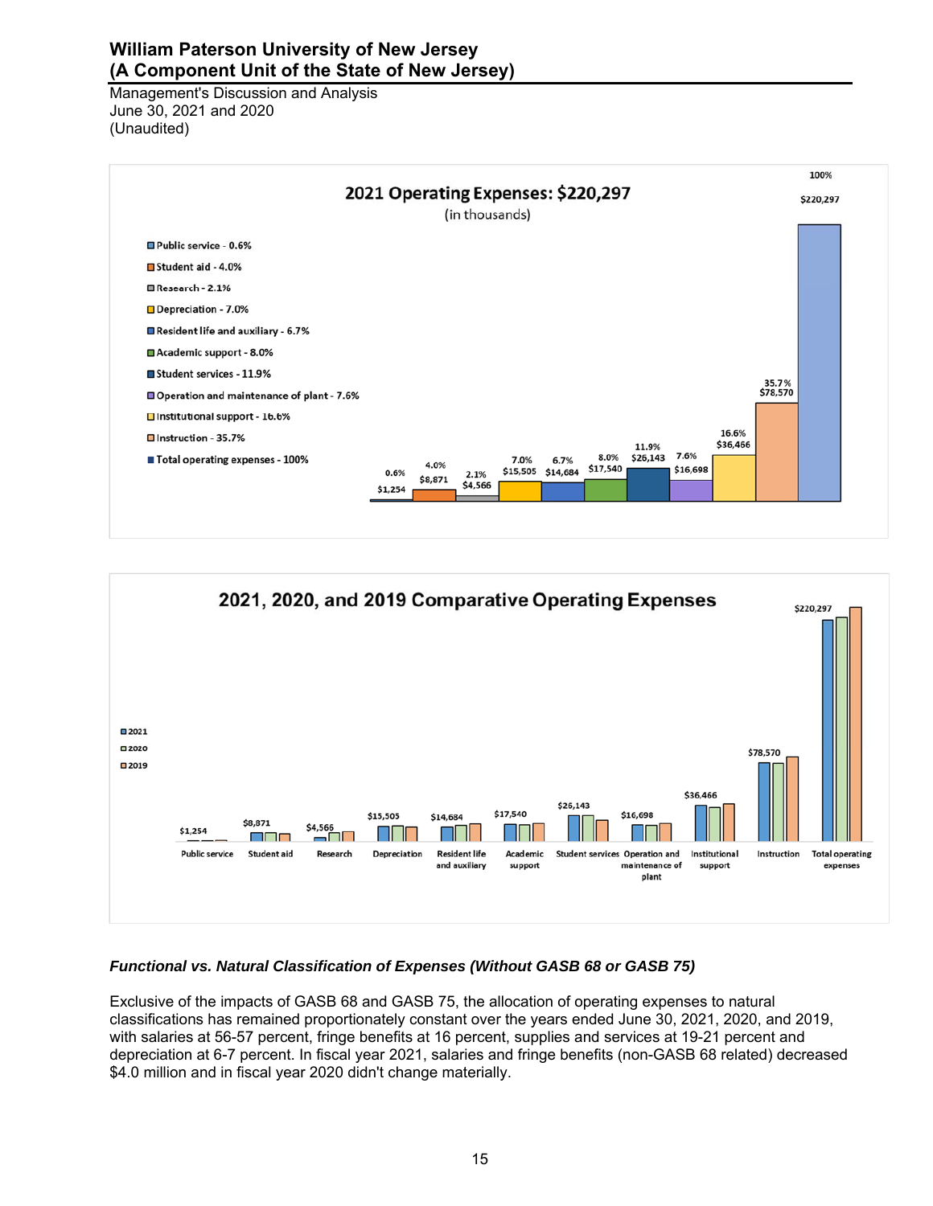## 2021 Operating Expenses: $220,297

(in thousands)

- Public service - 0.6%
- Student aid - 4.0%
- Research - 2.1%
- Depreciation - 7.0%
- Resident life and auxiliary - 6.7%
- Academic support - 8.0%
- Student services - 11.9%
- Operation and maintenance of plant - 7.6%
- Institutional support - 16.6%
- Instruction - 35.7%
- Total operating expenses - 100%

| Category | Percent | Amount |
|---|---|---|
| Public service | 0.6% | $1,254 |
| Student aid | 4.0% | $8,871 |
| Research | 2.1% | $4,566 |
| Depreciation | 7.0% | $15,505 |
| Resident life and auxiliary | 6.7% | $14,684 |
| Academic support | 8.0% | $17,540 |
| Student services | 11.9% | $26,143 |
| Operation and maintenance of plant | 7.6% | $16,698 |
| Institutional support | 16.6% | $36,466 |
| Instruction | 35.7% | $78,570 |
| Total operating expenses | 100% | $220,297 |

## 2021, 2020, and 2019 Comparative Operating Expenses

Legend: 2021, 2020, 2019

| Category | 2021 |
|---|---|
| Public service | $1,254 |
| Student aid | $8,871 |
| Research | $4,566 |
| Depreciation | $15,505 |
| Resident life and auxiliary | $14,684 |
| Academic support | $17,540 |
| Student services | $26,143 |
| Operation and maintenance of plant | $16,698 |
| Institutional support | $36,466 |
| Instruction | $78,570 |
| Total operating expenses | $220,297 |

### *Functional vs. Natural Classification of Expenses (Without GASB 68 or GASB 75)*

Exclusive of the impacts of GASB 68 and GASB 75, the allocation of operating expenses to natural classifications has remained proportionately constant over the years ended June 30, 2021, 2020, and 2019, with salaries at 56-57 percent, fringe benefits at 16 percent, supplies and services at 19-21 percent and depreciation at 6-7 percent. In fiscal year 2021, salaries and fringe benefits (non-GASB 68 related) decreased $4.0 million and in fiscal year 2020 didn't change materially.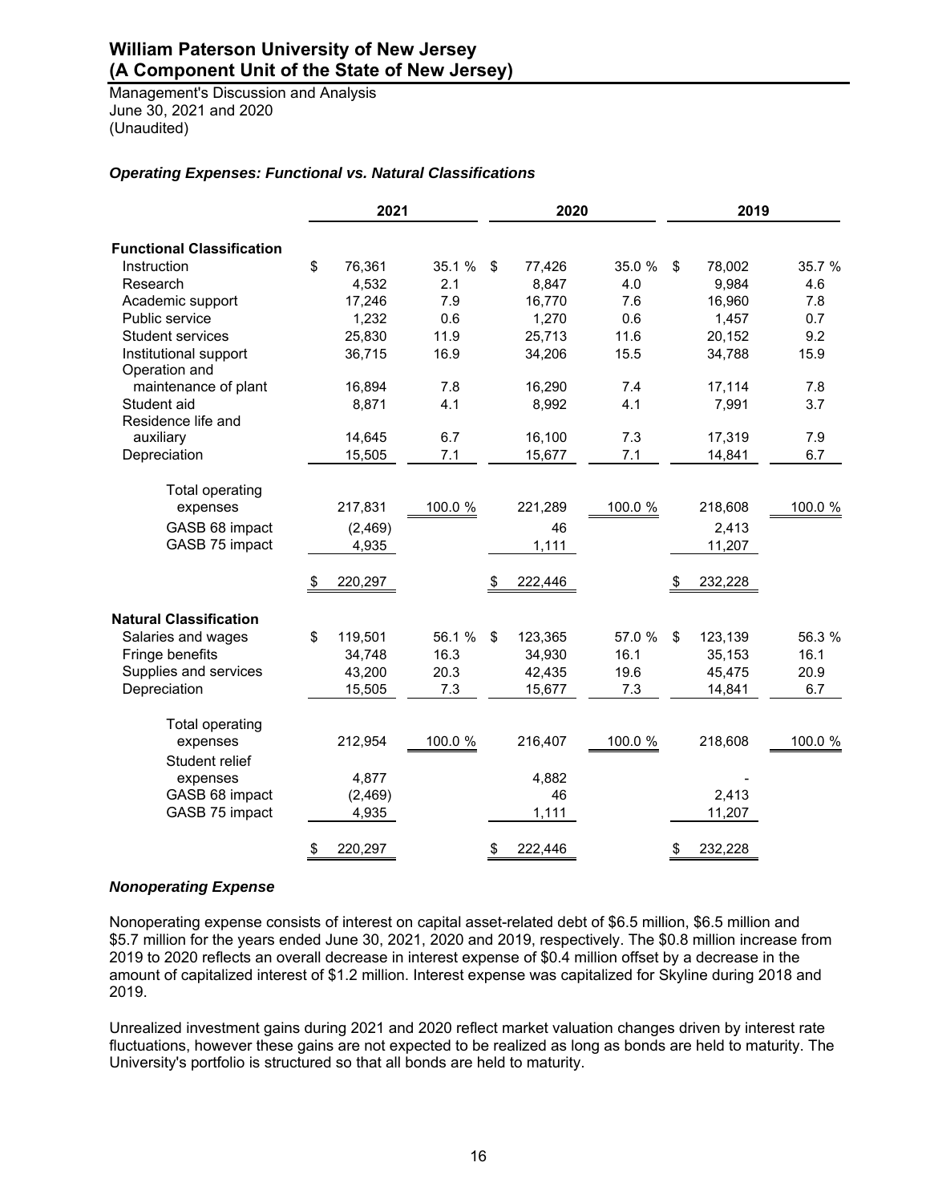### *Operating Expenses: Functional vs. Natural Classifications*

| | 2021 | | 2020 | | 2019 | |
|---|---|---|---|---|---|---|
| **Functional Classification** | | | | | | |
| Instruction | $ 76,361 | 35.1 % | $ 77,426 | 35.0 % | $ 78,002 | 35.7 % |
| Research | 4,532 | 2.1 | 8,847 | 4.0 | 9,984 | 4.6 |
| Academic support | 17,246 | 7.9 | 16,770 | 7.6 | 16,960 | 7.8 |
| Public service | 1,232 | 0.6 | 1,270 | 0.6 | 1,457 | 0.7 |
| Student services | 25,830 | 11.9 | 25,713 | 11.6 | 20,152 | 9.2 |
| Institutional support | 36,715 | 16.9 | 34,206 | 15.5 | 34,788 | 15.9 |
| Operation and maintenance of plant | 16,894 | 7.8 | 16,290 | 7.4 | 17,114 | 7.8 |
| Student aid | 8,871 | 4.1 | 8,992 | 4.1 | 7,991 | 3.7 |
| Residence life and auxiliary | 14,645 | 6.7 | 16,100 | 7.3 | 17,319 | 7.9 |
| Depreciation | 15,505 | 7.1 | 15,677 | 7.1 | 14,841 | 6.7 |
| Total operating expenses | 217,831 | 100.0 % | 221,289 | 100.0 % | 218,608 | 100.0 % |
| GASB 68 impact | (2,469) | | 46 | | 2,413 | |
| GASB 75 impact | 4,935 | | 1,111 | | 11,207 | |
| | $ 220,297 | | $ 222,446 | | $ 232,228 | |
| **Natural Classification** | | | | | | |
| Salaries and wages | $ 119,501 | 56.1 % | $ 123,365 | 57.0 % | $ 123,139 | 56.3 % |
| Fringe benefits | 34,748 | 16.3 | 34,930 | 16.1 | 35,153 | 16.1 |
| Supplies and services | 43,200 | 20.3 | 42,435 | 19.6 | 45,475 | 20.9 |
| Depreciation | 15,505 | 7.3 | 15,677 | 7.3 | 14,841 | 6.7 |
| Total operating expenses | 212,954 | 100.0 % | 216,407 | 100.0 % | 218,608 | 100.0 % |
| Student relief expenses | 4,877 | | 4,882 | | - | |
| GASB 68 impact | (2,469) | | 46 | | 2,413 | |
| GASB 75 impact | 4,935 | | 1,111 | | 11,207 | |
| | $ 220,297 | | $ 222,446 | | $ 232,228 | |

### *Nonoperating Expense*

Nonoperating expense consists of interest on capital asset-related debt of $6.5 million, $6.5 million and $5.7 million for the years ended June 30, 2021, 2020 and 2019, respectively. The $0.8 million increase from 2019 to 2020 reflects an overall decrease in interest expense of $0.4 million offset by a decrease in the amount of capitalized interest of $1.2 million. Interest expense was capitalized for Skyline during 2018 and 2019.

Unrealized investment gains during 2021 and 2020 reflect market valuation changes driven by interest rate fluctuations, however these gains are not expected to be realized as long as bonds are held to maturity. The University's portfolio is structured so that all bonds are held to maturity.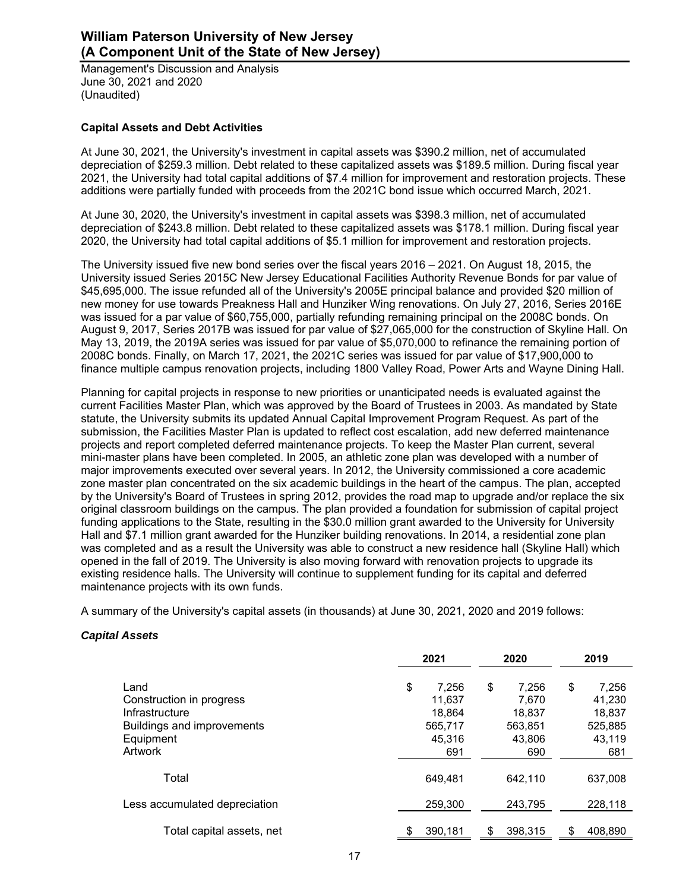# William Paterson University of New Jersey
# (A Component Unit of the State of New Jersey)

Management's Discussion and Analysis
June 30, 2021 and 2020
(Unaudited)

**Capital Assets and Debt Activities**

At June 30, 2021, the University's investment in capital assets was $390.2 million, net of accumulated depreciation of $259.3 million. Debt related to these capitalized assets was $189.5 million. During fiscal year 2021, the University had total capital additions of $7.4 million for improvement and restoration projects. These additions were partially funded with proceeds from the 2021C bond issue which occurred March, 2021.

At June 30, 2020, the University's investment in capital assets was $398.3 million, net of accumulated depreciation of $243.8 million. Debt related to these capitalized assets was $178.1 million. During fiscal year 2020, the University had total capital additions of $5.1 million for improvement and restoration projects.

The University issued five new bond series over the fiscal years 2016 – 2021. On August 18, 2015, the University issued Series 2015C New Jersey Educational Facilities Authority Revenue Bonds for par value of $45,695,000. The issue refunded all of the University's 2005E principal balance and provided $20 million of new money for use towards Preakness Hall and Hunziker Wing renovations. On July 27, 2016, Series 2016E was issued for a par value of $60,755,000, partially refunding remaining principal on the 2008C bonds. On August 9, 2017, Series 2017B was issued for par value of $27,065,000 for the construction of Skyline Hall. On May 13, 2019, the 2019A series was issued for par value of $5,070,000 to refinance the remaining portion of 2008C bonds. Finally, on March 17, 2021, the 2021C series was issued for par value of $17,900,000 to finance multiple campus renovation projects, including 1800 Valley Road, Power Arts and Wayne Dining Hall.

Planning for capital projects in response to new priorities or unanticipated needs is evaluated against the current Facilities Master Plan, which was approved by the Board of Trustees in 2003. As mandated by State statute, the University submits its updated Annual Capital Improvement Program Request. As part of the submission, the Facilities Master Plan is updated to reflect cost escalation, add new deferred maintenance projects and report completed deferred maintenance projects. To keep the Master Plan current, several mini-master plans have been completed. In 2005, an athletic zone plan was developed with a number of major improvements executed over several years. In 2012, the University commissioned a core academic zone master plan concentrated on the six academic buildings in the heart of the campus. The plan, accepted by the University's Board of Trustees in spring 2012, provides the road map to upgrade and/or replace the six original classroom buildings on the campus. The plan provided a foundation for submission of capital project funding applications to the State, resulting in the $30.0 million grant awarded to the University for University Hall and $7.1 million grant awarded for the Hunziker building renovations. In 2014, a residential zone plan was completed and as a result the University was able to construct a new residence hall (Skyline Hall) which opened in the fall of 2019. The University is also moving forward with renovation projects to upgrade its existing residence halls. The University will continue to supplement funding for its capital and deferred maintenance projects with its own funds.

A summary of the University's capital assets (in thousands) at June 30, 2021, 2020 and 2019 follows:

***Capital Assets***

| | 2021 | 2020 | 2019 |
|---|---|---|---|
| Land | $ 7,256 | $ 7,256 | $ 7,256 |
| Construction in progress | 11,637 | 7,670 | 41,230 |
| Infrastructure | 18,864 | 18,837 | 18,837 |
| Buildings and improvements | 565,717 | 563,851 | 525,885 |
| Equipment | 45,316 | 43,806 | 43,119 |
| Artwork | 691 | 690 | 681 |
| Total | 649,481 | 642,110 | 637,008 |
| Less accumulated depreciation | 259,300 | 243,795 | 228,118 |
| Total capital assets, net | $ 390,181 | $ 398,315 | $ 408,890 |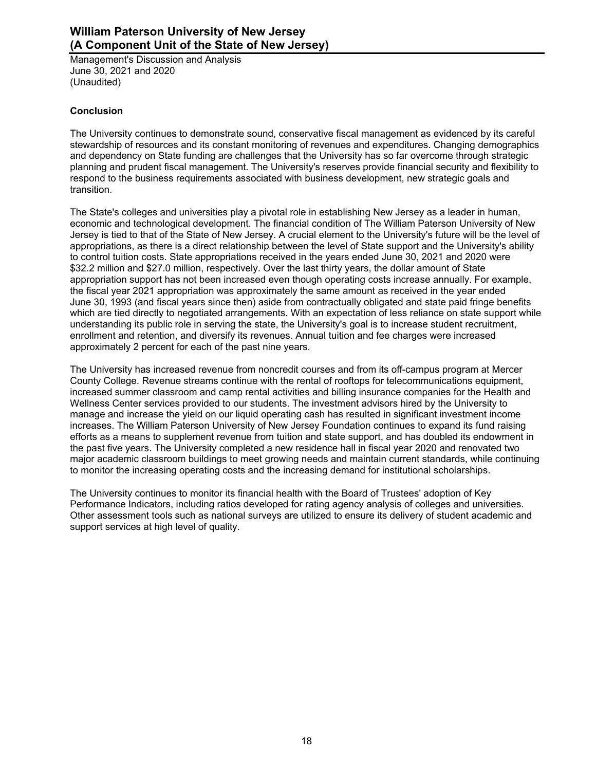## Conclusion

The University continues to demonstrate sound, conservative fiscal management as evidenced by its careful stewardship of resources and its constant monitoring of revenues and expenditures. Changing demographics and dependency on State funding are challenges that the University has so far overcome through strategic planning and prudent fiscal management. The University's reserves provide financial security and flexibility to respond to the business requirements associated with business development, new strategic goals and transition.

The State's colleges and universities play a pivotal role in establishing New Jersey as a leader in human, economic and technological development. The financial condition of The William Paterson University of New Jersey is tied to that of the State of New Jersey. A crucial element to the University's future will be the level of appropriations, as there is a direct relationship between the level of State support and the University's ability to control tuition costs. State appropriations received in the years ended June 30, 2021 and 2020 were $32.2 million and $27.0 million, respectively. Over the last thirty years, the dollar amount of State appropriation support has not been increased even though operating costs increase annually. For example, the fiscal year 2021 appropriation was approximately the same amount as received in the year ended June 30, 1993 (and fiscal years since then) aside from contractually obligated and state paid fringe benefits which are tied directly to negotiated arrangements. With an expectation of less reliance on state support while understanding its public role in serving the state, the University's goal is to increase student recruitment, enrollment and retention, and diversify its revenues. Annual tuition and fee charges were increased approximately 2 percent for each of the past nine years.

The University has increased revenue from noncredit courses and from its off-campus program at Mercer County College. Revenue streams continue with the rental of rooftops for telecommunications equipment, increased summer classroom and camp rental activities and billing insurance companies for the Health and Wellness Center services provided to our students. The investment advisors hired by the University to manage and increase the yield on our liquid operating cash has resulted in significant investment income increases. The William Paterson University of New Jersey Foundation continues to expand its fund raising efforts as a means to supplement revenue from tuition and state support, and has doubled its endowment in the past five years. The University completed a new residence hall in fiscal year 2020 and renovated two major academic classroom buildings to meet growing needs and maintain current standards, while continuing to monitor the increasing operating costs and the increasing demand for institutional scholarships.

The University continues to monitor its financial health with the Board of Trustees' adoption of Key Performance Indicators, including ratios developed for rating agency analysis of colleges and universities. Other assessment tools such as national surveys are utilized to ensure its delivery of student academic and support services at high level of quality.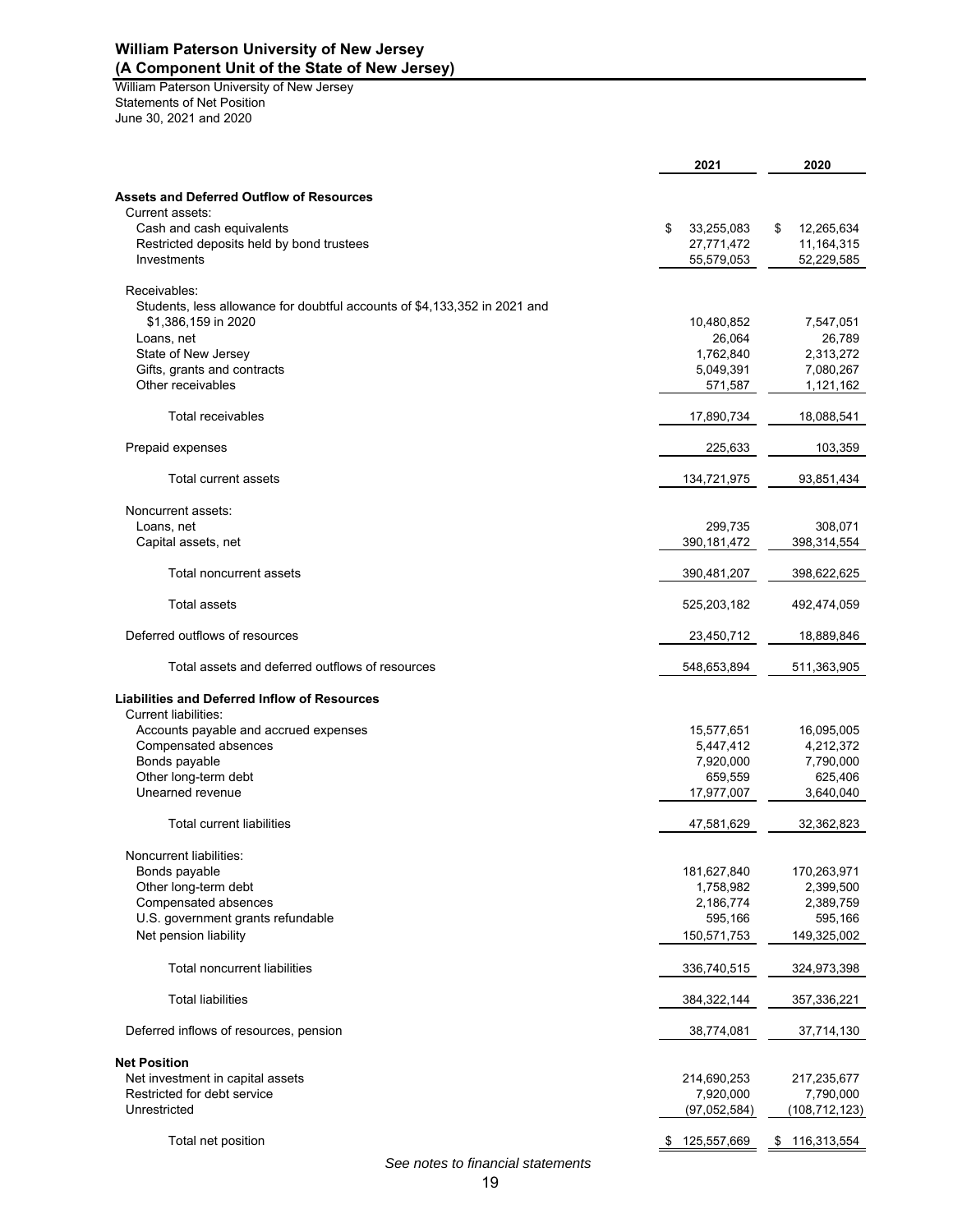# William Paterson University of New Jersey
## (A Component Unit of the State of New Jersey)

William Paterson University of New Jersey
Statements of Net Position
June 30, 2021 and 2020

| | 2021 | 2020 |
|---|---|---|
| **Assets and Deferred Outflow of Resources** | | |
| Current assets: | | |
| Cash and cash equivalents | $ 33,255,083 | $ 12,265,634 |
| Restricted deposits held by bond trustees | 27,771,472 | 11,164,315 |
| Investments | 55,579,053 | 52,229,585 |
| Receivables: | | |
| Students, less allowance for doubtful accounts of $4,133,352 in 2021 and $1,386,159 in 2020 | 10,480,852 | 7,547,051 |
| Loans, net | 26,064 | 26,789 |
| State of New Jersey | 1,762,840 | 2,313,272 |
| Gifts, grants and contracts | 5,049,391 | 7,080,267 |
| Other receivables | 571,587 | 1,121,162 |
| Total receivables | 17,890,734 | 18,088,541 |
| Prepaid expenses | 225,633 | 103,359 |
| Total current assets | 134,721,975 | 93,851,434 |
| Noncurrent assets: | | |
| Loans, net | 299,735 | 308,071 |
| Capital assets, net | 390,181,472 | 398,314,554 |
| Total noncurrent assets | 390,481,207 | 398,622,625 |
| Total assets | 525,203,182 | 492,474,059 |
| Deferred outflows of resources | 23,450,712 | 18,889,846 |
| Total assets and deferred outflows of resources | 548,653,894 | 511,363,905 |
| **Liabilities and Deferred Inflow of Resources** | | |
| Current liabilities: | | |
| Accounts payable and accrued expenses | 15,577,651 | 16,095,005 |
| Compensated absences | 5,447,412 | 4,212,372 |
| Bonds payable | 7,920,000 | 7,790,000 |
| Other long-term debt | 659,559 | 625,406 |
| Unearned revenue | 17,977,007 | 3,640,040 |
| Total current liabilities | 47,581,629 | 32,362,823 |
| Noncurrent liabilities: | | |
| Bonds payable | 181,627,840 | 170,263,971 |
| Other long-term debt | 1,758,982 | 2,399,500 |
| Compensated absences | 2,186,774 | 2,389,759 |
| U.S. government grants refundable | 595,166 | 595,166 |
| Net pension liability | 150,571,753 | 149,325,002 |
| Total noncurrent liabilities | 336,740,515 | 324,973,398 |
| Total liabilities | 384,322,144 | 357,336,221 |
| Deferred inflows of resources, pension | 38,774,081 | 37,714,130 |
| **Net Position** | | |
| Net investment in capital assets | 214,690,253 | 217,235,677 |
| Restricted for debt service | 7,920,000 | 7,790,000 |
| Unrestricted | (97,052,584) | (108,712,123) |
| Total net position | $ 125,557,669 | $ 116,313,554 |

*See notes to financial statements*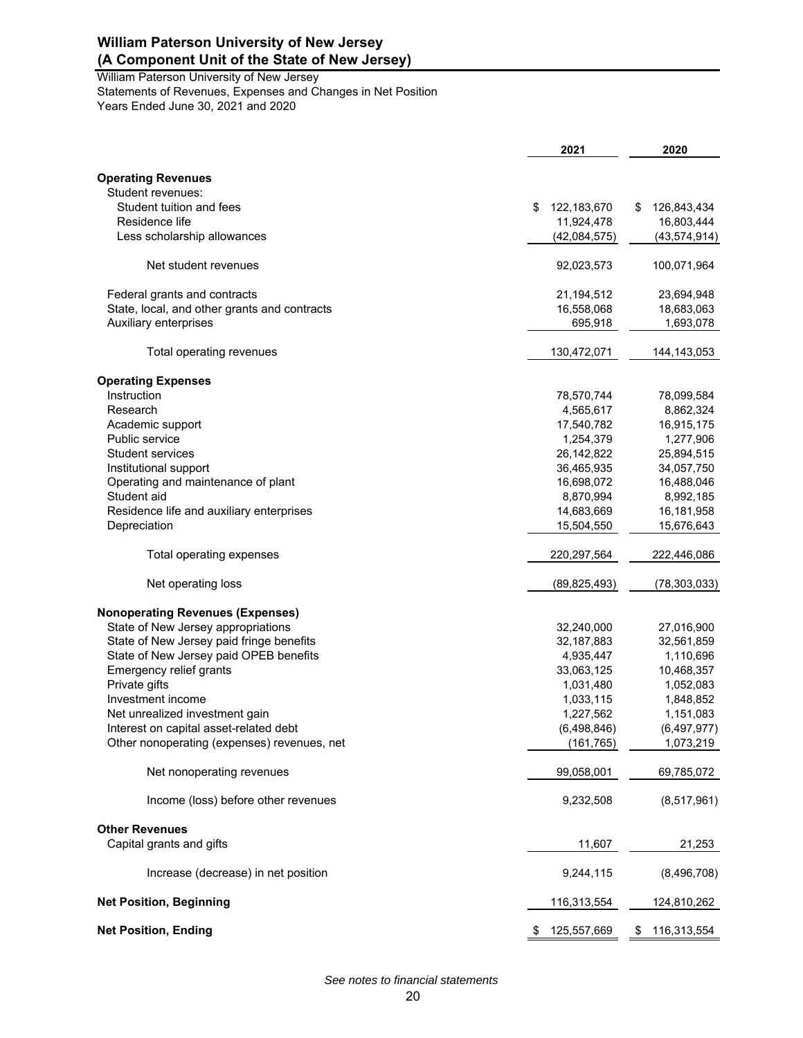**William Paterson University of New Jersey**
**(A Component Unit of the State of New Jersey)**

William Paterson University of New Jersey
Statements of Revenues, Expenses and Changes in Net Position
Years Ended June 30, 2021 and 2020

| | 2021 | 2020 |
|---|---|---|
| **Operating Revenues** | | |
| Student revenues: | | |
| Student tuition and fees | $ 122,183,670 | $ 126,843,434 |
| Residence life | 11,924,478 | 16,803,444 |
| Less scholarship allowances | (42,084,575) | (43,574,914) |
| Net student revenues | 92,023,573 | 100,071,964 |
| Federal grants and contracts | 21,194,512 | 23,694,948 |
| State, local, and other grants and contracts | 16,558,068 | 18,683,063 |
| Auxiliary enterprises | 695,918 | 1,693,078 |
| Total operating revenues | 130,472,071 | 144,143,053 |
| **Operating Expenses** | | |
| Instruction | 78,570,744 | 78,099,584 |
| Research | 4,565,617 | 8,862,324 |
| Academic support | 17,540,782 | 16,915,175 |
| Public service | 1,254,379 | 1,277,906 |
| Student services | 26,142,822 | 25,894,515 |
| Institutional support | 36,465,935 | 34,057,750 |
| Operating and maintenance of plant | 16,698,072 | 16,488,046 |
| Student aid | 8,870,994 | 8,992,185 |
| Residence life and auxiliary enterprises | 14,683,669 | 16,181,958 |
| Depreciation | 15,504,550 | 15,676,643 |
| Total operating expenses | 220,297,564 | 222,446,086 |
| Net operating loss | (89,825,493) | (78,303,033) |
| **Nonoperating Revenues (Expenses)** | | |
| State of New Jersey appropriations | 32,240,000 | 27,016,900 |
| State of New Jersey paid fringe benefits | 32,187,883 | 32,561,859 |
| State of New Jersey paid OPEB benefits | 4,935,447 | 1,110,696 |
| Emergency relief grants | 33,063,125 | 10,468,357 |
| Private gifts | 1,031,480 | 1,052,083 |
| Investment income | 1,033,115 | 1,848,852 |
| Net unrealized investment gain | 1,227,562 | 1,151,083 |
| Interest on capital asset-related debt | (6,498,846) | (6,497,977) |
| Other nonoperating (expenses) revenues, net | (161,765) | 1,073,219 |
| Net nonoperating revenues | 99,058,001 | 69,785,072 |
| Income (loss) before other revenues | 9,232,508 | (8,517,961) |
| **Other Revenues** | | |
| Capital grants and gifts | 11,607 | 21,253 |
| Increase (decrease) in net position | 9,244,115 | (8,496,708) |
| **Net Position, Beginning** | 116,313,554 | 124,810,262 |
| **Net Position, Ending** | $ 125,557,669 | $ 116,313,554 |

*See notes to financial statements*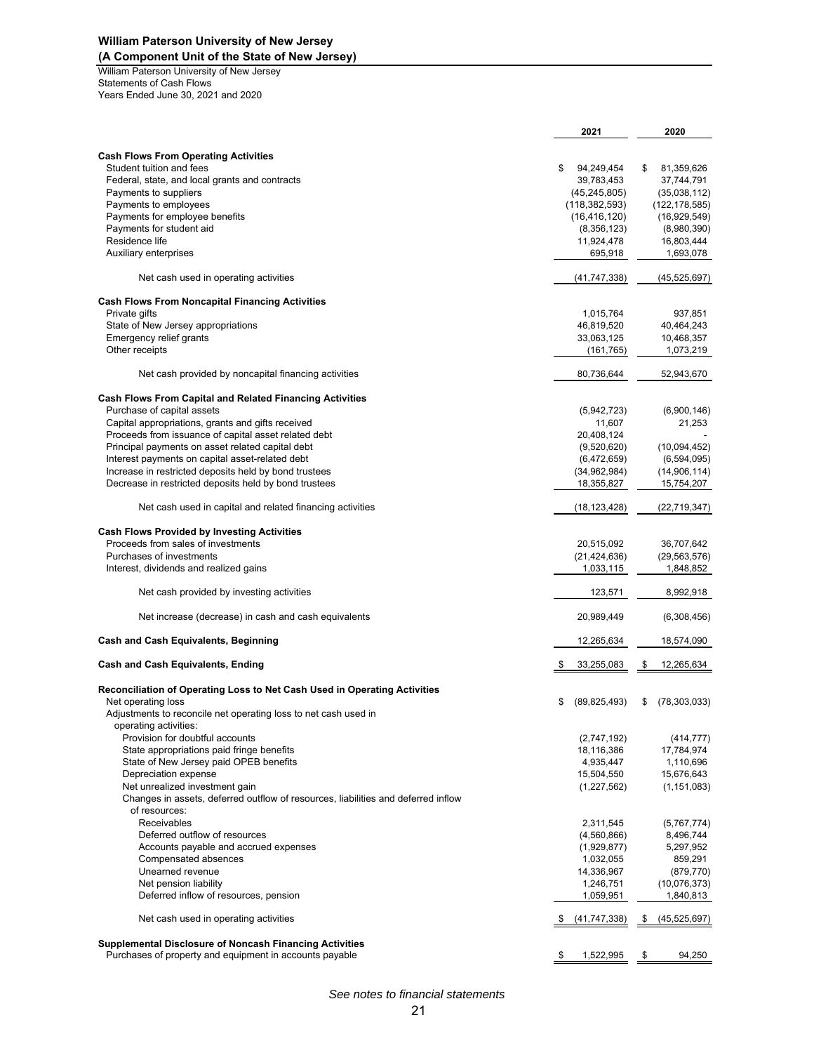**William Paterson University of New Jersey**
**(A Component Unit of the State of New Jersey)**

William Paterson University of New Jersey
Statements of Cash Flows
Years Ended June 30, 2021 and 2020

| | 2021 | 2020 |
|---|---|---|
| **Cash Flows From Operating Activities** | | |
| Student tuition and fees | $ 94,249,454 | $ 81,359,626 |
| Federal, state, and local grants and contracts | 39,783,453 | 37,744,791 |
| Payments to suppliers | (45,245,805) | (35,038,112) |
| Payments to employees | (118,382,593) | (122,178,585) |
| Payments for employee benefits | (16,416,120) | (16,929,549) |
| Payments for student aid | (8,356,123) | (8,980,390) |
| Residence life | 11,924,478 | 16,803,444 |
| Auxiliary enterprises | 695,918 | 1,693,078 |
| Net cash used in operating activities | (41,747,338) | (45,525,697) |
| **Cash Flows From Noncapital Financing Activities** | | |
| Private gifts | 1,015,764 | 937,851 |
| State of New Jersey appropriations | 46,819,520 | 40,464,243 |
| Emergency relief grants | 33,063,125 | 10,468,357 |
| Other receipts | (161,765) | 1,073,219 |
| Net cash provided by noncapital financing activities | 80,736,644 | 52,943,670 |
| **Cash Flows From Capital and Related Financing Activities** | | |
| Purchase of capital assets | (5,942,723) | (6,900,146) |
| Capital appropriations, grants and gifts received | 11,607 | 21,253 |
| Proceeds from issuance of capital asset related debt | 20,408,124 | - |
| Principal payments on asset related capital debt | (9,520,620) | (10,094,452) |
| Interest payments on capital asset-related debt | (6,472,659) | (6,594,095) |
| Increase in restricted deposits held by bond trustees | (34,962,984) | (14,906,114) |
| Decrease in restricted deposits held by bond trustees | 18,355,827 | 15,754,207 |
| Net cash used in capital and related financing activities | (18,123,428) | (22,719,347) |
| **Cash Flows Provided by Investing Activities** | | |
| Proceeds from sales of investments | 20,515,092 | 36,707,642 |
| Purchases of investments | (21,424,636) | (29,563,576) |
| Interest, dividends and realized gains | 1,033,115 | 1,848,852 |
| Net cash provided by investing activities | 123,571 | 8,992,918 |
| Net increase (decrease) in cash and cash equivalents | 20,989,449 | (6,308,456) |
| **Cash and Cash Equivalents, Beginning** | 12,265,634 | 18,574,090 |
| **Cash and Cash Equivalents, Ending** | $ 33,255,083 | $ 12,265,634 |
| **Reconciliation of Operating Loss to Net Cash Used in Operating Activities** | | |
| Net operating loss | $ (89,825,493) | $ (78,303,033) |
| Adjustments to reconcile net operating loss to net cash used in operating activities: | | |
| Provision for doubtful accounts | (2,747,192) | (414,777) |
| State appropriations paid fringe benefits | 18,116,386 | 17,784,974 |
| State of New Jersey paid OPEB benefits | 4,935,447 | 1,110,696 |
| Depreciation expense | 15,504,550 | 15,676,643 |
| Net unrealized investment gain | (1,227,562) | (1,151,083) |
| Changes in assets, deferred outflow of resources, liabilities and deferred inflow of resources: | | |
| Receivables | 2,311,545 | (5,767,774) |
| Deferred outflow of resources | (4,560,866) | 8,496,744 |
| Accounts payable and accrued expenses | (1,929,877) | 5,297,952 |
| Compensated absences | 1,032,055 | 859,291 |
| Unearned revenue | 14,336,967 | (879,770) |
| Net pension liability | 1,246,751 | (10,076,373) |
| Deferred inflow of resources, pension | 1,059,951 | 1,840,813 |
| Net cash used in operating activities | $ (41,747,338) | $ (45,525,697) |
| **Supplemental Disclosure of Noncash Financing Activities** | | |
| Purchases of property and equipment in accounts payable | $ 1,522,995 | $ 94,250 |

*See notes to financial statements*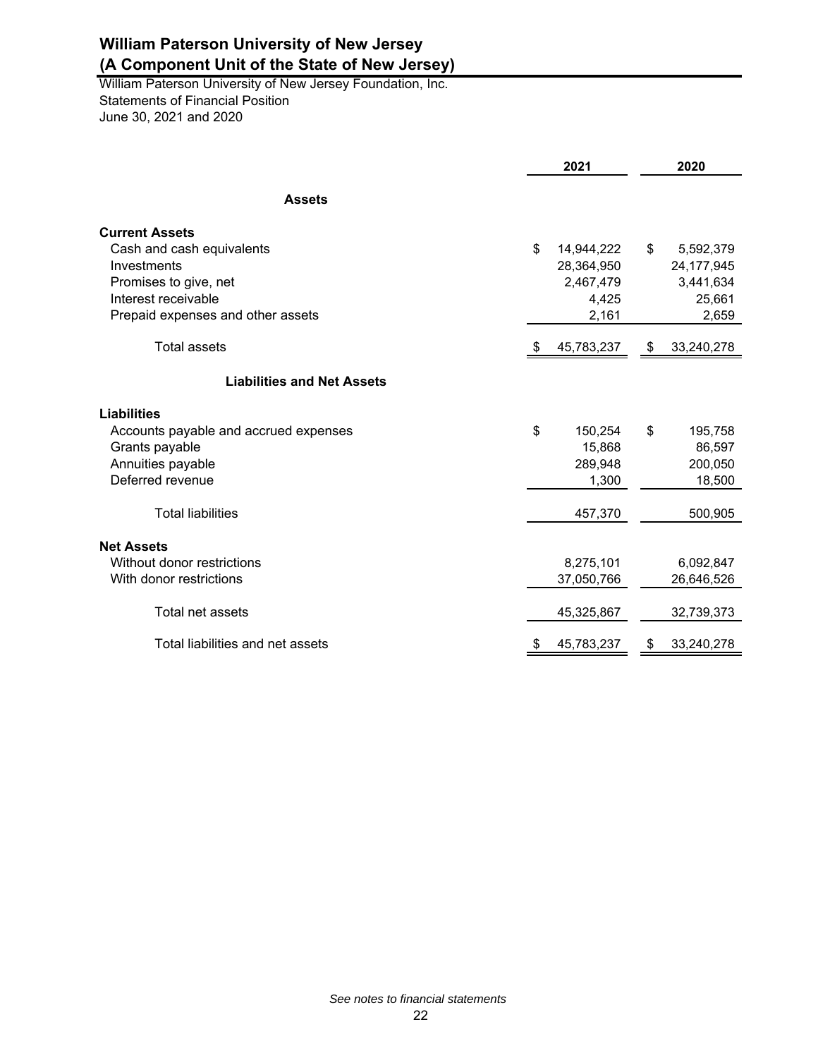# William Paterson University of New Jersey
# (A Component Unit of the State of New Jersey)

William Paterson University of New Jersey Foundation, Inc.
Statements of Financial Position
June 30, 2021 and 2020

| | 2021 | 2020 |
|---|---|---|
| **Assets** | | |
| **Current Assets** | | |
| Cash and cash equivalents | $ 14,944,222 | $ 5,592,379 |
| Investments | 28,364,950 | 24,177,945 |
| Promises to give, net | 2,467,479 | 3,441,634 |
| Interest receivable | 4,425 | 25,661 |
| Prepaid expenses and other assets | 2,161 | 2,659 |
| Total assets | $ 45,783,237 | $ 33,240,278 |
| **Liabilities and Net Assets** | | |
| **Liabilities** | | |
| Accounts payable and accrued expenses | $ 150,254 | $ 195,758 |
| Grants payable | 15,868 | 86,597 |
| Annuities payable | 289,948 | 200,050 |
| Deferred revenue | 1,300 | 18,500 |
| Total liabilities | 457,370 | 500,905 |
| **Net Assets** | | |
| Without donor restrictions | 8,275,101 | 6,092,847 |
| With donor restrictions | 37,050,766 | 26,646,526 |
| Total net assets | 45,325,867 | 32,739,373 |
| Total liabilities and net assets | $ 45,783,237 | $ 33,240,278 |

*See notes to financial statements*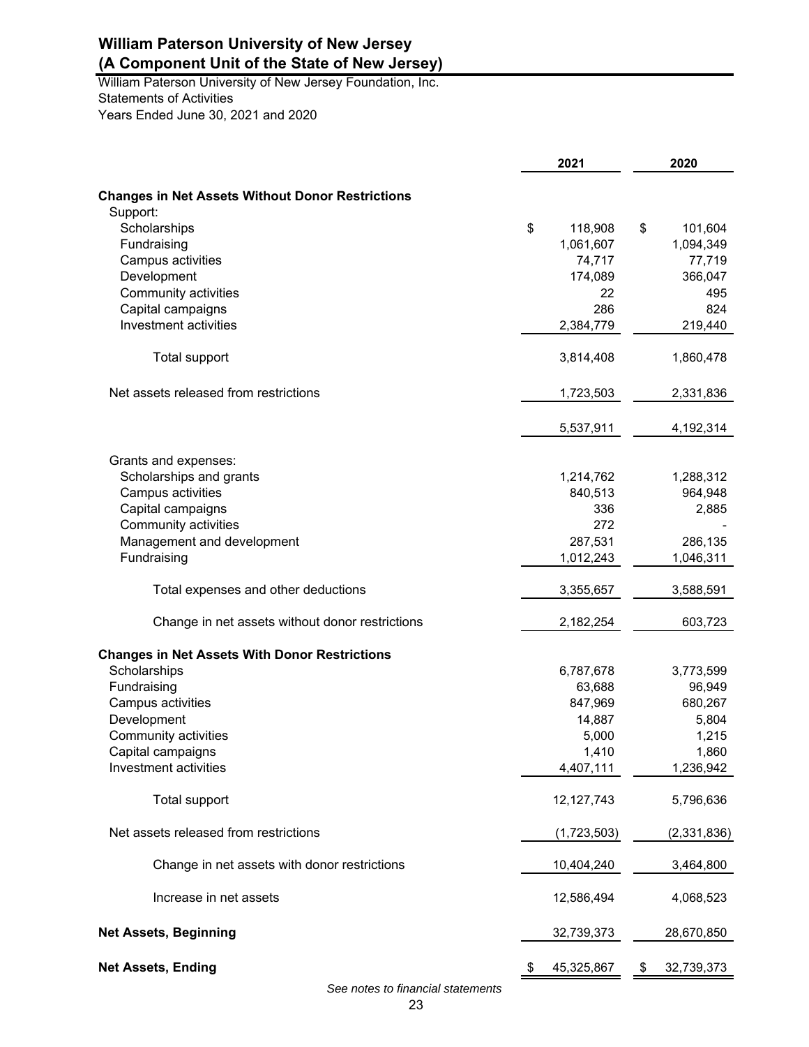**William Paterson University of New Jersey**
**(A Component Unit of the State of New Jersey)**

William Paterson University of New Jersey Foundation, Inc.
Statements of Activities
Years Ended June 30, 2021 and 2020

| | 2021 | 2020 |
|---|---|---|
| **Changes in Net Assets Without Donor Restrictions** | | |
| Support: | | |
| Scholarships | $ 118,908 | $ 101,604 |
| Fundraising | 1,061,607 | 1,094,349 |
| Campus activities | 74,717 | 77,719 |
| Development | 174,089 | 366,047 |
| Community activities | 22 | 495 |
| Capital campaigns | 286 | 824 |
| Investment activities | 2,384,779 | 219,440 |
| Total support | 3,814,408 | 1,860,478 |
| Net assets released from restrictions | 1,723,503 | 2,331,836 |
| | 5,537,911 | 4,192,314 |
| Grants and expenses: | | |
| Scholarships and grants | 1,214,762 | 1,288,312 |
| Campus activities | 840,513 | 964,948 |
| Capital campaigns | 336 | 2,885 |
| Community activities | 272 | - |
| Management and development | 287,531 | 286,135 |
| Fundraising | 1,012,243 | 1,046,311 |
| Total expenses and other deductions | 3,355,657 | 3,588,591 |
| Change in net assets without donor restrictions | 2,182,254 | 603,723 |
| **Changes in Net Assets With Donor Restrictions** | | |
| Scholarships | 6,787,678 | 3,773,599 |
| Fundraising | 63,688 | 96,949 |
| Campus activities | 847,969 | 680,267 |
| Development | 14,887 | 5,804 |
| Community activities | 5,000 | 1,215 |
| Capital campaigns | 1,410 | 1,860 |
| Investment activities | 4,407,111 | 1,236,942 |
| Total support | 12,127,743 | 5,796,636 |
| Net assets released from restrictions | (1,723,503) | (2,331,836) |
| Change in net assets with donor restrictions | 10,404,240 | 3,464,800 |
| Increase in net assets | 12,586,494 | 4,068,523 |
| **Net Assets, Beginning** | 32,739,373 | 28,670,850 |
| **Net Assets, Ending** | $ 45,325,867 | $ 32,739,373 |

*See notes to financial statements*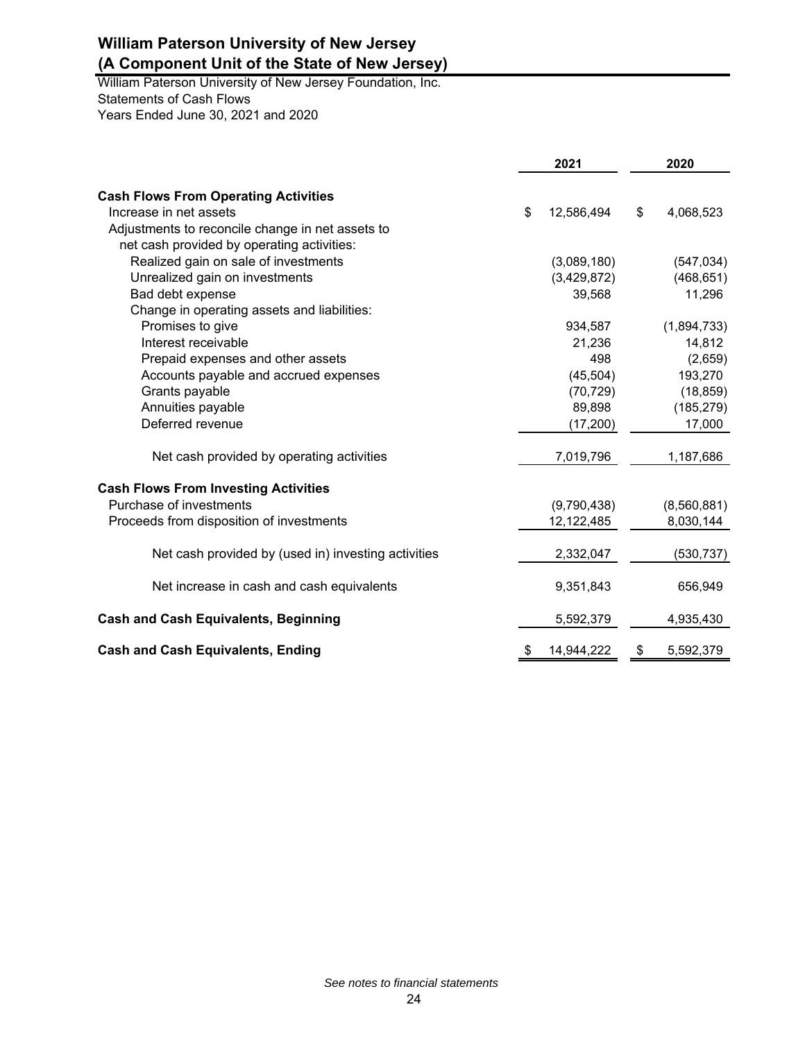# William Paterson University of New Jersey
# (A Component Unit of the State of New Jersey)

William Paterson University of New Jersey Foundation, Inc.
Statements of Cash Flows
Years Ended June 30, 2021 and 2020

| | 2021 | 2020 |
|---|---|---|
| **Cash Flows From Operating Activities** | | |
| Increase in net assets | $ 12,586,494 | $ 4,068,523 |
| Adjustments to reconcile change in net assets to net cash provided by operating activities: | | |
| Realized gain on sale of investments | (3,089,180) | (547,034) |
| Unrealized gain on investments | (3,429,872) | (468,651) |
| Bad debt expense | 39,568 | 11,296 |
| Change in operating assets and liabilities: | | |
| Promises to give | 934,587 | (1,894,733) |
| Interest receivable | 21,236 | 14,812 |
| Prepaid expenses and other assets | 498 | (2,659) |
| Accounts payable and accrued expenses | (45,504) | 193,270 |
| Grants payable | (70,729) | (18,859) |
| Annuities payable | 89,898 | (185,279) |
| Deferred revenue | (17,200) | 17,000 |
| Net cash provided by operating activities | 7,019,796 | 1,187,686 |
| **Cash Flows From Investing Activities** | | |
| Purchase of investments | (9,790,438) | (8,560,881) |
| Proceeds from disposition of investments | 12,122,485 | 8,030,144 |
| Net cash provided by (used in) investing activities | 2,332,047 | (530,737) |
| Net increase in cash and cash equivalents | 9,351,843 | 656,949 |
| **Cash and Cash Equivalents, Beginning** | 5,592,379 | 4,935,430 |
| **Cash and Cash Equivalents, Ending** | $ 14,944,222 | $ 5,592,379 |

*See notes to financial statements*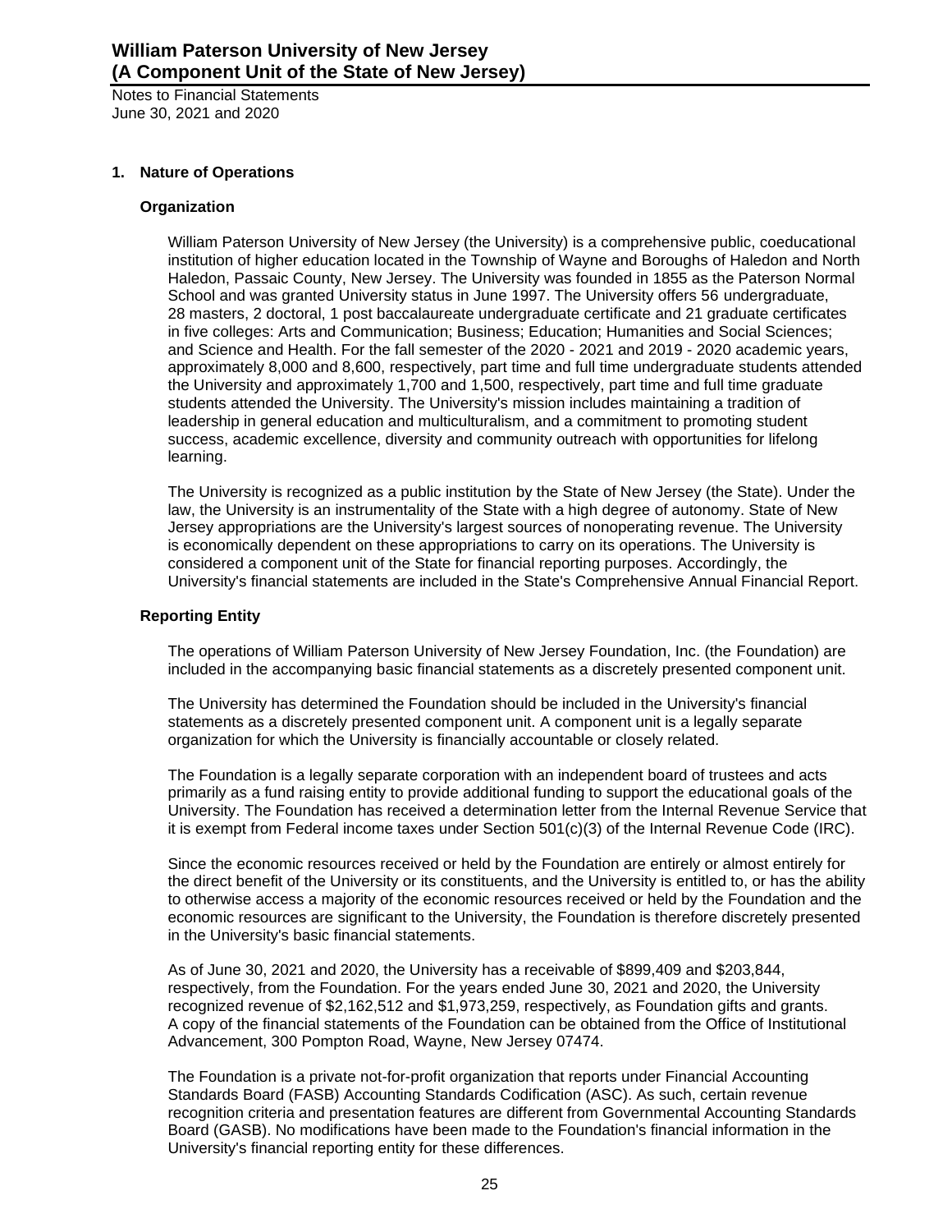## 1. Nature of Operations

### Organization

William Paterson University of New Jersey (the University) is a comprehensive public, coeducational institution of higher education located in the Township of Wayne and Boroughs of Haledon and North Haledon, Passaic County, New Jersey. The University was founded in 1855 as the Paterson Normal School and was granted University status in June 1997. The University offers 56 undergraduate, 28 masters, 2 doctoral, 1 post baccalaureate undergraduate certificate and 21 graduate certificates in five colleges: Arts and Communication; Business; Education; Humanities and Social Sciences; and Science and Health. For the fall semester of the 2020 - 2021 and 2019 - 2020 academic years, approximately 8,000 and 8,600, respectively, part time and full time undergraduate students attended the University and approximately 1,700 and 1,500, respectively, part time and full time graduate students attended the University. The University's mission includes maintaining a tradition of leadership in general education and multiculturalism, and a commitment to promoting student success, academic excellence, diversity and community outreach with opportunities for lifelong learning.

The University is recognized as a public institution by the State of New Jersey (the State). Under the law, the University is an instrumentality of the State with a high degree of autonomy. State of New Jersey appropriations are the University's largest sources of nonoperating revenue. The University is economically dependent on these appropriations to carry on its operations. The University is considered a component unit of the State for financial reporting purposes. Accordingly, the University's financial statements are included in the State's Comprehensive Annual Financial Report.

### Reporting Entity

The operations of William Paterson University of New Jersey Foundation, Inc. (the Foundation) are included in the accompanying basic financial statements as a discretely presented component unit.

The University has determined the Foundation should be included in the University's financial statements as a discretely presented component unit. A component unit is a legally separate organization for which the University is financially accountable or closely related.

The Foundation is a legally separate corporation with an independent board of trustees and acts primarily as a fund raising entity to provide additional funding to support the educational goals of the University. The Foundation has received a determination letter from the Internal Revenue Service that it is exempt from Federal income taxes under Section 501(c)(3) of the Internal Revenue Code (IRC).

Since the economic resources received or held by the Foundation are entirely or almost entirely for the direct benefit of the University or its constituents, and the University is entitled to, or has the ability to otherwise access a majority of the economic resources received or held by the Foundation and the economic resources are significant to the University, the Foundation is therefore discretely presented in the University's basic financial statements.

As of June 30, 2021 and 2020, the University has a receivable of $899,409 and $203,844, respectively, from the Foundation. For the years ended June 30, 2021 and 2020, the University recognized revenue of $2,162,512 and $1,973,259, respectively, as Foundation gifts and grants. A copy of the financial statements of the Foundation can be obtained from the Office of Institutional Advancement, 300 Pompton Road, Wayne, New Jersey 07474.

The Foundation is a private not-for-profit organization that reports under Financial Accounting Standards Board (FASB) Accounting Standards Codification (ASC). As such, certain revenue recognition criteria and presentation features are different from Governmental Accounting Standards Board (GASB). No modifications have been made to the Foundation's financial information in the University's financial reporting entity for these differences.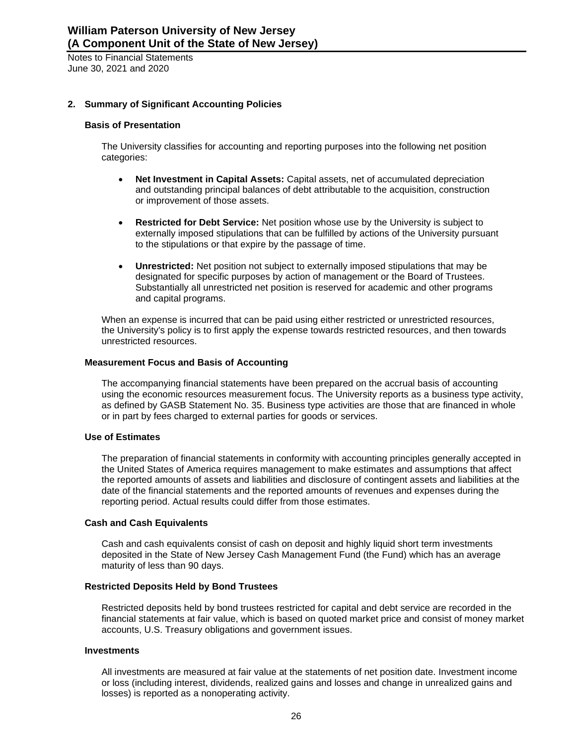## 2. Summary of Significant Accounting Policies

### Basis of Presentation

The University classifies for accounting and reporting purposes into the following net position categories:

- **Net Investment in Capital Assets:** Capital assets, net of accumulated depreciation and outstanding principal balances of debt attributable to the acquisition, construction or improvement of those assets.
- **Restricted for Debt Service:** Net position whose use by the University is subject to externally imposed stipulations that can be fulfilled by actions of the University pursuant to the stipulations or that expire by the passage of time.
- **Unrestricted:** Net position not subject to externally imposed stipulations that may be designated for specific purposes by action of management or the Board of Trustees. Substantially all unrestricted net position is reserved for academic and other programs and capital programs.

When an expense is incurred that can be paid using either restricted or unrestricted resources, the University's policy is to first apply the expense towards restricted resources, and then towards unrestricted resources.

### Measurement Focus and Basis of Accounting

The accompanying financial statements have been prepared on the accrual basis of accounting using the economic resources measurement focus. The University reports as a business type activity, as defined by GASB Statement No. 35. Business type activities are those that are financed in whole or in part by fees charged to external parties for goods or services.

### Use of Estimates

The preparation of financial statements in conformity with accounting principles generally accepted in the United States of America requires management to make estimates and assumptions that affect the reported amounts of assets and liabilities and disclosure of contingent assets and liabilities at the date of the financial statements and the reported amounts of revenues and expenses during the reporting period. Actual results could differ from those estimates.

### Cash and Cash Equivalents

Cash and cash equivalents consist of cash on deposit and highly liquid short term investments deposited in the State of New Jersey Cash Management Fund (the Fund) which has an average maturity of less than 90 days.

### Restricted Deposits Held by Bond Trustees

Restricted deposits held by bond trustees restricted for capital and debt service are recorded in the financial statements at fair value, which is based on quoted market price and consist of money market accounts, U.S. Treasury obligations and government issues.

### Investments

All investments are measured at fair value at the statements of net position date. Investment income or loss (including interest, dividends, realized gains and losses and change in unrealized gains and losses) is reported as a nonoperating activity.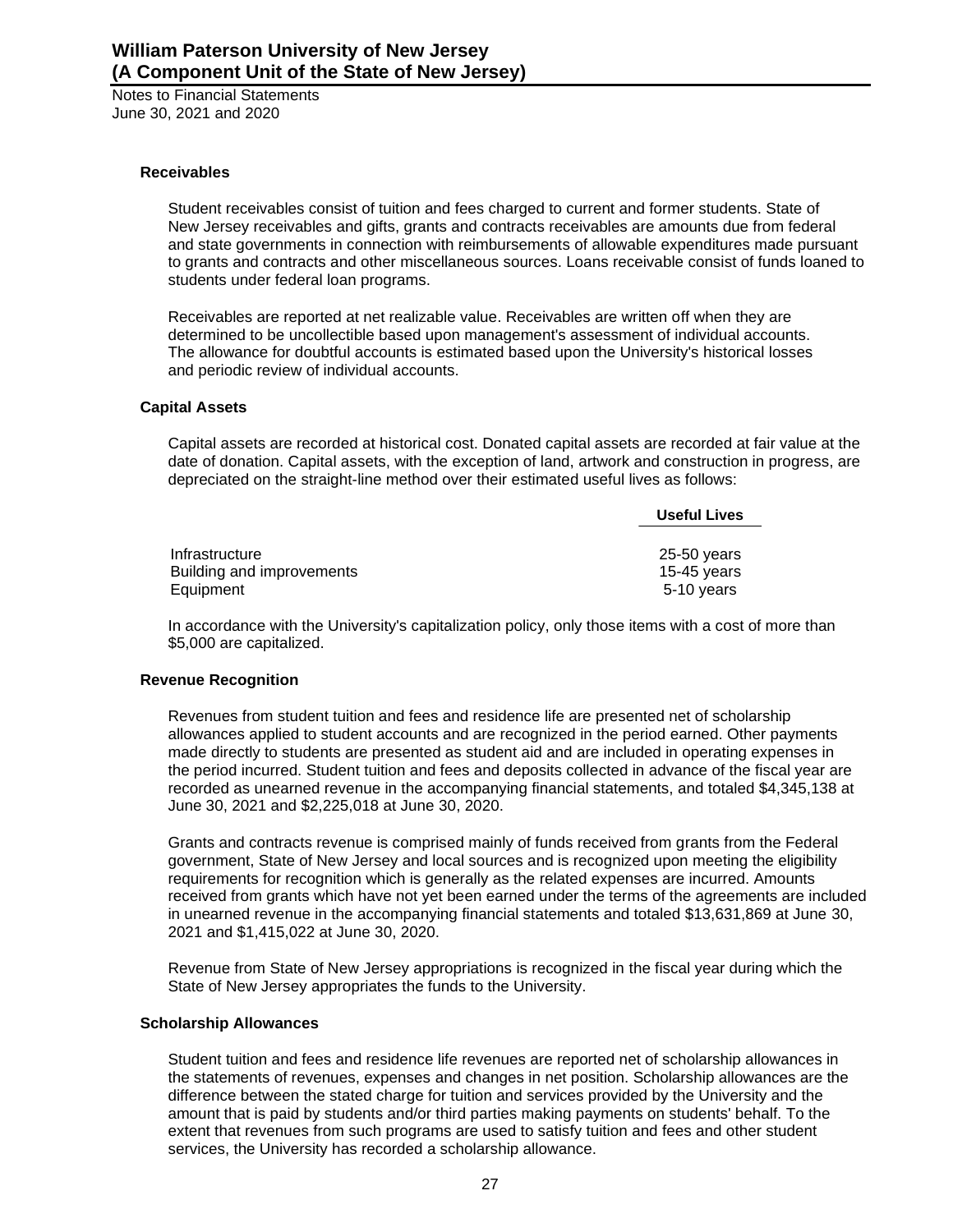### Receivables

Student receivables consist of tuition and fees charged to current and former students. State of New Jersey receivables and gifts, grants and contracts receivables are amounts due from federal and state governments in connection with reimbursements of allowable expenditures made pursuant to grants and contracts and other miscellaneous sources. Loans receivable consist of funds loaned to students under federal loan programs.

Receivables are reported at net realizable value. Receivables are written off when they are determined to be uncollectible based upon management's assessment of individual accounts. The allowance for doubtful accounts is estimated based upon the University's historical losses and periodic review of individual accounts.

### Capital Assets

Capital assets are recorded at historical cost. Donated capital assets are recorded at fair value at the date of donation. Capital assets, with the exception of land, artwork and construction in progress, are depreciated on the straight-line method over their estimated useful lives as follows:

| | Useful Lives |
|---|---|
| Infrastructure | 25-50 years |
| Building and improvements | 15-45 years |
| Equipment | 5-10 years |

In accordance with the University's capitalization policy, only those items with a cost of more than $5,000 are capitalized.

### Revenue Recognition

Revenues from student tuition and fees and residence life are presented net of scholarship allowances applied to student accounts and are recognized in the period earned. Other payments made directly to students are presented as student aid and are included in operating expenses in the period incurred. Student tuition and fees and deposits collected in advance of the fiscal year are recorded as unearned revenue in the accompanying financial statements, and totaled $4,345,138 at June 30, 2021 and $2,225,018 at June 30, 2020.

Grants and contracts revenue is comprised mainly of funds received from grants from the Federal government, State of New Jersey and local sources and is recognized upon meeting the eligibility requirements for recognition which is generally as the related expenses are incurred. Amounts received from grants which have not yet been earned under the terms of the agreements are included in unearned revenue in the accompanying financial statements and totaled $13,631,869 at June 30, 2021 and $1,415,022 at June 30, 2020.

Revenue from State of New Jersey appropriations is recognized in the fiscal year during which the State of New Jersey appropriates the funds to the University.

### Scholarship Allowances

Student tuition and fees and residence life revenues are reported net of scholarship allowances in the statements of revenues, expenses and changes in net position. Scholarship allowances are the difference between the stated charge for tuition and services provided by the University and the amount that is paid by students and/or third parties making payments on students' behalf. To the extent that revenues from such programs are used to satisfy tuition and fees and other student services, the University has recorded a scholarship allowance.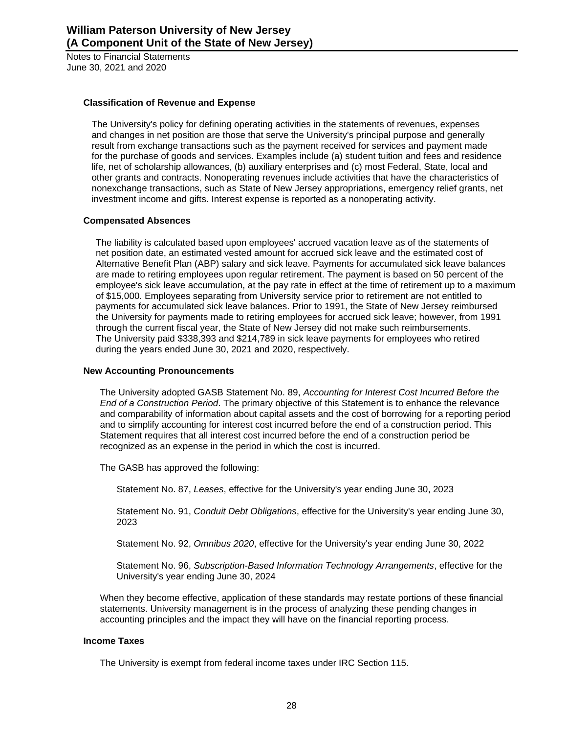#### Classification of Revenue and Expense

The University's policy for defining operating activities in the statements of revenues, expenses and changes in net position are those that serve the University's principal purpose and generally result from exchange transactions such as the payment received for services and payment made for the purchase of goods and services. Examples include (a) student tuition and fees and residence life, net of scholarship allowances, (b) auxiliary enterprises and (c) most Federal, State, local and other grants and contracts. Nonoperating revenues include activities that have the characteristics of nonexchange transactions, such as State of New Jersey appropriations, emergency relief grants, net investment income and gifts. Interest expense is reported as a nonoperating activity.

#### Compensated Absences

The liability is calculated based upon employees' accrued vacation leave as of the statements of net position date, an estimated vested amount for accrued sick leave and the estimated cost of Alternative Benefit Plan (ABP) salary and sick leave. Payments for accumulated sick leave balances are made to retiring employees upon regular retirement. The payment is based on 50 percent of the employee's sick leave accumulation, at the pay rate in effect at the time of retirement up to a maximum of $15,000. Employees separating from University service prior to retirement are not entitled to payments for accumulated sick leave balances. Prior to 1991, the State of New Jersey reimbursed the University for payments made to retiring employees for accrued sick leave; however, from 1991 through the current fiscal year, the State of New Jersey did not make such reimbursements. The University paid $338,393 and $214,789 in sick leave payments for employees who retired during the years ended June 30, 2021 and 2020, respectively.

#### New Accounting Pronouncements

The University adopted GASB Statement No. 89, *Accounting for Interest Cost Incurred Before the End of a Construction Period*. The primary objective of this Statement is to enhance the relevance and comparability of information about capital assets and the cost of borrowing for a reporting period and to simplify accounting for interest cost incurred before the end of a construction period. This Statement requires that all interest cost incurred before the end of a construction period be recognized as an expense in the period in which the cost is incurred.

The GASB has approved the following:

Statement No. 87, *Leases*, effective for the University's year ending June 30, 2023

Statement No. 91, *Conduit Debt Obligations*, effective for the University's year ending June 30, 2023

Statement No. 92, *Omnibus 2020*, effective for the University's year ending June 30, 2022

Statement No. 96, *Subscription-Based Information Technology Arrangements*, effective for the University's year ending June 30, 2024

When they become effective, application of these standards may restate portions of these financial statements. University management is in the process of analyzing these pending changes in accounting principles and the impact they will have on the financial reporting process.

#### Income Taxes

The University is exempt from federal income taxes under IRC Section 115.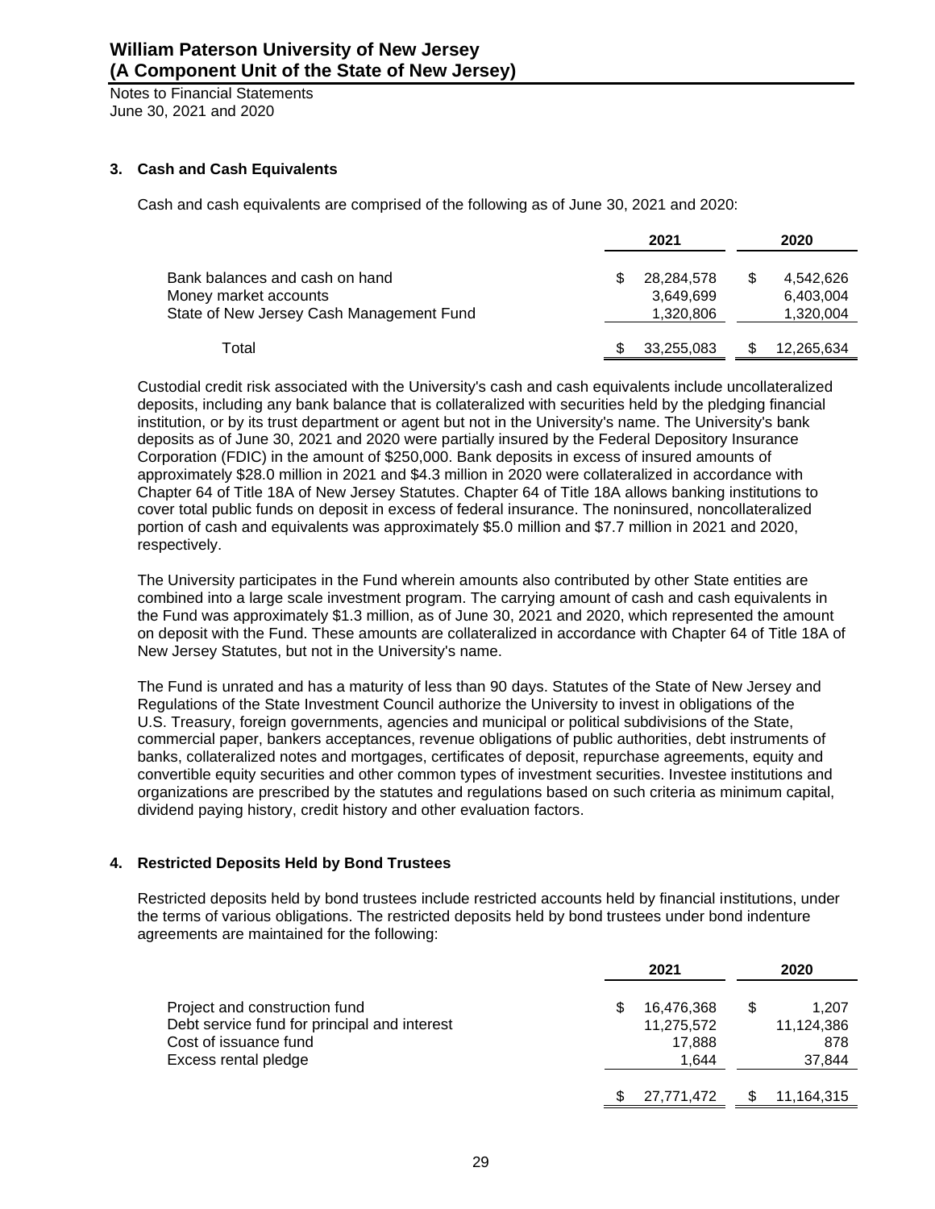## 3. Cash and Cash Equivalents

Cash and cash equivalents are comprised of the following as of June 30, 2021 and 2020:

| | 2021 | 2020 |
|---|---|---|
| Bank balances and cash on hand | $ 28,284,578 | $ 4,542,626 |
| Money market accounts | 3,649,699 | 6,403,004 |
| State of New Jersey Cash Management Fund | 1,320,806 | 1,320,004 |
| Total | $ 33,255,083 | $ 12,265,634 |

Custodial credit risk associated with the University's cash and cash equivalents include uncollateralized deposits, including any bank balance that is collateralized with securities held by the pledging financial institution, or by its trust department or agent but not in the University's name. The University's bank deposits as of June 30, 2021 and 2020 were partially insured by the Federal Depository Insurance Corporation (FDIC) in the amount of $250,000. Bank deposits in excess of insured amounts of approximately $28.0 million in 2021 and $4.3 million in 2020 were collateralized in accordance with Chapter 64 of Title 18A of New Jersey Statutes. Chapter 64 of Title 18A allows banking institutions to cover total public funds on deposit in excess of federal insurance. The noninsured, noncollateralized portion of cash and equivalents was approximately $5.0 million and $7.7 million in 2021 and 2020, respectively.

The University participates in the Fund wherein amounts also contributed by other State entities are combined into a large scale investment program. The carrying amount of cash and cash equivalents in the Fund was approximately $1.3 million, as of June 30, 2021 and 2020, which represented the amount on deposit with the Fund. These amounts are collateralized in accordance with Chapter 64 of Title 18A of New Jersey Statutes, but not in the University's name.

The Fund is unrated and has a maturity of less than 90 days. Statutes of the State of New Jersey and Regulations of the State Investment Council authorize the University to invest in obligations of the U.S. Treasury, foreign governments, agencies and municipal or political subdivisions of the State, commercial paper, bankers acceptances, revenue obligations of public authorities, debt instruments of banks, collateralized notes and mortgages, certificates of deposit, repurchase agreements, equity and convertible equity securities and other common types of investment securities. Investee institutions and organizations are prescribed by the statutes and regulations based on such criteria as minimum capital, dividend paying history, credit history and other evaluation factors.

## 4. Restricted Deposits Held by Bond Trustees

Restricted deposits held by bond trustees include restricted accounts held by financial institutions, under the terms of various obligations. The restricted deposits held by bond trustees under bond indenture agreements are maintained for the following:

| | 2021 | 2020 |
|---|---|---|
| Project and construction fund | $ 16,476,368 | $ 1,207 |
| Debt service fund for principal and interest | 11,275,572 | 11,124,386 |
| Cost of issuance fund | 17,888 | 878 |
| Excess rental pledge | 1,644 | 37,844 |
| | $ 27,771,472 | $ 11,164,315 |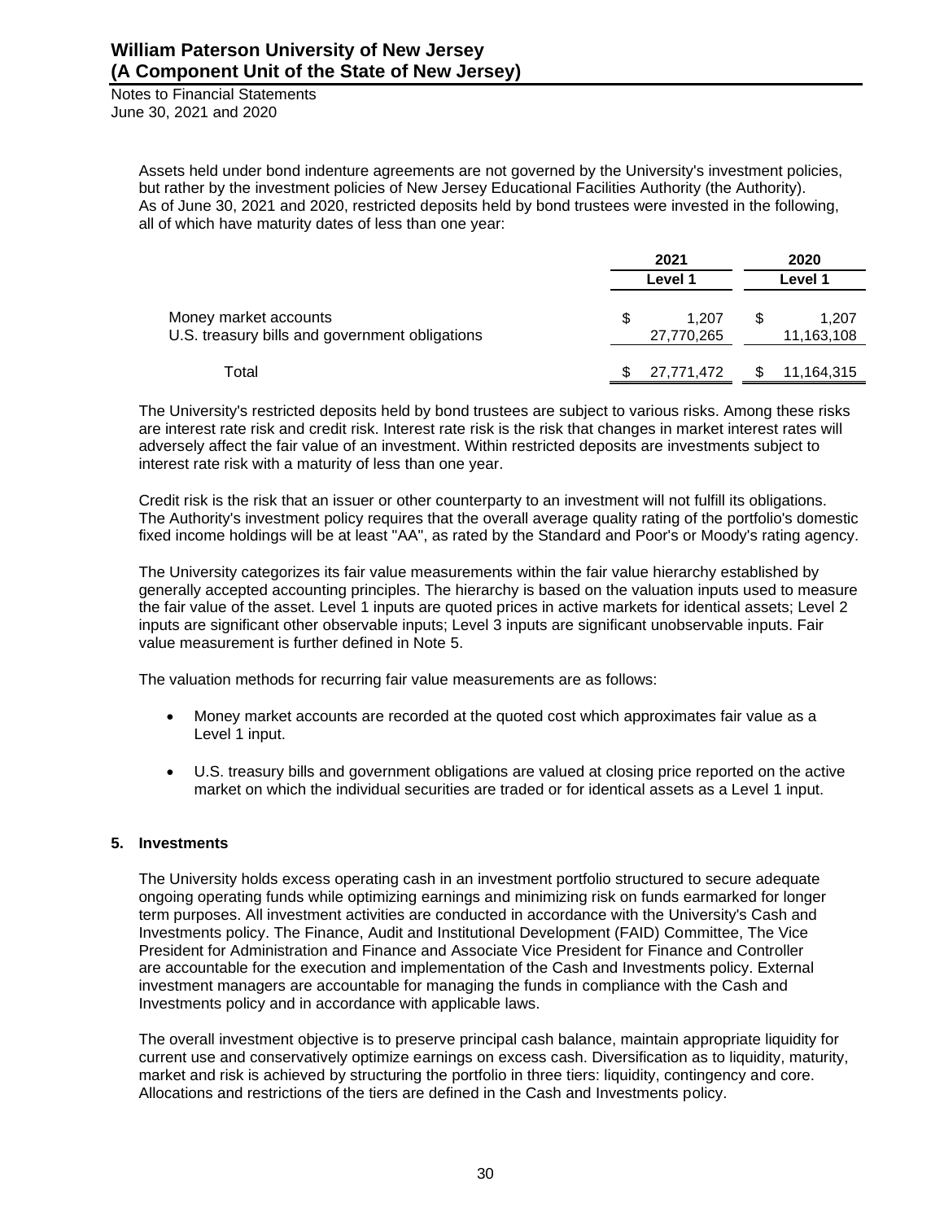Assets held under bond indenture agreements are not governed by the University's investment policies, but rather by the investment policies of New Jersey Educational Facilities Authority (the Authority). As of June 30, 2021 and 2020, restricted deposits held by bond trustees were invested in the following, all of which have maturity dates of less than one year:

| | 2021 | 2020 |
|---|---|---|
| | Level 1 | Level 1 |
| Money market accounts | $ 1,207 | $ 1,207 |
| U.S. treasury bills and government obligations | 27,770,265 | 11,163,108 |
| Total | $ 27,771,472 | $ 11,164,315 |

The University's restricted deposits held by bond trustees are subject to various risks. Among these risks are interest rate risk and credit risk. Interest rate risk is the risk that changes in market interest rates will adversely affect the fair value of an investment. Within restricted deposits are investments subject to interest rate risk with a maturity of less than one year.

Credit risk is the risk that an issuer or other counterparty to an investment will not fulfill its obligations. The Authority's investment policy requires that the overall average quality rating of the portfolio's domestic fixed income holdings will be at least "AA", as rated by the Standard and Poor's or Moody's rating agency.

The University categorizes its fair value measurements within the fair value hierarchy established by generally accepted accounting principles. The hierarchy is based on the valuation inputs used to measure the fair value of the asset. Level 1 inputs are quoted prices in active markets for identical assets; Level 2 inputs are significant other observable inputs; Level 3 inputs are significant unobservable inputs. Fair value measurement is further defined in Note 5.

The valuation methods for recurring fair value measurements are as follows:

- Money market accounts are recorded at the quoted cost which approximates fair value as a Level 1 input.
- U.S. treasury bills and government obligations are valued at closing price reported on the active market on which the individual securities are traded or for identical assets as a Level 1 input.

## 5. Investments

The University holds excess operating cash in an investment portfolio structured to secure adequate ongoing operating funds while optimizing earnings and minimizing risk on funds earmarked for longer term purposes. All investment activities are conducted in accordance with the University's Cash and Investments policy. The Finance, Audit and Institutional Development (FAID) Committee, The Vice President for Administration and Finance and Associate Vice President for Finance and Controller are accountable for the execution and implementation of the Cash and Investments policy. External investment managers are accountable for managing the funds in compliance with the Cash and Investments policy and in accordance with applicable laws.

The overall investment objective is to preserve principal cash balance, maintain appropriate liquidity for current use and conservatively optimize earnings on excess cash. Diversification as to liquidity, maturity, market and risk is achieved by structuring the portfolio in three tiers: liquidity, contingency and core. Allocations and restrictions of the tiers are defined in the Cash and Investments policy.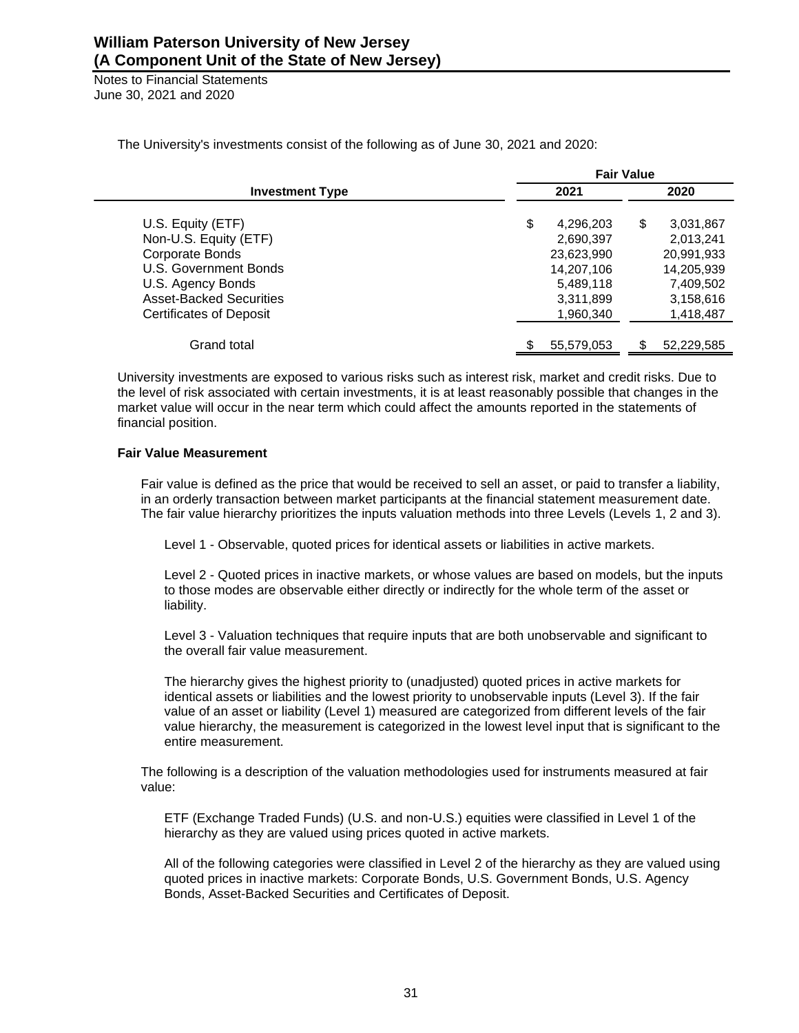The University's investments consist of the following as of June 30, 2021 and 2020:

| Investment Type | Fair Value 2021 | Fair Value 2020 |
|---|---|---|
| U.S. Equity (ETF) | $ 4,296,203 | $ 3,031,867 |
| Non-U.S. Equity (ETF) | 2,690,397 | 2,013,241 |
| Corporate Bonds | 23,623,990 | 20,991,933 |
| U.S. Government Bonds | 14,207,106 | 14,205,939 |
| U.S. Agency Bonds | 5,489,118 | 7,409,502 |
| Asset-Backed Securities | 3,311,899 | 3,158,616 |
| Certificates of Deposit | 1,960,340 | 1,418,487 |
| Grand total | $ 55,579,053 | $ 52,229,585 |

University investments are exposed to various risks such as interest risk, market and credit risks. Due to the level of risk associated with certain investments, it is at least reasonably possible that changes in the market value will occur in the near term which could affect the amounts reported in the statements of financial position.

**Fair Value Measurement**

Fair value is defined as the price that would be received to sell an asset, or paid to transfer a liability, in an orderly transaction between market participants at the financial statement measurement date. The fair value hierarchy prioritizes the inputs valuation methods into three Levels (Levels 1, 2 and 3).

Level 1 - Observable, quoted prices for identical assets or liabilities in active markets.

Level 2 - Quoted prices in inactive markets, or whose values are based on models, but the inputs to those modes are observable either directly or indirectly for the whole term of the asset or liability.

Level 3 - Valuation techniques that require inputs that are both unobservable and significant to the overall fair value measurement.

The hierarchy gives the highest priority to (unadjusted) quoted prices in active markets for identical assets or liabilities and the lowest priority to unobservable inputs (Level 3). If the fair value of an asset or liability (Level 1) measured are categorized from different levels of the fair value hierarchy, the measurement is categorized in the lowest level input that is significant to the entire measurement.

The following is a description of the valuation methodologies used for instruments measured at fair value:

ETF (Exchange Traded Funds) (U.S. and non-U.S.) equities were classified in Level 1 of the hierarchy as they are valued using prices quoted in active markets.

All of the following categories were classified in Level 2 of the hierarchy as they are valued using quoted prices in inactive markets: Corporate Bonds, U.S. Government Bonds, U.S. Agency Bonds, Asset-Backed Securities and Certificates of Deposit.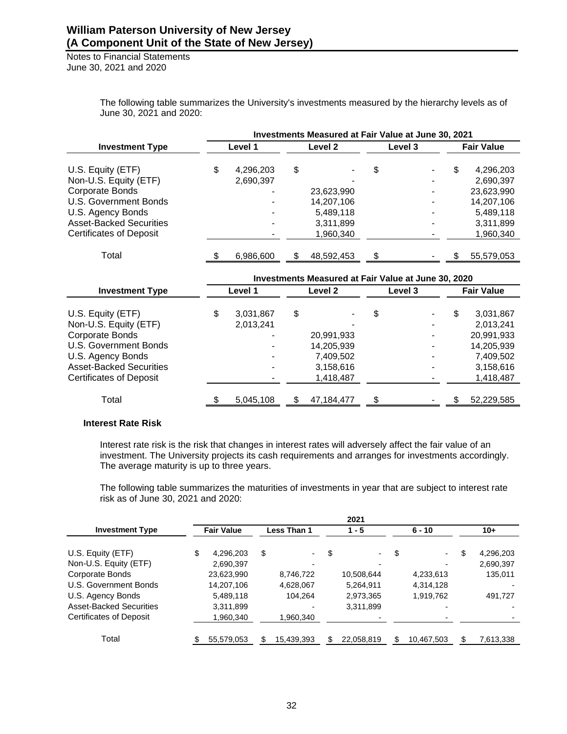The following table summarizes the University's investments measured by the hierarchy levels as of June 30, 2021 and 2020:

| Investment Type | Investments Measured at Fair Value at June 30, 2021 | | | |
|---|---|---|---|---|
| | Level 1 | Level 2 | Level 3 | Fair Value |
| U.S. Equity (ETF) | $ 4,296,203 | $ - | $ - | $ 4,296,203 |
| Non-U.S. Equity (ETF) | 2,690,397 | - | - | 2,690,397 |
| Corporate Bonds | - | 23,623,990 | - | 23,623,990 |
| U.S. Government Bonds | - | 14,207,106 | - | 14,207,106 |
| U.S. Agency Bonds | - | 5,489,118 | - | 5,489,118 |
| Asset-Backed Securities | - | 3,311,899 | - | 3,311,899 |
| Certificates of Deposit | - | 1,960,340 | - | 1,960,340 |
| Total | $ 6,986,600 | $ 48,592,453 | $ - | $ 55,579,053 |

| Investment Type | Investments Measured at Fair Value at June 30, 2020 | | | |
|---|---|---|---|---|
| | Level 1 | Level 2 | Level 3 | Fair Value |
| U.S. Equity (ETF) | $ 3,031,867 | $ - | $ - | $ 3,031,867 |
| Non-U.S. Equity (ETF) | 2,013,241 | - | - | 2,013,241 |
| Corporate Bonds | - | 20,991,933 | - | 20,991,933 |
| U.S. Government Bonds | - | 14,205,939 | - | 14,205,939 |
| U.S. Agency Bonds | - | 7,409,502 | - | 7,409,502 |
| Asset-Backed Securities | - | 3,158,616 | - | 3,158,616 |
| Certificates of Deposit | - | 1,418,487 | - | 1,418,487 |
| Total | $ 5,045,108 | $ 47,184,477 | $ - | $ 52,229,585 |

### Interest Rate Risk

Interest rate risk is the risk that changes in interest rates will adversely affect the fair value of an investment. The University projects its cash requirements and arranges for investments accordingly. The average maturity is up to three years.

The following table summarizes the maturities of investments in year that are subject to interest rate risk as of June 30, 2021 and 2020:

| Investment Type | 2021 | | | | |
|---|---|---|---|---|---|
| | Fair Value | Less Than 1 | 1 - 5 | 6 - 10 | 10+ |
| U.S. Equity (ETF) | $ 4,296,203 | $ - | $ - | $ - | $ 4,296,203 |
| Non-U.S. Equity (ETF) | 2,690,397 | - | - | - | 2,690,397 |
| Corporate Bonds | 23,623,990 | 8,746,722 | 10,508,644 | 4,233,613 | 135,011 |
| U.S. Government Bonds | 14,207,106 | 4,628,067 | 5,264,911 | 4,314,128 | - |
| U.S. Agency Bonds | 5,489,118 | 104,264 | 2,973,365 | 1,919,762 | 491,727 |
| Asset-Backed Securities | 3,311,899 | - | 3,311,899 | - | - |
| Certificates of Deposit | 1,960,340 | 1,960,340 | - | - | - |
| Total | $ 55,579,053 | $ 15,439,393 | $ 22,058,819 | $ 10,467,503 | $ 7,613,338 |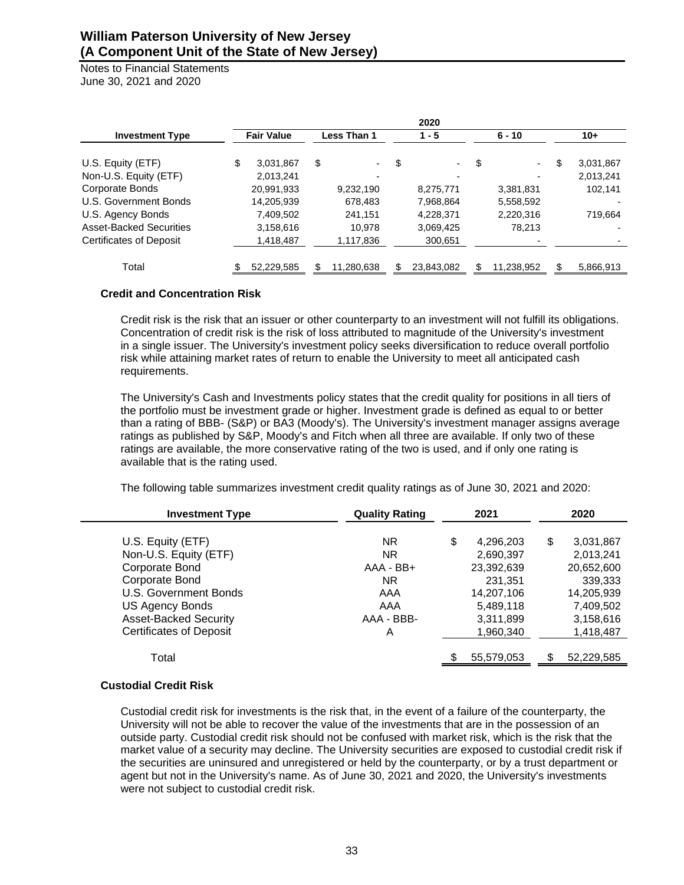| Investment Type | 2020 | | | | |
|---|---|---|---|---|---|
| | Fair Value | Less Than 1 | 1 - 5 | 6 - 10 | 10+ |
| U.S. Equity (ETF) | $ 3,031,867 | $ - | $ - | $ - | $ 3,031,867 |
| Non-U.S. Equity (ETF) | 2,013,241 | - | - | - | 2,013,241 |
| Corporate Bonds | 20,991,933 | 9,232,190 | 8,275,771 | 3,381,831 | 102,141 |
| U.S. Government Bonds | 14,205,939 | 678,483 | 7,968,864 | 5,558,592 | - |
| U.S. Agency Bonds | 7,409,502 | 241,151 | 4,228,371 | 2,220,316 | 719,664 |
| Asset-Backed Securities | 3,158,616 | 10,978 | 3,069,425 | 78,213 | - |
| Certificates of Deposit | 1,418,487 | 1,117,836 | 300,651 | - | - |
| Total | $ 52,229,585 | $ 11,280,638 | $ 23,843,082 | $ 11,238,952 | $ 5,866,913 |

### Credit and Concentration Risk

Credit risk is the risk that an issuer or other counterparty to an investment will not fulfill its obligations. Concentration of credit risk is the risk of loss attributed to magnitude of the University's investment in a single issuer. The University's investment policy seeks diversification to reduce overall portfolio risk while attaining market rates of return to enable the University to meet all anticipated cash requirements.

The University's Cash and Investments policy states that the credit quality for positions in all tiers of the portfolio must be investment grade or higher. Investment grade is defined as equal to or better than a rating of BBB- (S&P) or BA3 (Moody's). The University's investment manager assigns average ratings as published by S&P, Moody's and Fitch when all three are available. If only two of these ratings are available, the more conservative rating of the two is used, and if only one rating is available that is the rating used.

The following table summarizes investment credit quality ratings as of June 30, 2021 and 2020:

| Investment Type | Quality Rating | 2021 | 2020 |
|---|---|---|---|
| U.S. Equity (ETF) | NR | $ 4,296,203 | $ 3,031,867 |
| Non-U.S. Equity (ETF) | NR | 2,690,397 | 2,013,241 |
| Corporate Bond | AAA - BB+ | 23,392,639 | 20,652,600 |
| Corporate Bond | NR | 231,351 | 339,333 |
| U.S. Government Bonds | AAA | 14,207,106 | 14,205,939 |
| US Agency Bonds | AAA | 5,489,118 | 7,409,502 |
| Asset-Backed Security | AAA - BBB- | 3,311,899 | 3,158,616 |
| Certificates of Deposit | A | 1,960,340 | 1,418,487 |
| Total | | $ 55,579,053 | $ 52,229,585 |

### Custodial Credit Risk

Custodial credit risk for investments is the risk that, in the event of a failure of the counterparty, the University will not be able to recover the value of the investments that are in the possession of an outside party. Custodial credit risk should not be confused with market risk, which is the risk that the market value of a security may decline. The University securities are exposed to custodial credit risk if the securities are uninsured and unregistered or held by the counterparty, or by a trust department or agent but not in the University's name. As of June 30, 2021 and 2020, the University's investments were not subject to custodial credit risk.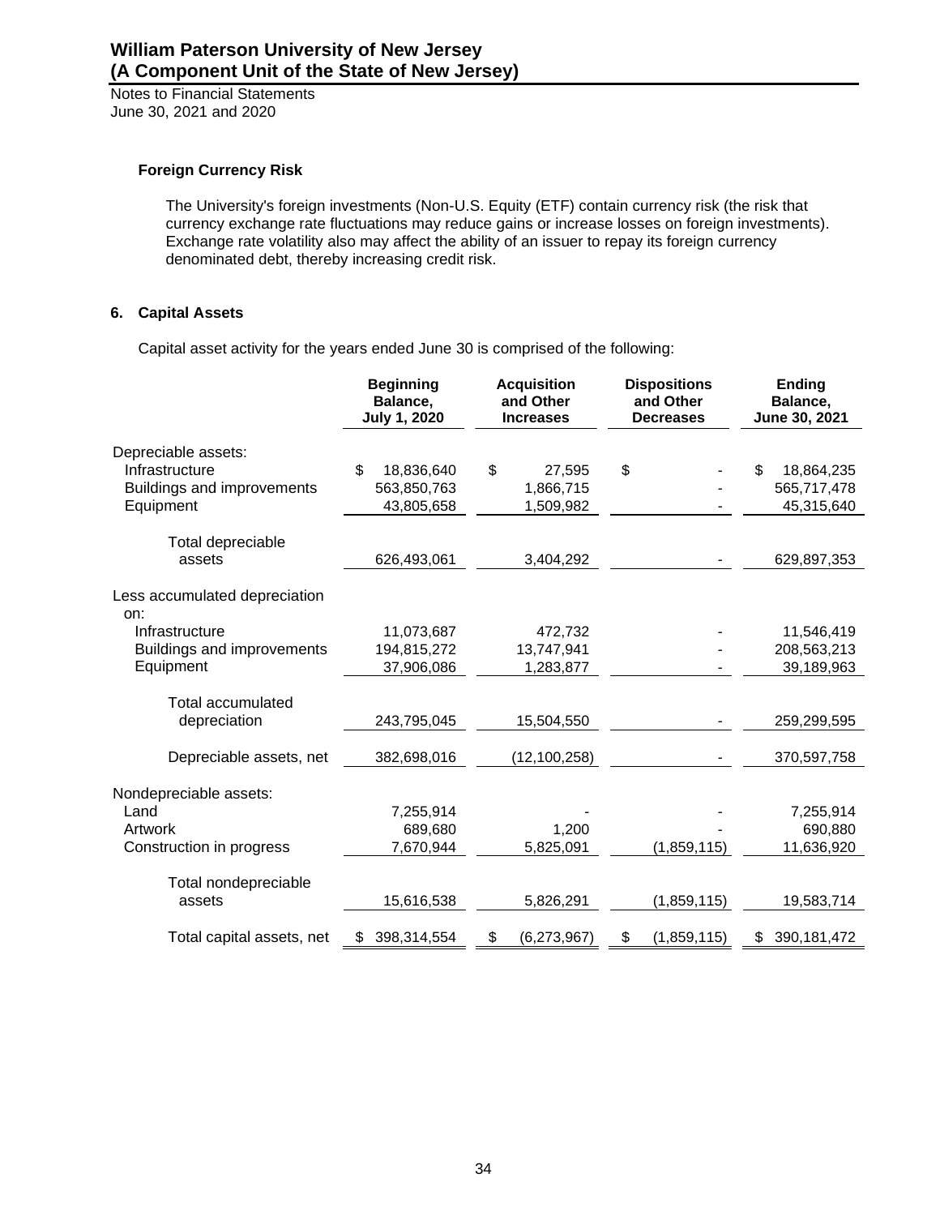#### Foreign Currency Risk

The University's foreign investments (Non-U.S. Equity (ETF) contain currency risk (the risk that currency exchange rate fluctuations may reduce gains or increase losses on foreign investments). Exchange rate volatility also may affect the ability of an issuer to repay its foreign currency denominated debt, thereby increasing credit risk.

## 6. Capital Assets

Capital asset activity for the years ended June 30 is comprised of the following:

| | Beginning Balance, July 1, 2020 | Acquisition and Other Increases | Dispositions and Other Decreases | Ending Balance, June 30, 2021 |
|---|---|---|---|---|
| Depreciable assets: | | | | |
| Infrastructure | $ 18,836,640 | $ 27,595 | $ - | $ 18,864,235 |
| Buildings and improvements | 563,850,763 | 1,866,715 | - | 565,717,478 |
| Equipment | 43,805,658 | 1,509,982 | - | 45,315,640 |
| Total depreciable assets | 626,493,061 | 3,404,292 | - | 629,897,353 |
| Less accumulated depreciation on: | | | | |
| Infrastructure | 11,073,687 | 472,732 | - | 11,546,419 |
| Buildings and improvements | 194,815,272 | 13,747,941 | - | 208,563,213 |
| Equipment | 37,906,086 | 1,283,877 | - | 39,189,963 |
| Total accumulated depreciation | 243,795,045 | 15,504,550 | - | 259,299,595 |
| Depreciable assets, net | 382,698,016 | (12,100,258) | - | 370,597,758 |
| Nondepreciable assets: | | | | |
| Land | 7,255,914 | - | - | 7,255,914 |
| Artwork | 689,680 | 1,200 | - | 690,880 |
| Construction in progress | 7,670,944 | 5,825,091 | (1,859,115) | 11,636,920 |
| Total nondepreciable assets | 15,616,538 | 5,826,291 | (1,859,115) | 19,583,714 |
| Total capital assets, net | $ 398,314,554 | $ (6,273,967) | $ (1,859,115) | $ 390,181,472 |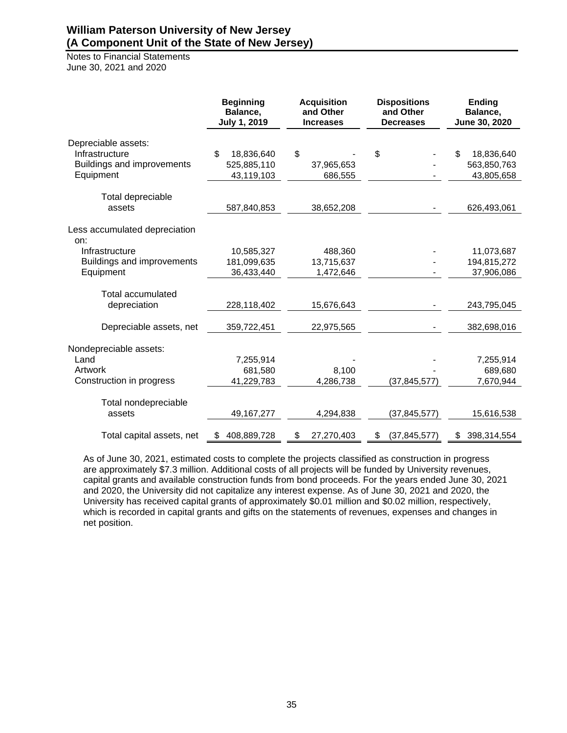# William Paterson University of New Jersey
# (A Component Unit of the State of New Jersey)

Notes to Financial Statements
June 30, 2021 and 2020

| | Beginning Balance, July 1, 2019 | Acquisition and Other Increases | Dispositions and Other Decreases | Ending Balance, June 30, 2020 |
|---|---|---|---|---|
| Depreciable assets: | | | | |
| Infrastructure | $ 18,836,640 | $ - | $ - | $ 18,836,640 |
| Buildings and improvements | 525,885,110 | 37,965,653 | - | 563,850,763 |
| Equipment | 43,119,103 | 686,555 | - | 43,805,658 |
| Total depreciable assets | 587,840,853 | 38,652,208 | - | 626,493,061 |
| Less accumulated depreciation on: | | | | |
| Infrastructure | 10,585,327 | 488,360 | - | 11,073,687 |
| Buildings and improvements | 181,099,635 | 13,715,637 | - | 194,815,272 |
| Equipment | 36,433,440 | 1,472,646 | - | 37,906,086 |
| Total accumulated depreciation | 228,118,402 | 15,676,643 | - | 243,795,045 |
| Depreciable assets, net | 359,722,451 | 22,975,565 | - | 382,698,016 |
| Nondepreciable assets: | | | | |
| Land | 7,255,914 | - | - | 7,255,914 |
| Artwork | 681,580 | 8,100 | - | 689,680 |
| Construction in progress | 41,229,783 | 4,286,738 | (37,845,577) | 7,670,944 |
| Total nondepreciable assets | 49,167,277 | 4,294,838 | (37,845,577) | 15,616,538 |
| Total capital assets, net | $ 408,889,728 | $ 27,270,403 | $ (37,845,577) | $ 398,314,554 |

As of June 30, 2021, estimated costs to complete the projects classified as construction in progress are approximately $7.3 million. Additional costs of all projects will be funded by University revenues, capital grants and available construction funds from bond proceeds. For the years ended June 30, 2021 and 2020, the University did not capitalize any interest expense. As of June 30, 2021 and 2020, the University has received capital grants of approximately $0.01 million and $0.02 million, respectively, which is recorded in capital grants and gifts on the statements of revenues, expenses and changes in net position.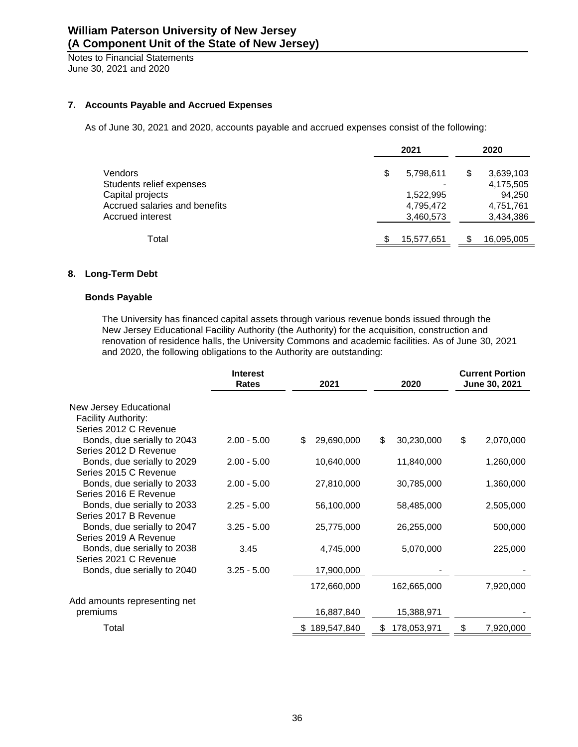## 7. Accounts Payable and Accrued Expenses

As of June 30, 2021 and 2020, accounts payable and accrued expenses consist of the following:

| | 2021 | 2020 |
|---|---|---|
| Vendors | $ 5,798,611 | $ 3,639,103 |
| Students relief expenses | - | 4,175,505 |
| Capital projects | 1,522,995 | 94,250 |
| Accrued salaries and benefits | 4,795,472 | 4,751,761 |
| Accrued interest | 3,460,573 | 3,434,386 |
| Total | $ 15,577,651 | $ 16,095,005 |

## 8. Long-Term Debt

### Bonds Payable

The University has financed capital assets through various revenue bonds issued through the New Jersey Educational Facility Authority (the Authority) for the acquisition, construction and renovation of residence halls, the University Commons and academic facilities. As of June 30, 2021 and 2020, the following obligations to the Authority are outstanding:

| | Interest Rates | 2021 | 2020 | Current Portion June 30, 2021 |
|---|---|---|---|---|
| New Jersey Educational Facility Authority: | | | | |
| Series 2012 C Revenue Bonds, due serially to 2043 | 2.00 - 5.00 | $ 29,690,000 | $ 30,230,000 | $ 2,070,000 |
| Series 2012 D Revenue Bonds, due serially to 2029 | 2.00 - 5.00 | 10,640,000 | 11,840,000 | 1,260,000 |
| Series 2015 C Revenue Bonds, due serially to 2033 | 2.00 - 5.00 | 27,810,000 | 30,785,000 | 1,360,000 |
| Series 2016 E Revenue Bonds, due serially to 2033 | 2.25 - 5.00 | 56,100,000 | 58,485,000 | 2,505,000 |
| Series 2017 B Revenue Bonds, due serially to 2047 | 3.25 - 5.00 | 25,775,000 | 26,255,000 | 500,000 |
| Series 2019 A Revenue Bonds, due serially to 2038 | 3.45 | 4,745,000 | 5,070,000 | 225,000 |
| Series 2021 C Revenue Bonds, due serially to 2040 | 3.25 - 5.00 | 17,900,000 | - | - |
| | | 172,660,000 | 162,665,000 | 7,920,000 |
| Add amounts representing net premiums | | 16,887,840 | 15,388,971 | - |
| Total | | $ 189,547,840 | $ 178,053,971 | $ 7,920,000 |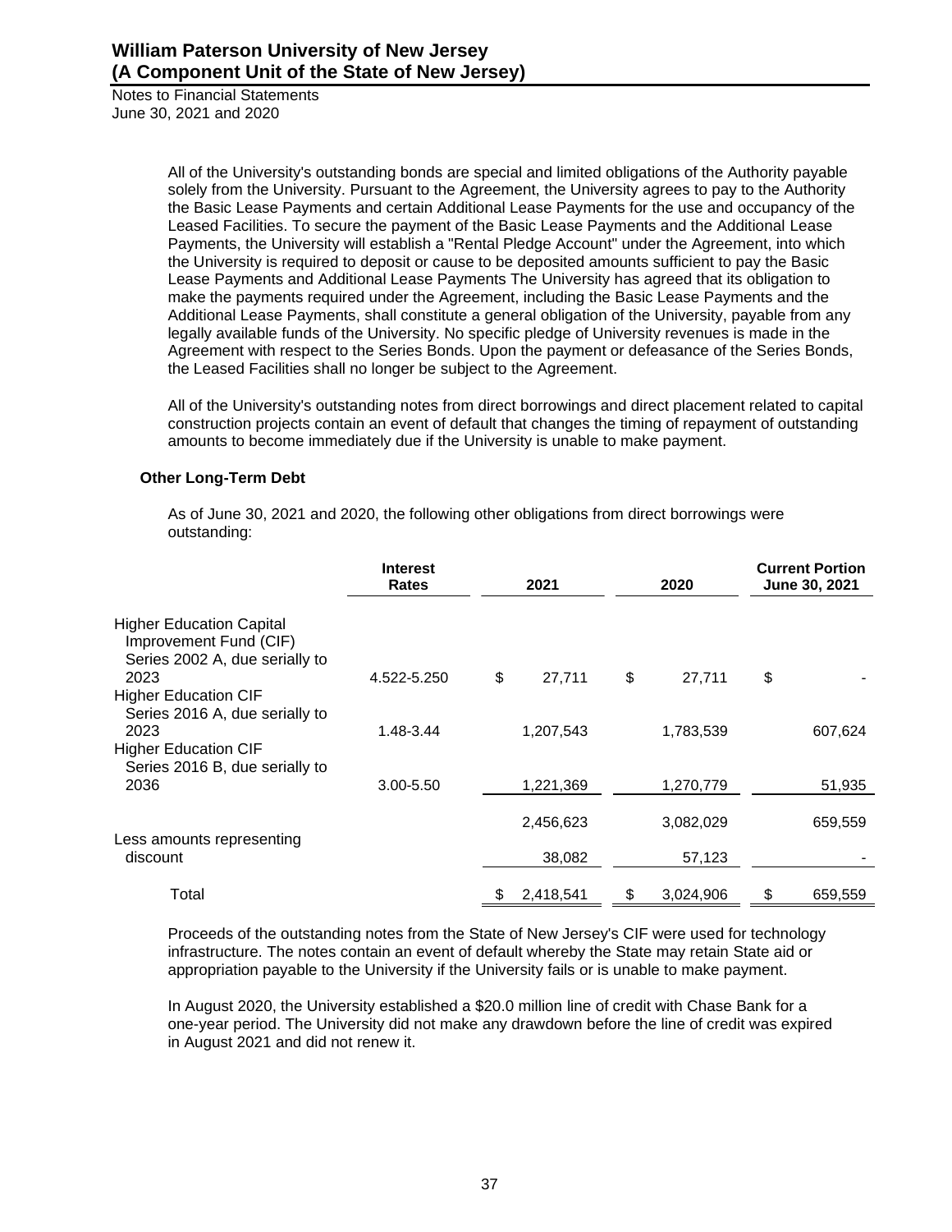All of the University's outstanding bonds are special and limited obligations of the Authority payable solely from the University. Pursuant to the Agreement, the University agrees to pay to the Authority the Basic Lease Payments and certain Additional Lease Payments for the use and occupancy of the Leased Facilities. To secure the payment of the Basic Lease Payments and the Additional Lease Payments, the University will establish a "Rental Pledge Account" under the Agreement, into which the University is required to deposit or cause to be deposited amounts sufficient to pay the Basic Lease Payments and Additional Lease Payments The University has agreed that its obligation to make the payments required under the Agreement, including the Basic Lease Payments and the Additional Lease Payments, shall constitute a general obligation of the University, payable from any legally available funds of the University. No specific pledge of University revenues is made in the Agreement with respect to the Series Bonds. Upon the payment or defeasance of the Series Bonds, the Leased Facilities shall no longer be subject to the Agreement.

All of the University's outstanding notes from direct borrowings and direct placement related to capital construction projects contain an event of default that changes the timing of repayment of outstanding amounts to become immediately due if the University is unable to make payment.

### Other Long-Term Debt

As of June 30, 2021 and 2020, the following other obligations from direct borrowings were outstanding:

| | Interest Rates | 2021 | 2020 | Current Portion June 30, 2021 |
|---|---|---|---|---|
| Higher Education Capital Improvement Fund (CIF) Series 2002 A, due serially to 2023 | 4.522-5.250 | $ 27,711 | $ 27,711 | $ - |
| Higher Education CIF Series 2016 A, due serially to 2023 | 1.48-3.44 | 1,207,543 | 1,783,539 | 607,624 |
| Higher Education CIF Series 2016 B, due serially to 2036 | 3.00-5.50 | 1,221,369 | 1,270,779 | 51,935 |
| | | 2,456,623 | 3,082,029 | 659,559 |
| Less amounts representing discount | | 38,082 | 57,123 | - |
| Total | | $ 2,418,541 | $ 3,024,906 | $ 659,559 |

Proceeds of the outstanding notes from the State of New Jersey's CIF were used for technology infrastructure. The notes contain an event of default whereby the State may retain State aid or appropriation payable to the University if the University fails or is unable to make payment.

In August 2020, the University established a $20.0 million line of credit with Chase Bank for a one-year period. The University did not make any drawdown before the line of credit was expired in August 2021 and did not renew it.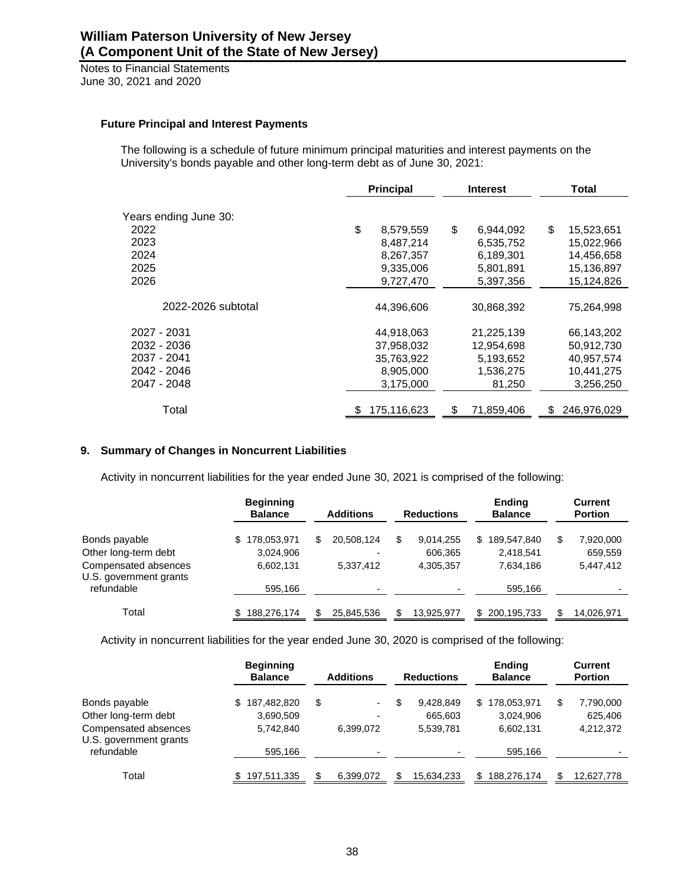### Future Principal and Interest Payments

The following is a schedule of future minimum principal maturities and interest payments on the University's bonds payable and other long-term debt as of June 30, 2021:

| | Principal | Interest | Total |
|---|---|---|---|
| Years ending June 30: | | | |
| 2022 | $ 8,579,559 | $ 6,944,092 | $ 15,523,651 |
| 2023 | 8,487,214 | 6,535,752 | 15,022,966 |
| 2024 | 8,267,357 | 6,189,301 | 14,456,658 |
| 2025 | 9,335,006 | 5,801,891 | 15,136,897 |
| 2026 | 9,727,470 | 5,397,356 | 15,124,826 |
| 2022-2026 subtotal | 44,396,606 | 30,868,392 | 75,264,998 |
| 2027 - 2031 | 44,918,063 | 21,225,139 | 66,143,202 |
| 2032 - 2036 | 37,958,032 | 12,954,698 | 50,912,730 |
| 2037 - 2041 | 35,763,922 | 5,193,652 | 40,957,574 |
| 2042 - 2046 | 8,905,000 | 1,536,275 | 10,441,275 |
| 2047 - 2048 | 3,175,000 | 81,250 | 3,256,250 |
| Total | $ 175,116,623 | $ 71,859,406 | $ 246,976,029 |

## 9. Summary of Changes in Noncurrent Liabilities

Activity in noncurrent liabilities for the year ended June 30, 2021 is comprised of the following:

| | Beginning Balance | Additions | Reductions | Ending Balance | Current Portion |
|---|---|---|---|---|---|
| Bonds payable | $ 178,053,971 | $ 20,508,124 | $ 9,014,255 | $ 189,547,840 | $ 7,920,000 |
| Other long-term debt | 3,024,906 | - | 606,365 | 2,418,541 | 659,559 |
| Compensated absences | 6,602,131 | 5,337,412 | 4,305,357 | 7,634,186 | 5,447,412 |
| U.S. government grants refundable | 595,166 | - | - | 595,166 | - |
| Total | $ 188,276,174 | $ 25,845,536 | $ 13,925,977 | $ 200,195,733 | $ 14,026,971 |

Activity in noncurrent liabilities for the year ended June 30, 2020 is comprised of the following:

| | Beginning Balance | Additions | Reductions | Ending Balance | Current Portion |
|---|---|---|---|---|---|
| Bonds payable | $ 187,482,820 | $ - | $ 9,428,849 | $ 178,053,971 | $ 7,790,000 |
| Other long-term debt | 3,690,509 | - | 665,603 | 3,024,906 | 625,406 |
| Compensated absences | 5,742,840 | 6,399,072 | 5,539,781 | 6,602,131 | 4,212,372 |
| U.S. government grants refundable | 595,166 | - | - | 595,166 | - |
| Total | $ 197,511,335 | $ 6,399,072 | $ 15,634,233 | $ 188,276,174 | $ 12,627,778 |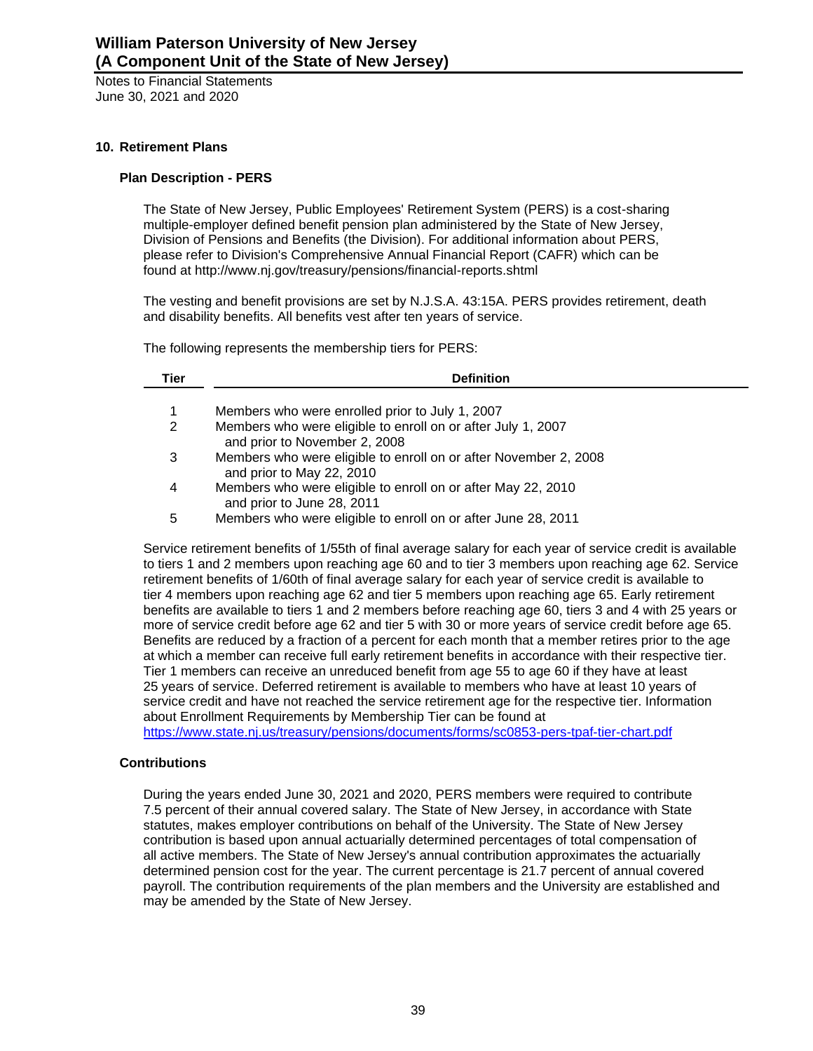## 10. Retirement Plans

### Plan Description - PERS

The State of New Jersey, Public Employees' Retirement System (PERS) is a cost-sharing multiple-employer defined benefit pension plan administered by the State of New Jersey, Division of Pensions and Benefits (the Division). For additional information about PERS, please refer to Division's Comprehensive Annual Financial Report (CAFR) which can be found at http://www.nj.gov/treasury/pensions/financial-reports.shtml

The vesting and benefit provisions are set by N.J.S.A. 43:15A. PERS provides retirement, death and disability benefits. All benefits vest after ten years of service.

The following represents the membership tiers for PERS:

| Tier | Definition |
|---|---|
| 1 | Members who were enrolled prior to July 1, 2007 |
| 2 | Members who were eligible to enroll on or after July 1, 2007 and prior to November 2, 2008 |
| 3 | Members who were eligible to enroll on or after November 2, 2008 and prior to May 22, 2010 |
| 4 | Members who were eligible to enroll on or after May 22, 2010 and prior to June 28, 2011 |
| 5 | Members who were eligible to enroll on or after June 28, 2011 |

Service retirement benefits of 1/55th of final average salary for each year of service credit is available to tiers 1 and 2 members upon reaching age 60 and to tier 3 members upon reaching age 62. Service retirement benefits of 1/60th of final average salary for each year of service credit is available to tier 4 members upon reaching age 62 and tier 5 members upon reaching age 65. Early retirement benefits are available to tiers 1 and 2 members before reaching age 60, tiers 3 and 4 with 25 years or more of service credit before age 62 and tier 5 with 30 or more years of service credit before age 65. Benefits are reduced by a fraction of a percent for each month that a member retires prior to the age at which a member can receive full early retirement benefits in accordance with their respective tier. Tier 1 members can receive an unreduced benefit from age 55 to age 60 if they have at least 25 years of service. Deferred retirement is available to members who have at least 10 years of service credit and have not reached the service retirement age for the respective tier. Information about Enrollment Requirements by Membership Tier can be found at https://www.state.nj.us/treasury/pensions/documents/forms/sc0853-pers-tpaf-tier-chart.pdf

### Contributions

During the years ended June 30, 2021 and 2020, PERS members were required to contribute 7.5 percent of their annual covered salary. The State of New Jersey, in accordance with State statutes, makes employer contributions on behalf of the University. The State of New Jersey contribution is based upon annual actuarially determined percentages of total compensation of all active members. The State of New Jersey's annual contribution approximates the actuarially determined pension cost for the year. The current percentage is 21.7 percent of annual covered payroll. The contribution requirements of the plan members and the University are established and may be amended by the State of New Jersey.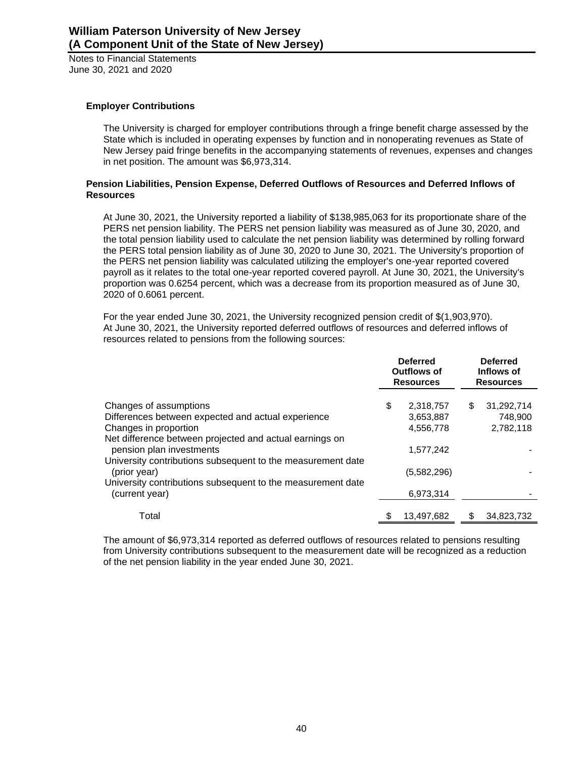**Employer Contributions**

The University is charged for employer contributions through a fringe benefit charge assessed by the State which is included in operating expenses by function and in nonoperating revenues as State of New Jersey paid fringe benefits in the accompanying statements of revenues, expenses and changes in net position. The amount was $6,973,314.

**Pension Liabilities, Pension Expense, Deferred Outflows of Resources and Deferred Inflows of Resources**

At June 30, 2021, the University reported a liability of $138,985,063 for its proportionate share of the PERS net pension liability. The PERS net pension liability was measured as of June 30, 2020, and the total pension liability used to calculate the net pension liability was determined by rolling forward the PERS total pension liability as of June 30, 2020 to June 30, 2021. The University's proportion of the PERS net pension liability was calculated utilizing the employer's one-year reported covered payroll as it relates to the total one-year reported covered payroll. At June 30, 2021, the University's proportion was 0.6254 percent, which was a decrease from its proportion measured as of June 30, 2020 of 0.6061 percent.

For the year ended June 30, 2021, the University recognized pension credit of $(1,903,970). At June 30, 2021, the University reported deferred outflows of resources and deferred inflows of resources related to pensions from the following sources:

| | Deferred Outflows of Resources | Deferred Inflows of Resources |
|---|---|---|
| Changes of assumptions | $ 2,318,757 | $ 31,292,714 |
| Differences between expected and actual experience | 3,653,887 | 748,900 |
| Changes in proportion | 4,556,778 | 2,782,118 |
| Net difference between projected and actual earnings on pension plan investments | 1,577,242 | - |
| University contributions subsequent to the measurement date (prior year) | (5,582,296) | - |
| University contributions subsequent to the measurement date (current year) | 6,973,314 | - |
| Total | $ 13,497,682 | $ 34,823,732 |

The amount of $6,973,314 reported as deferred outflows of resources related to pensions resulting from University contributions subsequent to the measurement date will be recognized as a reduction of the net pension liability in the year ended June 30, 2021.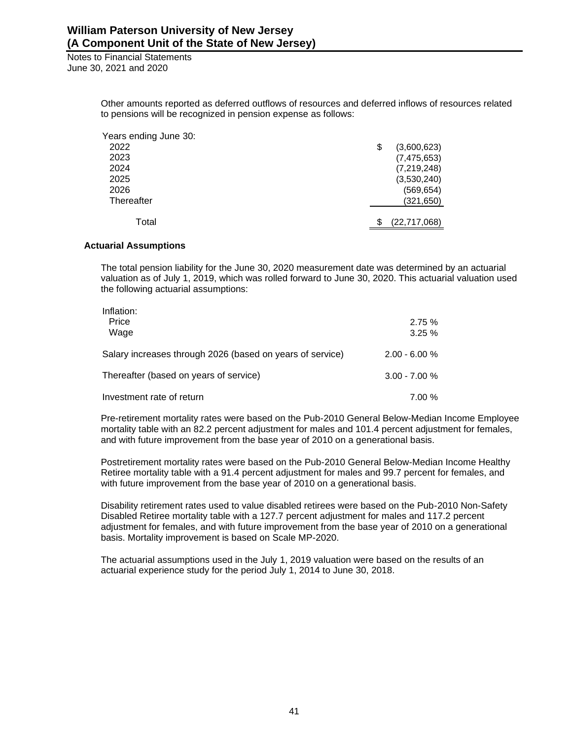Other amounts reported as deferred outflows of resources and deferred inflows of resources related to pensions will be recognized in pension expense as follows:

| Years ending June 30: | |
|---|---|
| 2022 | $ (3,600,623) |
| 2023 | (7,475,653) |
| 2024 | (7,219,248) |
| 2025 | (3,530,240) |
| 2026 | (569,654) |
| Thereafter | (321,650) |
| Total | $ (22,717,068) |

### Actuarial Assumptions

The total pension liability for the June 30, 2020 measurement date was determined by an actuarial valuation as of July 1, 2019, which was rolled forward to June 30, 2020. This actuarial valuation used the following actuarial assumptions:

| | |
|---|---|
| Inflation: | |
| Price | 2.75 % |
| Wage | 3.25 % |
| Salary increases through 2026 (based on years of service) | 2.00 - 6.00 % |
| Thereafter (based on years of service) | 3.00 - 7.00 % |
| Investment rate of return | 7.00 % |

Pre-retirement mortality rates were based on the Pub-2010 General Below-Median Income Employee mortality table with an 82.2 percent adjustment for males and 101.4 percent adjustment for females, and with future improvement from the base year of 2010 on a generational basis.

Postretirement mortality rates were based on the Pub-2010 General Below-Median Income Healthy Retiree mortality table with a 91.4 percent adjustment for males and 99.7 percent for females, and with future improvement from the base year of 2010 on a generational basis.

Disability retirement rates used to value disabled retirees were based on the Pub-2010 Non-Safety Disabled Retiree mortality table with a 127.7 percent adjustment for males and 117.2 percent adjustment for females, and with future improvement from the base year of 2010 on a generational basis. Mortality improvement is based on Scale MP-2020.

The actuarial assumptions used in the July 1, 2019 valuation were based on the results of an actuarial experience study for the period July 1, 2014 to June 30, 2018.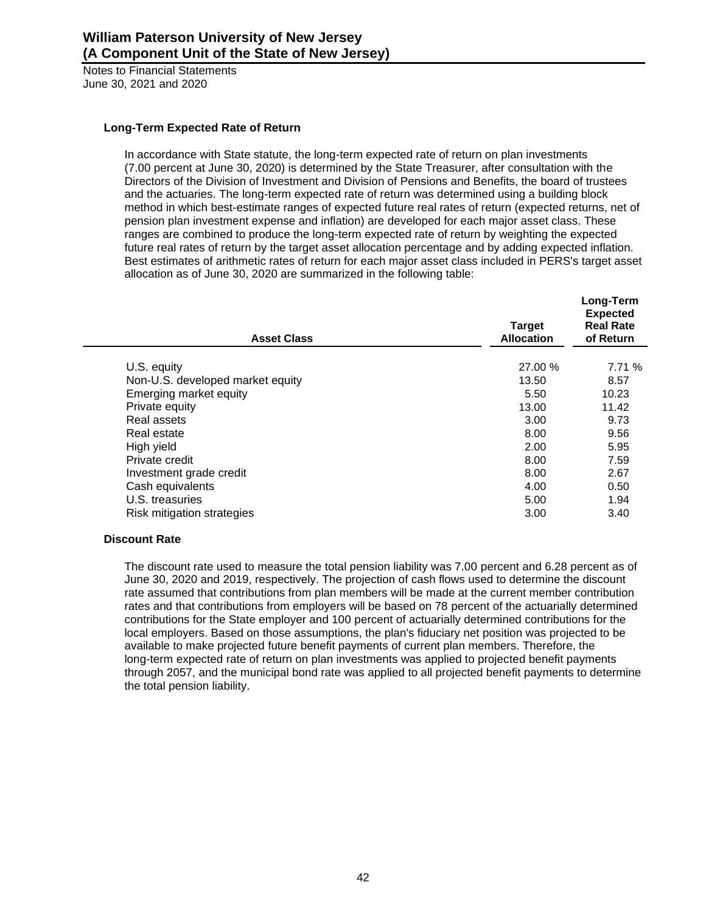### Long-Term Expected Rate of Return

In accordance with State statute, the long-term expected rate of return on plan investments (7.00 percent at June 30, 2020) is determined by the State Treasurer, after consultation with the Directors of the Division of Investment and Division of Pensions and Benefits, the board of trustees and the actuaries. The long-term expected rate of return was determined using a building block method in which best-estimate ranges of expected future real rates of return (expected returns, net of pension plan investment expense and inflation) are developed for each major asset class. These ranges are combined to produce the long-term expected rate of return by weighting the expected future real rates of return by the target asset allocation percentage and by adding expected inflation. Best estimates of arithmetic rates of return for each major asset class included in PERS's target asset allocation as of June 30, 2020 are summarized in the following table:

| Asset Class | Target Allocation | Long-Term Expected Real Rate of Return |
|---|---|---|
| U.S. equity | 27.00 % | 7.71 % |
| Non-U.S. developed market equity | 13.50 | 8.57 |
| Emerging market equity | 5.50 | 10.23 |
| Private equity | 13.00 | 11.42 |
| Real assets | 3.00 | 9.73 |
| Real estate | 8.00 | 9.56 |
| High yield | 2.00 | 5.95 |
| Private credit | 8.00 | 7.59 |
| Investment grade credit | 8.00 | 2.67 |
| Cash equivalents | 4.00 | 0.50 |
| U.S. treasuries | 5.00 | 1.94 |
| Risk mitigation strategies | 3.00 | 3.40 |

### Discount Rate

The discount rate used to measure the total pension liability was 7.00 percent and 6.28 percent as of June 30, 2020 and 2019, respectively. The projection of cash flows used to determine the discount rate assumed that contributions from plan members will be made at the current member contribution rates and that contributions from employers will be based on 78 percent of the actuarially determined contributions for the State employer and 100 percent of actuarially determined contributions for the local employers. Based on those assumptions, the plan's fiduciary net position was projected to be available to make projected future benefit payments of current plan members. Therefore, the long-term expected rate of return on plan investments was applied to projected benefit payments through 2057, and the municipal bond rate was applied to all projected benefit payments to determine the total pension liability.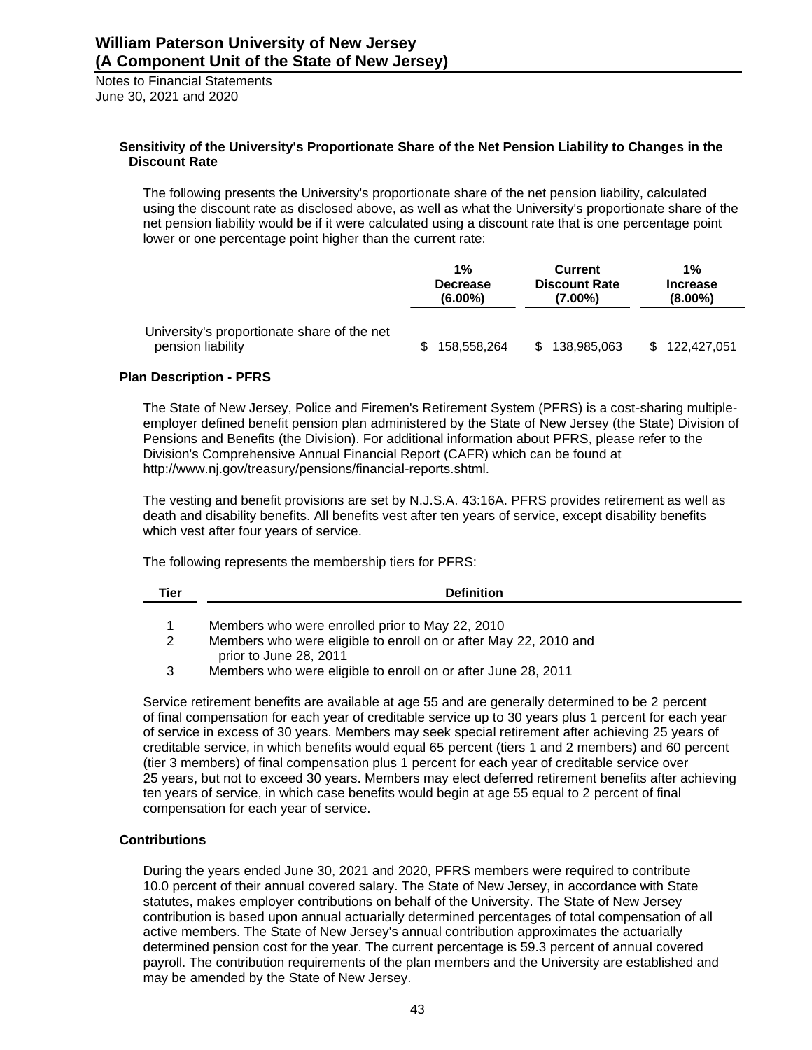#### Sensitivity of the University's Proportionate Share of the Net Pension Liability to Changes in the Discount Rate

The following presents the University's proportionate share of the net pension liability, calculated using the discount rate as disclosed above, as well as what the University's proportionate share of the net pension liability would be if it were calculated using a discount rate that is one percentage point lower or one percentage point higher than the current rate:

| | 1% Decrease (6.00%) | Current Discount Rate (7.00%) | 1% Increase (8.00%) |
|---|---|---|---|
| University's proportionate share of the net pension liability | $ 158,558,264 | $ 138,985,063 | $ 122,427,051 |

#### Plan Description - PFRS

The State of New Jersey, Police and Firemen's Retirement System (PFRS) is a cost-sharing multiple-employer defined benefit pension plan administered by the State of New Jersey (the State) Division of Pensions and Benefits (the Division). For additional information about PFRS, please refer to the Division's Comprehensive Annual Financial Report (CAFR) which can be found at http://www.nj.gov/treasury/pensions/financial-reports.shtml.

The vesting and benefit provisions are set by N.J.S.A. 43:16A. PFRS provides retirement as well as death and disability benefits. All benefits vest after ten years of service, except disability benefits which vest after four years of service.

The following represents the membership tiers for PFRS:

| Tier | Definition |
|---|---|
| 1 | Members who were enrolled prior to May 22, 2010 |
| 2 | Members who were eligible to enroll on or after May 22, 2010 and prior to June 28, 2011 |
| 3 | Members who were eligible to enroll on or after June 28, 2011 |

Service retirement benefits are available at age 55 and are generally determined to be 2 percent of final compensation for each year of creditable service up to 30 years plus 1 percent for each year of service in excess of 30 years. Members may seek special retirement after achieving 25 years of creditable service, in which benefits would equal 65 percent (tiers 1 and 2 members) and 60 percent (tier 3 members) of final compensation plus 1 percent for each year of creditable service over 25 years, but not to exceed 30 years. Members may elect deferred retirement benefits after achieving ten years of service, in which case benefits would begin at age 55 equal to 2 percent of final compensation for each year of service.

#### Contributions

During the years ended June 30, 2021 and 2020, PFRS members were required to contribute 10.0 percent of their annual covered salary. The State of New Jersey, in accordance with State statutes, makes employer contributions on behalf of the University. The State of New Jersey contribution is based upon annual actuarially determined percentages of total compensation of all active members. The State of New Jersey's annual contribution approximates the actuarially determined pension cost for the year. The current percentage is 59.3 percent of annual covered payroll. The contribution requirements of the plan members and the University are established and may be amended by the State of New Jersey.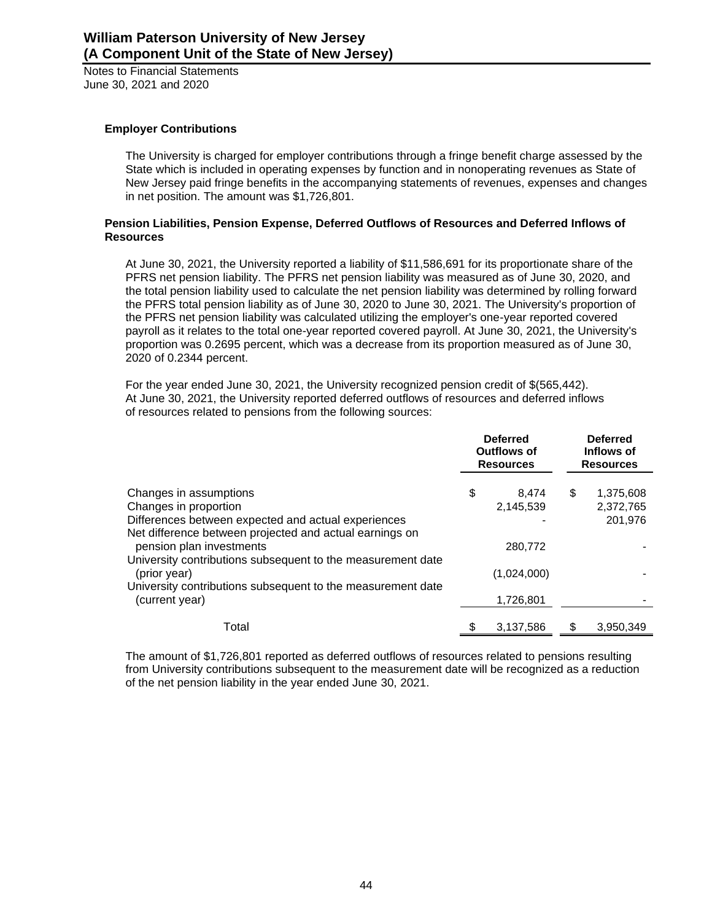**Employer Contributions**

The University is charged for employer contributions through a fringe benefit charge assessed by the State which is included in operating expenses by function and in nonoperating revenues as State of New Jersey paid fringe benefits in the accompanying statements of revenues, expenses and changes in net position. The amount was $1,726,801.

**Pension Liabilities, Pension Expense, Deferred Outflows of Resources and Deferred Inflows of Resources**

At June 30, 2021, the University reported a liability of $11,586,691 for its proportionate share of the PFRS net pension liability. The PFRS net pension liability was measured as of June 30, 2020, and the total pension liability used to calculate the net pension liability was determined by rolling forward the PFRS total pension liability as of June 30, 2020 to June 30, 2021. The University's proportion of the PFRS net pension liability was calculated utilizing the employer's one-year reported covered payroll as it relates to the total one-year reported covered payroll. At June 30, 2021, the University's proportion was 0.2695 percent, which was a decrease from its proportion measured as of June 30, 2020 of 0.2344 percent.

For the year ended June 30, 2021, the University recognized pension credit of $(565,442). At June 30, 2021, the University reported deferred outflows of resources and deferred inflows of resources related to pensions from the following sources:

| | Deferred Outflows of Resources | Deferred Inflows of Resources |
|---|---|---|
| Changes in assumptions | $ 8,474 | $ 1,375,608 |
| Changes in proportion | 2,145,539 | 2,372,765 |
| Differences between expected and actual experiences | - | 201,976 |
| Net difference between projected and actual earnings on pension plan investments | 280,772 | - |
| University contributions subsequent to the measurement date (prior year) | (1,024,000) | - |
| University contributions subsequent to the measurement date (current year) | 1,726,801 | - |
| Total | $ 3,137,586 | $ 3,950,349 |

The amount of $1,726,801 reported as deferred outflows of resources related to pensions resulting from University contributions subsequent to the measurement date will be recognized as a reduction of the net pension liability in the year ended June 30, 2021.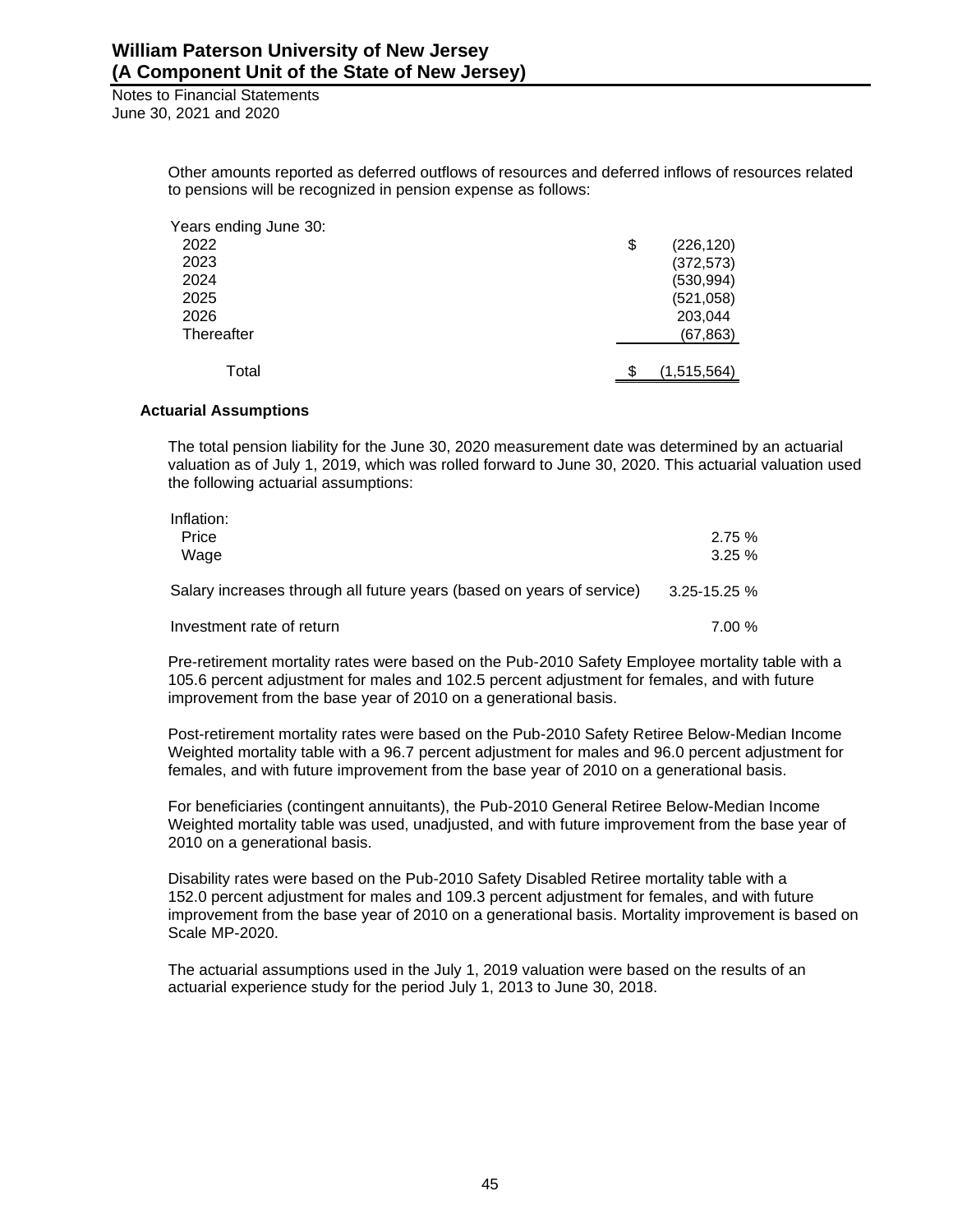Other amounts reported as deferred outflows of resources and deferred inflows of resources related to pensions will be recognized in pension expense as follows:

| Years ending June 30: | |
|---|---|
| 2022 | $ (226,120) |
| 2023 | (372,573) |
| 2024 | (530,994) |
| 2025 | (521,058) |
| 2026 | 203,044 |
| Thereafter | (67,863) |
| Total | $ (1,515,564) |

### Actuarial Assumptions

The total pension liability for the June 30, 2020 measurement date was determined by an actuarial valuation as of July 1, 2019, which was rolled forward to June 30, 2020. This actuarial valuation used the following actuarial assumptions:

| Inflation: | |
|---|---|
| Price | 2.75 % |
| Wage | 3.25 % |
| Salary increases through all future years (based on years of service) | 3.25-15.25 % |
| Investment rate of return | 7.00 % |

Pre-retirement mortality rates were based on the Pub-2010 Safety Employee mortality table with a 105.6 percent adjustment for males and 102.5 percent adjustment for females, and with future improvement from the base year of 2010 on a generational basis.

Post-retirement mortality rates were based on the Pub-2010 Safety Retiree Below-Median Income Weighted mortality table with a 96.7 percent adjustment for males and 96.0 percent adjustment for females, and with future improvement from the base year of 2010 on a generational basis.

For beneficiaries (contingent annuitants), the Pub-2010 General Retiree Below-Median Income Weighted mortality table was used, unadjusted, and with future improvement from the base year of 2010 on a generational basis.

Disability rates were based on the Pub-2010 Safety Disabled Retiree mortality table with a 152.0 percent adjustment for males and 109.3 percent adjustment for females, and with future improvement from the base year of 2010 on a generational basis. Mortality improvement is based on Scale MP-2020.

The actuarial assumptions used in the July 1, 2019 valuation were based on the results of an actuarial experience study for the period July 1, 2013 to June 30, 2018.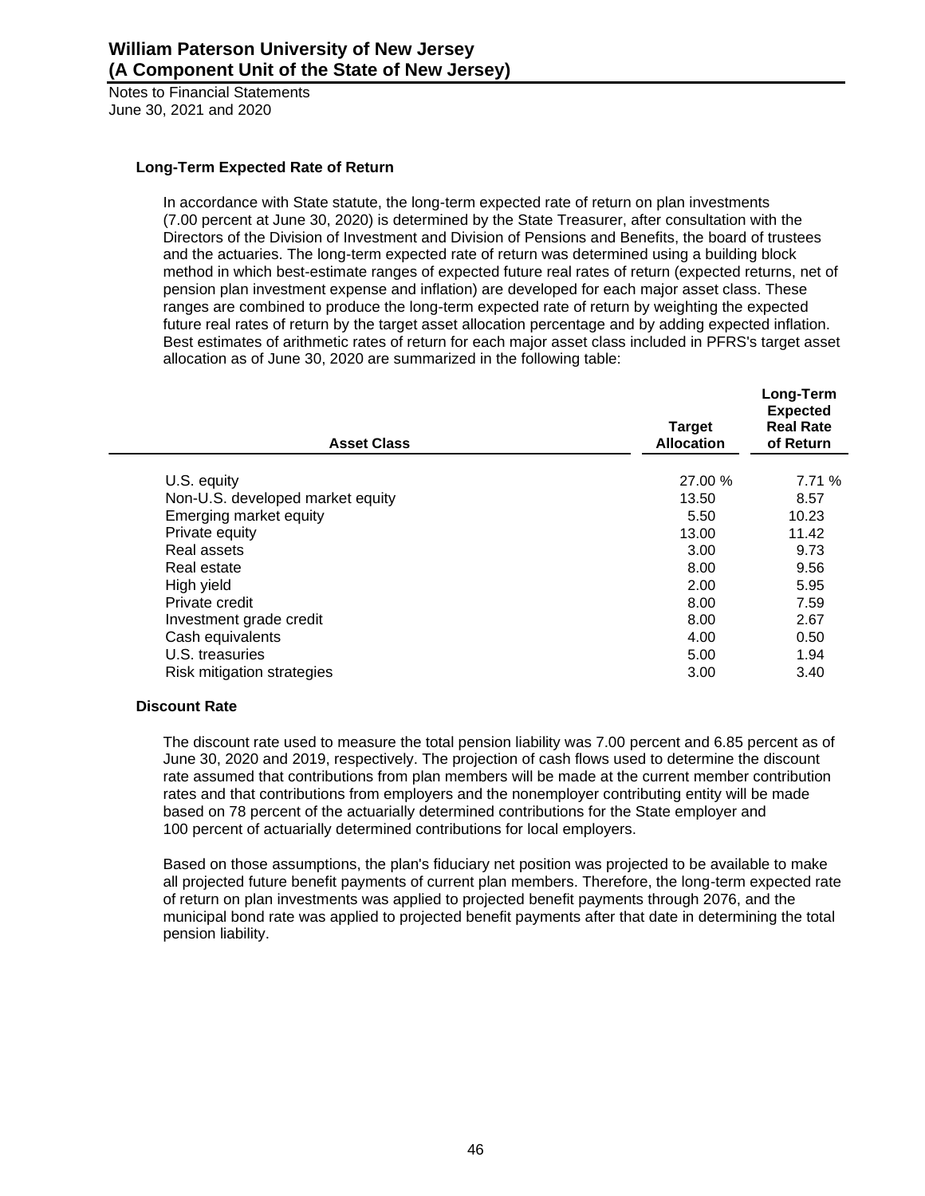### Long-Term Expected Rate of Return

In accordance with State statute, the long-term expected rate of return on plan investments (7.00 percent at June 30, 2020) is determined by the State Treasurer, after consultation with the Directors of the Division of Investment and Division of Pensions and Benefits, the board of trustees and the actuaries. The long-term expected rate of return was determined using a building block method in which best-estimate ranges of expected future real rates of return (expected returns, net of pension plan investment expense and inflation) are developed for each major asset class. These ranges are combined to produce the long-term expected rate of return by weighting the expected future real rates of return by the target asset allocation percentage and by adding expected inflation. Best estimates of arithmetic rates of return for each major asset class included in PFRS's target asset allocation as of June 30, 2020 are summarized in the following table:

| Asset Class | Target Allocation | Long-Term Expected Real Rate of Return |
|---|---|---|
| U.S. equity | 27.00 % | 7.71 % |
| Non-U.S. developed market equity | 13.50 | 8.57 |
| Emerging market equity | 5.50 | 10.23 |
| Private equity | 13.00 | 11.42 |
| Real assets | 3.00 | 9.73 |
| Real estate | 8.00 | 9.56 |
| High yield | 2.00 | 5.95 |
| Private credit | 8.00 | 7.59 |
| Investment grade credit | 8.00 | 2.67 |
| Cash equivalents | 4.00 | 0.50 |
| U.S. treasuries | 5.00 | 1.94 |
| Risk mitigation strategies | 3.00 | 3.40 |

### Discount Rate

The discount rate used to measure the total pension liability was 7.00 percent and 6.85 percent as of June 30, 2020 and 2019, respectively. The projection of cash flows used to determine the discount rate assumed that contributions from plan members will be made at the current member contribution rates and that contributions from employers and the nonemployer contributing entity will be made based on 78 percent of the actuarially determined contributions for the State employer and 100 percent of actuarially determined contributions for local employers.

Based on those assumptions, the plan's fiduciary net position was projected to be available to make all projected future benefit payments of current plan members. Therefore, the long-term expected rate of return on plan investments was applied to projected benefit payments through 2076, and the municipal bond rate was applied to projected benefit payments after that date in determining the total pension liability.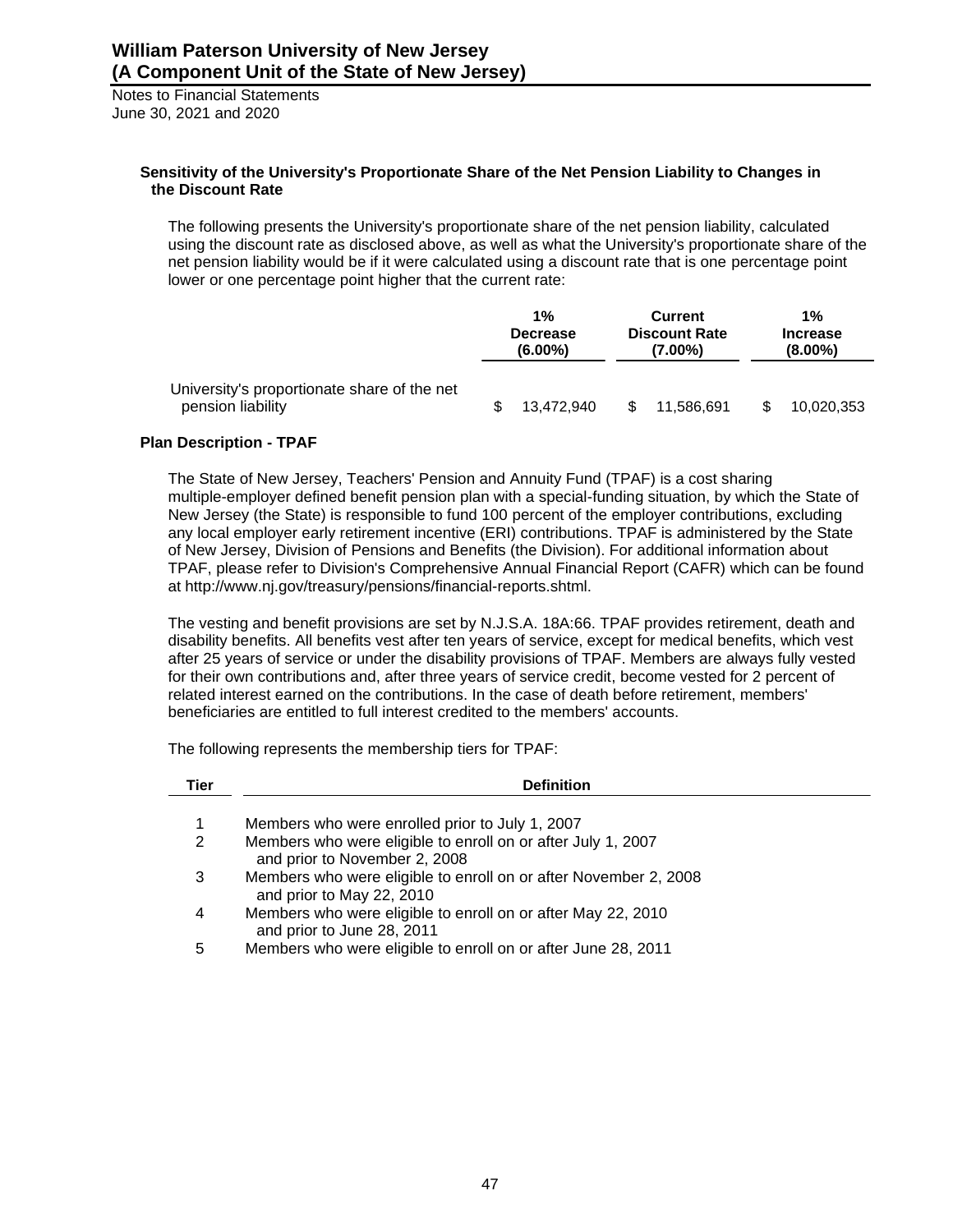### Sensitivity of the University's Proportionate Share of the Net Pension Liability to Changes in the Discount Rate

The following presents the University's proportionate share of the net pension liability, calculated using the discount rate as disclosed above, as well as what the University's proportionate share of the net pension liability would be if it were calculated using a discount rate that is one percentage point lower or one percentage point higher that the current rate:

| | 1% Decrease (6.00%) | Current Discount Rate (7.00%) | 1% Increase (8.00%) |
|---|---|---|---|
| University's proportionate share of the net pension liability | $ 13,472,940 | $ 11,586,691 | $ 10,020,353 |

### Plan Description - TPAF

The State of New Jersey, Teachers' Pension and Annuity Fund (TPAF) is a cost sharing multiple-employer defined benefit pension plan with a special-funding situation, by which the State of New Jersey (the State) is responsible to fund 100 percent of the employer contributions, excluding any local employer early retirement incentive (ERI) contributions. TPAF is administered by the State of New Jersey, Division of Pensions and Benefits (the Division). For additional information about TPAF, please refer to Division's Comprehensive Annual Financial Report (CAFR) which can be found at http://www.nj.gov/treasury/pensions/financial-reports.shtml.

The vesting and benefit provisions are set by N.J.S.A. 18A:66. TPAF provides retirement, death and disability benefits. All benefits vest after ten years of service, except for medical benefits, which vest after 25 years of service or under the disability provisions of TPAF. Members are always fully vested for their own contributions and, after three years of service credit, become vested for 2 percent of related interest earned on the contributions. In the case of death before retirement, members' beneficiaries are entitled to full interest credited to the members' accounts.

The following represents the membership tiers for TPAF:

| Tier | Definition |
|---|---|
| 1 | Members who were enrolled prior to July 1, 2007 |
| 2 | Members who were eligible to enroll on or after July 1, 2007 and prior to November 2, 2008 |
| 3 | Members who were eligible to enroll on or after November 2, 2008 and prior to May 22, 2010 |
| 4 | Members who were eligible to enroll on or after May 22, 2010 and prior to June 28, 2011 |
| 5 | Members who were eligible to enroll on or after June 28, 2011 |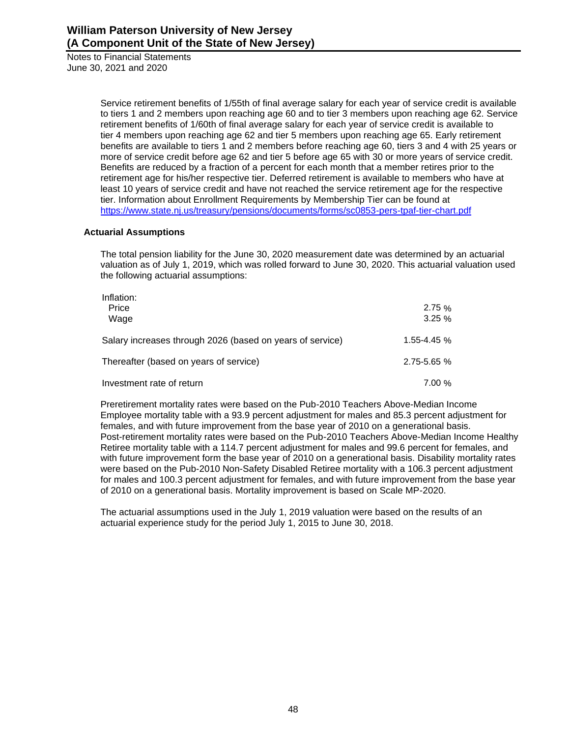Service retirement benefits of 1/55th of final average salary for each year of service credit is available to tiers 1 and 2 members upon reaching age 60 and to tier 3 members upon reaching age 62. Service retirement benefits of 1/60th of final average salary for each year of service credit is available to tier 4 members upon reaching age 62 and tier 5 members upon reaching age 65. Early retirement benefits are available to tiers 1 and 2 members before reaching age 60, tiers 3 and 4 with 25 years or more of service credit before age 62 and tier 5 before age 65 with 30 or more years of service credit. Benefits are reduced by a fraction of a percent for each month that a member retires prior to the retirement age for his/her respective tier. Deferred retirement is available to members who have at least 10 years of service credit and have not reached the service retirement age for the respective tier. Information about Enrollment Requirements by Membership Tier can be found at [https://www.state.nj.us/treasury/pensions/documents/forms/sc0853-pers-tpaf-tier-chart.pdf](https://www.state.nj.us/treasury/pensions/documents/forms/sc0853-pers-tpaf-tier-chart.pdf)

### Actuarial Assumptions

The total pension liability for the June 30, 2020 measurement date was determined by an actuarial valuation as of July 1, 2019, which was rolled forward to June 30, 2020. This actuarial valuation used the following actuarial assumptions:

| | |
|---|---|
| Inflation: | |
| Price | 2.75 % |
| Wage | 3.25 % |
| Salary increases through 2026 (based on years of service) | 1.55-4.45 % |
| Thereafter (based on years of service) | 2.75-5.65 % |
| Investment rate of return | 7.00 % |

Preretirement mortality rates were based on the Pub-2010 Teachers Above-Median Income Employee mortality table with a 93.9 percent adjustment for males and 85.3 percent adjustment for females, and with future improvement from the base year of 2010 on a generational basis. Post-retirement mortality rates were based on the Pub-2010 Teachers Above-Median Income Healthy Retiree mortality table with a 114.7 percent adjustment for males and 99.6 percent for females, and with future improvement form the base year of 2010 on a generational basis. Disability mortality rates were based on the Pub-2010 Non-Safety Disabled Retiree mortality with a 106.3 percent adjustment for males and 100.3 percent adjustment for females, and with future improvement from the base year of 2010 on a generational basis. Mortality improvement is based on Scale MP-2020.

The actuarial assumptions used in the July 1, 2019 valuation were based on the results of an actuarial experience study for the period July 1, 2015 to June 30, 2018.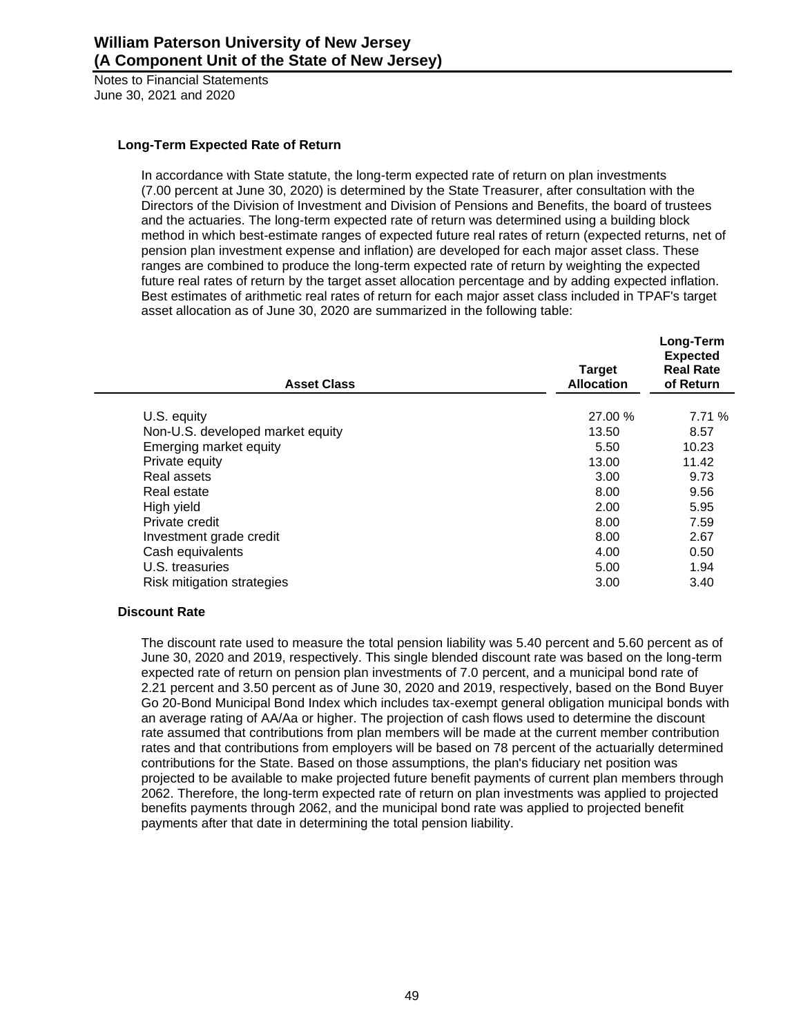### Long-Term Expected Rate of Return

In accordance with State statute, the long-term expected rate of return on plan investments (7.00 percent at June 30, 2020) is determined by the State Treasurer, after consultation with the Directors of the Division of Investment and Division of Pensions and Benefits, the board of trustees and the actuaries. The long-term expected rate of return was determined using a building block method in which best-estimate ranges of expected future real rates of return (expected returns, net of pension plan investment expense and inflation) are developed for each major asset class. These ranges are combined to produce the long-term expected rate of return by weighting the expected future real rates of return by the target asset allocation percentage and by adding expected inflation. Best estimates of arithmetic real rates of return for each major asset class included in TPAF's target asset allocation as of June 30, 2020 are summarized in the following table:

| Asset Class | Target Allocation | Long-Term Expected Real Rate of Return |
|---|---|---|
| U.S. equity | 27.00 % | 7.71 % |
| Non-U.S. developed market equity | 13.50 | 8.57 |
| Emerging market equity | 5.50 | 10.23 |
| Private equity | 13.00 | 11.42 |
| Real assets | 3.00 | 9.73 |
| Real estate | 8.00 | 9.56 |
| High yield | 2.00 | 5.95 |
| Private credit | 8.00 | 7.59 |
| Investment grade credit | 8.00 | 2.67 |
| Cash equivalents | 4.00 | 0.50 |
| U.S. treasuries | 5.00 | 1.94 |
| Risk mitigation strategies | 3.00 | 3.40 |

### Discount Rate

The discount rate used to measure the total pension liability was 5.40 percent and 5.60 percent as of June 30, 2020 and 2019, respectively. This single blended discount rate was based on the long-term expected rate of return on pension plan investments of 7.0 percent, and a municipal bond rate of 2.21 percent and 3.50 percent as of June 30, 2020 and 2019, respectively, based on the Bond Buyer Go 20-Bond Municipal Bond Index which includes tax-exempt general obligation municipal bonds with an average rating of AA/Aa or higher. The projection of cash flows used to determine the discount rate assumed that contributions from plan members will be made at the current member contribution rates and that contributions from employers will be based on 78 percent of the actuarially determined contributions for the State. Based on those assumptions, the plan's fiduciary net position was projected to be available to make projected future benefit payments of current plan members through 2062. Therefore, the long-term expected rate of return on plan investments was applied to projected benefits payments through 2062, and the municipal bond rate was applied to projected benefit payments after that date in determining the total pension liability.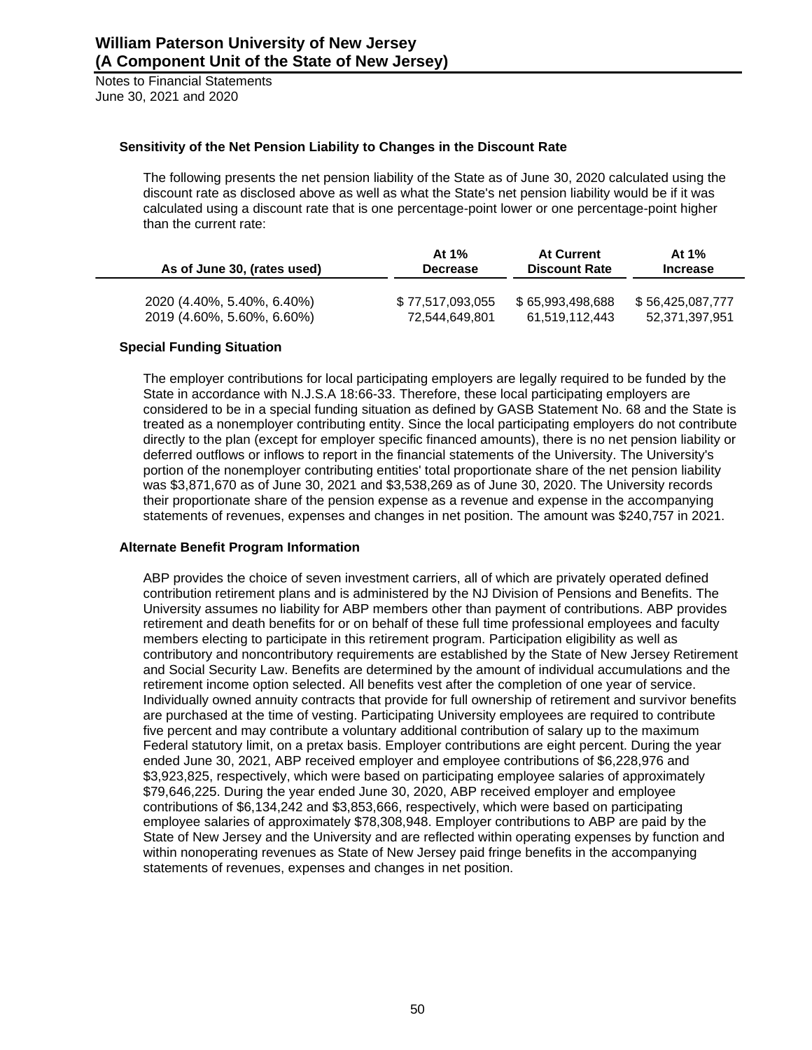### Sensitivity of the Net Pension Liability to Changes in the Discount Rate

The following presents the net pension liability of the State as of June 30, 2020 calculated using the discount rate as disclosed above as well as what the State's net pension liability would be if it was calculated using a discount rate that is one percentage-point lower or one percentage-point higher than the current rate:

| As of June 30, (rates used) | At 1% Decrease | At Current Discount Rate | At 1% Increase |
|---|---|---|---|
| 2020 (4.40%, 5.40%, 6.40%) | $ 77,517,093,055 | $ 65,993,498,688 | $ 56,425,087,777 |
| 2019 (4.60%, 5.60%, 6.60%) | 72,544,649,801 | 61,519,112,443 | 52,371,397,951 |

### Special Funding Situation

The employer contributions for local participating employers are legally required to be funded by the State in accordance with N.J.S.A 18:66-33. Therefore, these local participating employers are considered to be in a special funding situation as defined by GASB Statement No. 68 and the State is treated as a nonemployer contributing entity. Since the local participating employers do not contribute directly to the plan (except for employer specific financed amounts), there is no net pension liability or deferred outflows or inflows to report in the financial statements of the University. The University's portion of the nonemployer contributing entities' total proportionate share of the net pension liability was $3,871,670 as of June 30, 2021 and $3,538,269 as of June 30, 2020. The University records their proportionate share of the pension expense as a revenue and expense in the accompanying statements of revenues, expenses and changes in net position. The amount was $240,757 in 2021.

### Alternate Benefit Program Information

ABP provides the choice of seven investment carriers, all of which are privately operated defined contribution retirement plans and is administered by the NJ Division of Pensions and Benefits. The University assumes no liability for ABP members other than payment of contributions. ABP provides retirement and death benefits for or on behalf of these full time professional employees and faculty members electing to participate in this retirement program. Participation eligibility as well as contributory and noncontributory requirements are established by the State of New Jersey Retirement and Social Security Law. Benefits are determined by the amount of individual accumulations and the retirement income option selected. All benefits vest after the completion of one year of service. Individually owned annuity contracts that provide for full ownership of retirement and survivor benefits are purchased at the time of vesting. Participating University employees are required to contribute five percent and may contribute a voluntary additional contribution of salary up to the maximum Federal statutory limit, on a pretax basis. Employer contributions are eight percent. During the year ended June 30, 2021, ABP received employer and employee contributions of $6,228,976 and $3,923,825, respectively, which were based on participating employee salaries of approximately $79,646,225. During the year ended June 30, 2020, ABP received employer and employee contributions of $6,134,242 and $3,853,666, respectively, which were based on participating employee salaries of approximately $78,308,948. Employer contributions to ABP are paid by the State of New Jersey and the University and are reflected within operating expenses by function and within nonoperating revenues as State of New Jersey paid fringe benefits in the accompanying statements of revenues, expenses and changes in net position.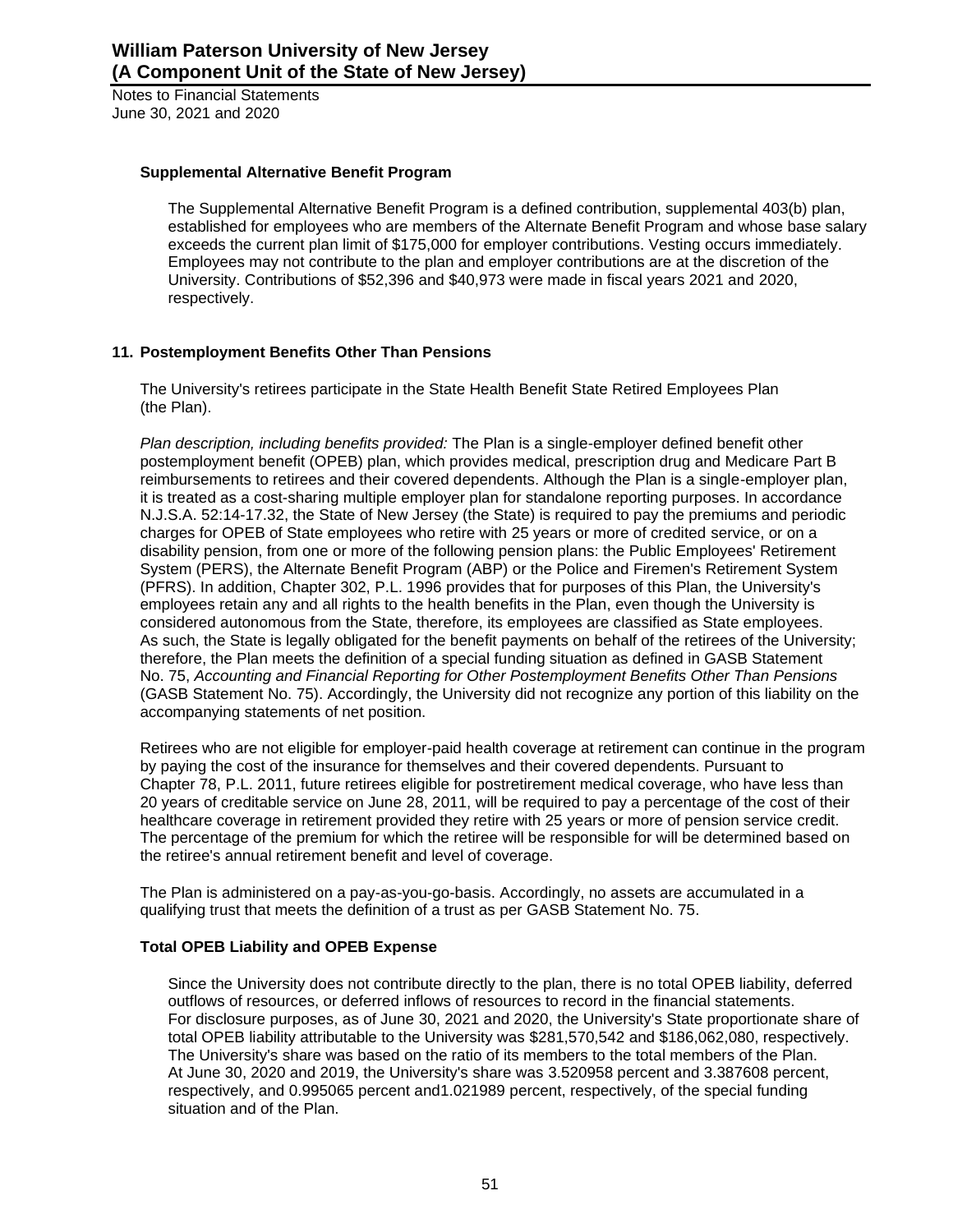### Supplemental Alternative Benefit Program

The Supplemental Alternative Benefit Program is a defined contribution, supplemental 403(b) plan, established for employees who are members of the Alternate Benefit Program and whose base salary exceeds the current plan limit of $175,000 for employer contributions. Vesting occurs immediately. Employees may not contribute to the plan and employer contributions are at the discretion of the University. Contributions of $52,396 and $40,973 were made in fiscal years 2021 and 2020, respectively.

## 11. Postemployment Benefits Other Than Pensions

The University's retirees participate in the State Health Benefit State Retired Employees Plan (the Plan).

*Plan description, including benefits provided:* The Plan is a single-employer defined benefit other postemployment benefit (OPEB) plan, which provides medical, prescription drug and Medicare Part B reimbursements to retirees and their covered dependents. Although the Plan is a single-employer plan, it is treated as a cost-sharing multiple employer plan for standalone reporting purposes. In accordance N.J.S.A. 52:14-17.32, the State of New Jersey (the State) is required to pay the premiums and periodic charges for OPEB of State employees who retire with 25 years or more of credited service, or on a disability pension, from one or more of the following pension plans: the Public Employees' Retirement System (PERS), the Alternate Benefit Program (ABP) or the Police and Firemen's Retirement System (PFRS). In addition, Chapter 302, P.L. 1996 provides that for purposes of this Plan, the University's employees retain any and all rights to the health benefits in the Plan, even though the University is considered autonomous from the State, therefore, its employees are classified as State employees. As such, the State is legally obligated for the benefit payments on behalf of the retirees of the University; therefore, the Plan meets the definition of a special funding situation as defined in GASB Statement No. 75, *Accounting and Financial Reporting for Other Postemployment Benefits Other Than Pensions* (GASB Statement No. 75). Accordingly, the University did not recognize any portion of this liability on the accompanying statements of net position.

Retirees who are not eligible for employer-paid health coverage at retirement can continue in the program by paying the cost of the insurance for themselves and their covered dependents. Pursuant to Chapter 78, P.L. 2011, future retirees eligible for postretirement medical coverage, who have less than 20 years of creditable service on June 28, 2011, will be required to pay a percentage of the cost of their healthcare coverage in retirement provided they retire with 25 years or more of pension service credit. The percentage of the premium for which the retiree will be responsible for will be determined based on the retiree's annual retirement benefit and level of coverage.

The Plan is administered on a pay-as-you-go-basis. Accordingly, no assets are accumulated in a qualifying trust that meets the definition of a trust as per GASB Statement No. 75.

### Total OPEB Liability and OPEB Expense

Since the University does not contribute directly to the plan, there is no total OPEB liability, deferred outflows of resources, or deferred inflows of resources to record in the financial statements. For disclosure purposes, as of June 30, 2021 and 2020, the University's State proportionate share of total OPEB liability attributable to the University was $281,570,542 and $186,062,080, respectively. The University's share was based on the ratio of its members to the total members of the Plan. At June 30, 2020 and 2019, the University's share was 3.520958 percent and 3.387608 percent, respectively, and 0.995065 percent and1.021989 percent, respectively, of the special funding situation and of the Plan.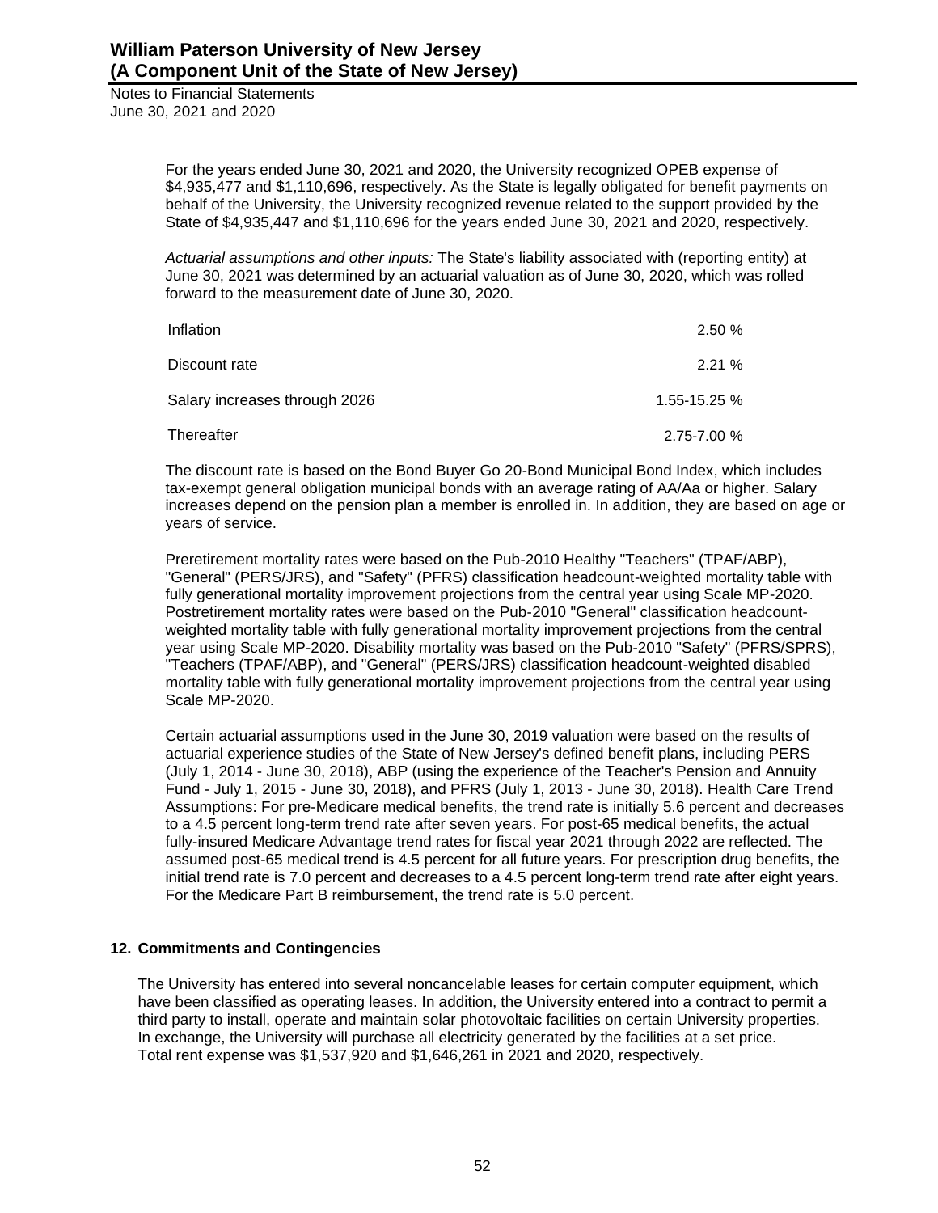For the years ended June 30, 2021 and 2020, the University recognized OPEB expense of $4,935,477 and $1,110,696, respectively. As the State is legally obligated for benefit payments on behalf of the University, the University recognized revenue related to the support provided by the State of $4,935,447 and $1,110,696 for the years ended June 30, 2021 and 2020, respectively.

*Actuarial assumptions and other inputs:* The State's liability associated with (reporting entity) at June 30, 2021 was determined by an actuarial valuation as of June 30, 2020, which was rolled forward to the measurement date of June 30, 2020.

| | |
|---|---|
| Inflation | 2.50 % |
| Discount rate | 2.21 % |
| Salary increases through 2026 | 1.55-15.25 % |
| Thereafter | 2.75-7.00 % |

The discount rate is based on the Bond Buyer Go 20-Bond Municipal Bond Index, which includes tax-exempt general obligation municipal bonds with an average rating of AA/Aa or higher. Salary increases depend on the pension plan a member is enrolled in. In addition, they are based on age or years of service.

Preretirement mortality rates were based on the Pub-2010 Healthy "Teachers" (TPAF/ABP), "General" (PERS/JRS), and "Safety" (PFRS) classification headcount-weighted mortality table with fully generational mortality improvement projections from the central year using Scale MP-2020. Postretirement mortality rates were based on the Pub-2010 "General" classification headcount-weighted mortality table with fully generational mortality improvement projections from the central year using Scale MP-2020. Disability mortality was based on the Pub-2010 "Safety" (PFRS/SPRS), "Teachers (TPAF/ABP), and "General" (PERS/JRS) classification headcount-weighted disabled mortality table with fully generational mortality improvement projections from the central year using Scale MP-2020.

Certain actuarial assumptions used in the June 30, 2019 valuation were based on the results of actuarial experience studies of the State of New Jersey's defined benefit plans, including PERS (July 1, 2014 - June 30, 2018), ABP (using the experience of the Teacher's Pension and Annuity Fund - July 1, 2015 - June 30, 2018), and PFRS (July 1, 2013 - June 30, 2018). Health Care Trend Assumptions: For pre-Medicare medical benefits, the trend rate is initially 5.6 percent and decreases to a 4.5 percent long-term trend rate after seven years. For post-65 medical benefits, the actual fully-insured Medicare Advantage trend rates for fiscal year 2021 through 2022 are reflected. The assumed post-65 medical trend is 4.5 percent for all future years. For prescription drug benefits, the initial trend rate is 7.0 percent and decreases to a 4.5 percent long-term trend rate after eight years. For the Medicare Part B reimbursement, the trend rate is 5.0 percent.

## 12. Commitments and Contingencies

The University has entered into several noncancelable leases for certain computer equipment, which have been classified as operating leases. In addition, the University entered into a contract to permit a third party to install, operate and maintain solar photovoltaic facilities on certain University properties. In exchange, the University will purchase all electricity generated by the facilities at a set price. Total rent expense was $1,537,920 and $1,646,261 in 2021 and 2020, respectively.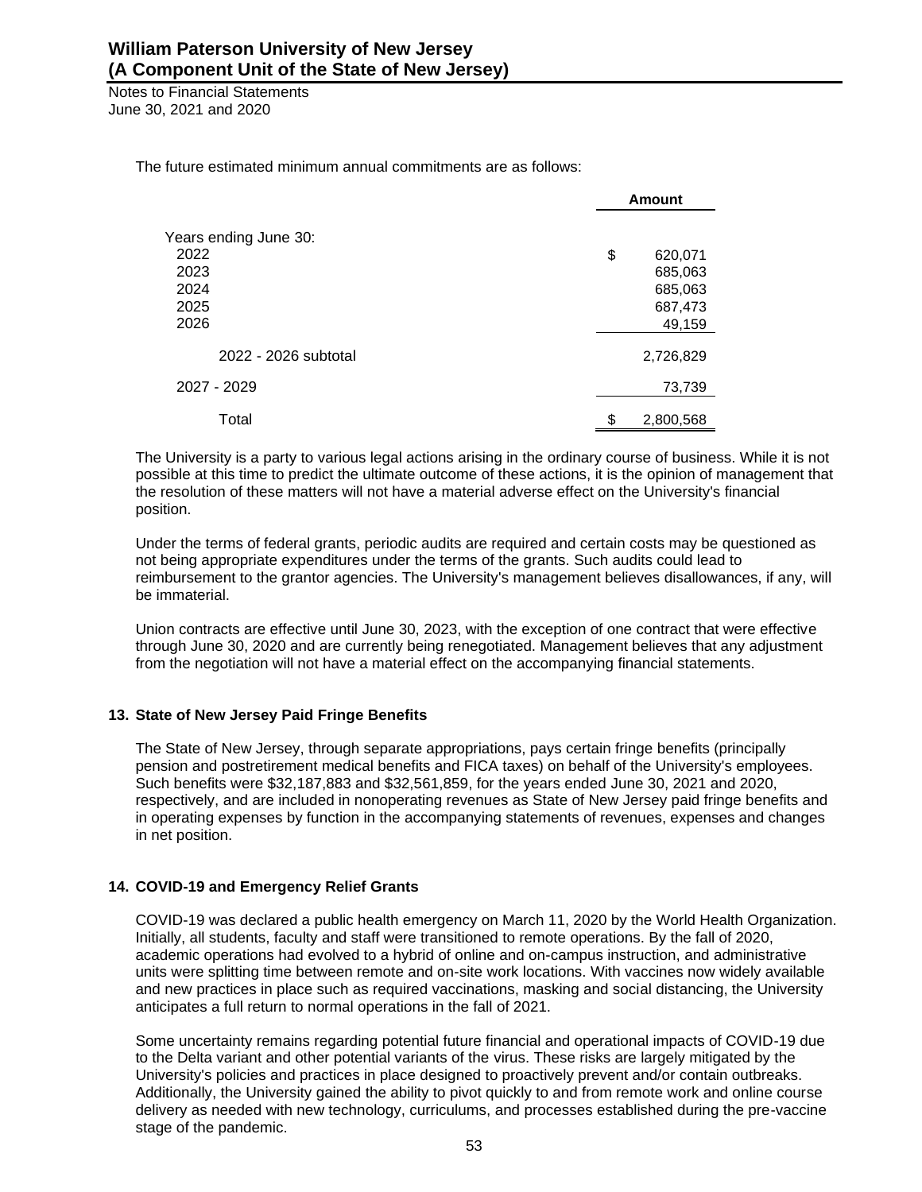The future estimated minimum annual commitments are as follows:

| | Amount |
|---|---|
| Years ending June 30: | |
| 2022 | $ 620,071 |
| 2023 | 685,063 |
| 2024 | 685,063 |
| 2025 | 687,473 |
| 2026 | 49,159 |
| 2022 - 2026 subtotal | 2,726,829 |
| 2027 - 2029 | 73,739 |
| Total | $ 2,800,568 |

The University is a party to various legal actions arising in the ordinary course of business. While it is not possible at this time to predict the ultimate outcome of these actions, it is the opinion of management that the resolution of these matters will not have a material adverse effect on the University's financial position.

Under the terms of federal grants, periodic audits are required and certain costs may be questioned as not being appropriate expenditures under the terms of the grants. Such audits could lead to reimbursement to the grantor agencies. The University's management believes disallowances, if any, will be immaterial.

Union contracts are effective until June 30, 2023, with the exception of one contract that were effective through June 30, 2020 and are currently being renegotiated. Management believes that any adjustment from the negotiation will not have a material effect on the accompanying financial statements.

## 13. State of New Jersey Paid Fringe Benefits

The State of New Jersey, through separate appropriations, pays certain fringe benefits (principally pension and postretirement medical benefits and FICA taxes) on behalf of the University's employees. Such benefits were $32,187,883 and $32,561,859, for the years ended June 30, 2021 and 2020, respectively, and are included in nonoperating revenues as State of New Jersey paid fringe benefits and in operating expenses by function in the accompanying statements of revenues, expenses and changes in net position.

## 14. COVID-19 and Emergency Relief Grants

COVID-19 was declared a public health emergency on March 11, 2020 by the World Health Organization. Initially, all students, faculty and staff were transitioned to remote operations. By the fall of 2020, academic operations had evolved to a hybrid of online and on-campus instruction, and administrative units were splitting time between remote and on-site work locations. With vaccines now widely available and new practices in place such as required vaccinations, masking and social distancing, the University anticipates a full return to normal operations in the fall of 2021.

Some uncertainty remains regarding potential future financial and operational impacts of COVID-19 due to the Delta variant and other potential variants of the virus. These risks are largely mitigated by the University's policies and practices in place designed to proactively prevent and/or contain outbreaks. Additionally, the University gained the ability to pivot quickly to and from remote work and online course delivery as needed with new technology, curriculums, and processes established during the pre-vaccine stage of the pandemic.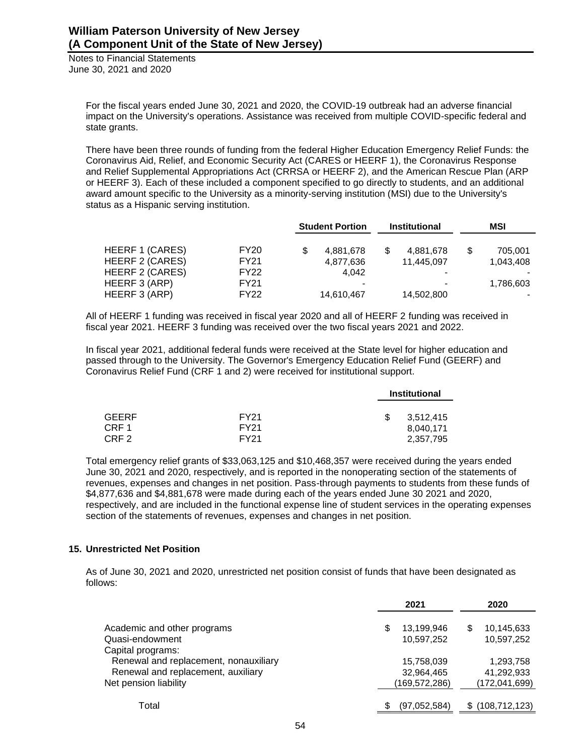For the fiscal years ended June 30, 2021 and 2020, the COVID-19 outbreak had an adverse financial impact on the University's operations. Assistance was received from multiple COVID-specific federal and state grants.

There have been three rounds of funding from the federal Higher Education Emergency Relief Funds: the Coronavirus Aid, Relief, and Economic Security Act (CARES or HEERF 1), the Coronavirus Response and Relief Supplemental Appropriations Act (CRRSA or HEERF 2), and the American Rescue Plan (ARP or HEERF 3). Each of these included a component specified to go directly to students, and an additional award amount specific to the University as a minority-serving institution (MSI) due to the University's status as a Hispanic serving institution.

| | | Student Portion | Institutional | MSI |
|---|---|---|---|---|
| HEERF 1 (CARES) | FY20 | $ 4,881,678 | $ 4,881,678 | $ 705,001 |
| HEERF 2 (CARES) | FY21 | 4,877,636 | 11,445,097 | 1,043,408 |
| HEERF 2 (CARES) | FY22 | 4,042 | - | - |
| HEERF 3 (ARP) | FY21 | - | - | 1,786,603 |
| HEERF 3 (ARP) | FY22 | 14,610,467 | 14,502,800 | - |

All of HEERF 1 funding was received in fiscal year 2020 and all of HEERF 2 funding was received in fiscal year 2021. HEERF 3 funding was received over the two fiscal years 2021 and 2022.

In fiscal year 2021, additional federal funds were received at the State level for higher education and passed through to the University. The Governor's Emergency Education Relief Fund (GEERF) and Coronavirus Relief Fund (CRF 1 and 2) were received for institutional support.

| | | Institutional |
|---|---|---|
| GEERF | FY21 | $ 3,512,415 |
| CRF 1 | FY21 | 8,040,171 |
| CRF 2 | FY21 | 2,357,795 |

Total emergency relief grants of $33,063,125 and $10,468,357 were received during the years ended June 30, 2021 and 2020, respectively, and is reported in the nonoperating section of the statements of revenues, expenses and changes in net position. Pass-through payments to students from these funds of $4,877,636 and $4,881,678 were made during each of the years ended June 30 2021 and 2020, respectively, and are included in the functional expense line of student services in the operating expenses section of the statements of revenues, expenses and changes in net position.

## 15. Unrestricted Net Position

As of June 30, 2021 and 2020, unrestricted net position consist of funds that have been designated as follows:

| | 2021 | 2020 |
|---|---|---|
| Academic and other programs | $ 13,199,946 | $ 10,145,633 |
| Quasi-endowment | 10,597,252 | 10,597,252 |
| Capital programs: | | |
| Renewal and replacement, nonauxiliary | 15,758,039 | 1,293,758 |
| Renewal and replacement, auxiliary | 32,964,465 | 41,292,933 |
| Net pension liability | (169,572,286) | (172,041,699) |
| Total | $ (97,052,584) | $ (108,712,123) |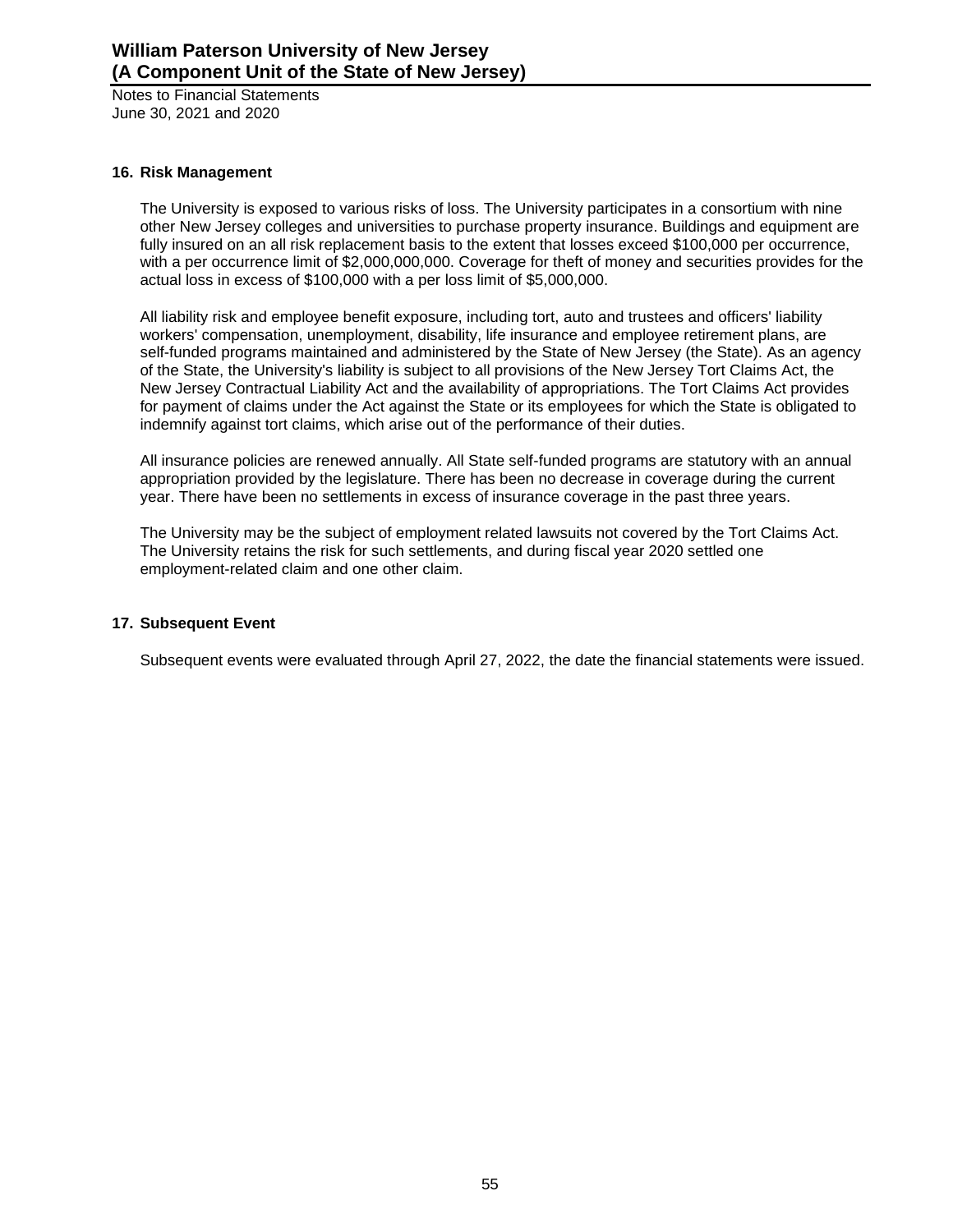## 16. Risk Management

The University is exposed to various risks of loss. The University participates in a consortium with nine other New Jersey colleges and universities to purchase property insurance. Buildings and equipment are fully insured on an all risk replacement basis to the extent that losses exceed $100,000 per occurrence, with a per occurrence limit of $2,000,000,000. Coverage for theft of money and securities provides for the actual loss in excess of $100,000 with a per loss limit of $5,000,000.

All liability risk and employee benefit exposure, including tort, auto and trustees and officers' liability workers' compensation, unemployment, disability, life insurance and employee retirement plans, are self-funded programs maintained and administered by the State of New Jersey (the State). As an agency of the State, the University's liability is subject to all provisions of the New Jersey Tort Claims Act, the New Jersey Contractual Liability Act and the availability of appropriations. The Tort Claims Act provides for payment of claims under the Act against the State or its employees for which the State is obligated to indemnify against tort claims, which arise out of the performance of their duties.

All insurance policies are renewed annually. All State self-funded programs are statutory with an annual appropriation provided by the legislature. There has been no decrease in coverage during the current year. There have been no settlements in excess of insurance coverage in the past three years.

The University may be the subject of employment related lawsuits not covered by the Tort Claims Act. The University retains the risk for such settlements, and during fiscal year 2020 settled one employment-related claim and one other claim.

## 17. Subsequent Event

Subsequent events were evaluated through April 27, 2022, the date the financial statements were issued.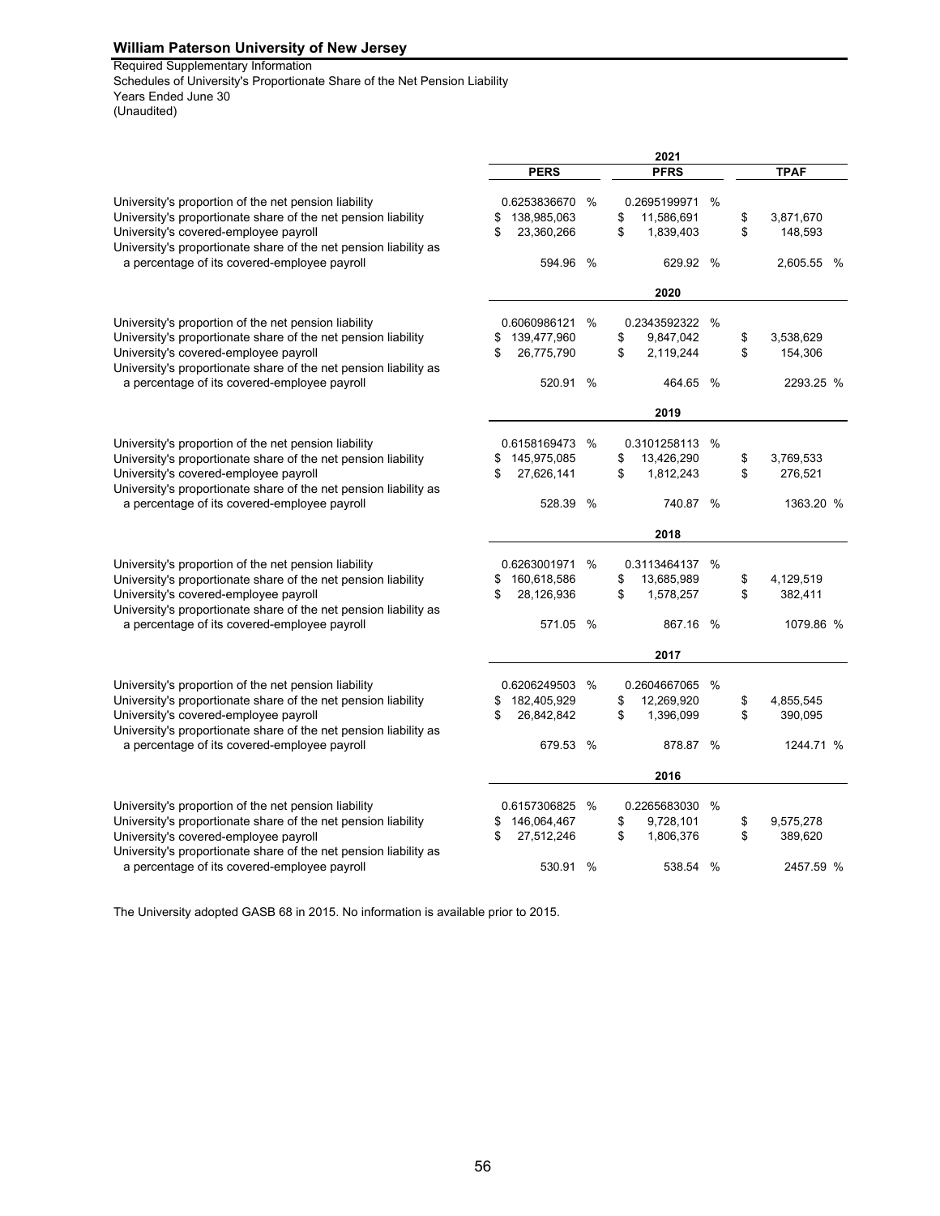**William Paterson University of New Jersey**

Required Supplementary Information
Schedules of University's Proportionate Share of the Net Pension Liability
Years Ended June 30
(Unaudited)

| | PERS | PFRS | TPAF |
|---|---|---|---|
| **2021** | | | |
| University's proportion of the net pension liability | 0.6253836670 % | 0.2695199971 % | |
| University's proportionate share of the net pension liability | $ 138,985,063 | $ 11,586,691 | $ 3,871,670 |
| University's covered-employee payroll | $ 23,360,266 | $ 1,839,403 | $ 148,593 |
| University's proportionate share of the net pension liability as a percentage of its covered-employee payroll | 594.96 % | 629.92 % | 2,605.55 % |
| **2020** | | | |
| University's proportion of the net pension liability | 0.6060986121 % | 0.2343592322 % | |
| University's proportionate share of the net pension liability | $ 139,477,960 | $ 9,847,042 | $ 3,538,629 |
| University's covered-employee payroll | $ 26,775,790 | $ 2,119,244 | $ 154,306 |
| University's proportionate share of the net pension liability as a percentage of its covered-employee payroll | 520.91 % | 464.65 % | 2293.25 % |
| **2019** | | | |
| University's proportion of the net pension liability | 0.6158169473 % | 0.3101258113 % | |
| University's proportionate share of the net pension liability | $ 145,975,085 | $ 13,426,290 | $ 3,769,533 |
| University's covered-employee payroll | $ 27,626,141 | $ 1,812,243 | $ 276,521 |
| University's proportionate share of the net pension liability as a percentage of its covered-employee payroll | 528.39 % | 740.87 % | 1363.20 % |
| **2018** | | | |
| University's proportion of the net pension liability | 0.6263001971 % | 0.3113464137 % | |
| University's proportionate share of the net pension liability | $ 160,618,586 | $ 13,685,989 | $ 4,129,519 |
| University's covered-employee payroll | $ 28,126,936 | $ 1,578,257 | $ 382,411 |
| University's proportionate share of the net pension liability as a percentage of its covered-employee payroll | 571.05 % | 867.16 % | 1079.86 % |
| **2017** | | | |
| University's proportion of the net pension liability | 0.6206249503 % | 0.2604667065 % | |
| University's proportionate share of the net pension liability | $ 182,405,929 | $ 12,269,920 | $ 4,855,545 |
| University's covered-employee payroll | $ 26,842,842 | $ 1,396,099 | $ 390,095 |
| University's proportionate share of the net pension liability as a percentage of its covered-employee payroll | 679.53 % | 878.87 % | 1244.71 % |
| **2016** | | | |
| University's proportion of the net pension liability | 0.6157306825 % | 0.2265683030 % | |
| University's proportionate share of the net pension liability | $ 146,064,467 | $ 9,728,101 | $ 9,575,278 |
| University's covered-employee payroll | $ 27,512,246 | $ 1,806,376 | $ 389,620 |
| University's proportionate share of the net pension liability as a percentage of its covered-employee payroll | 530.91 % | 538.54 % | 2457.59 % |

The University adopted GASB 68 in 2015. No information is available prior to 2015.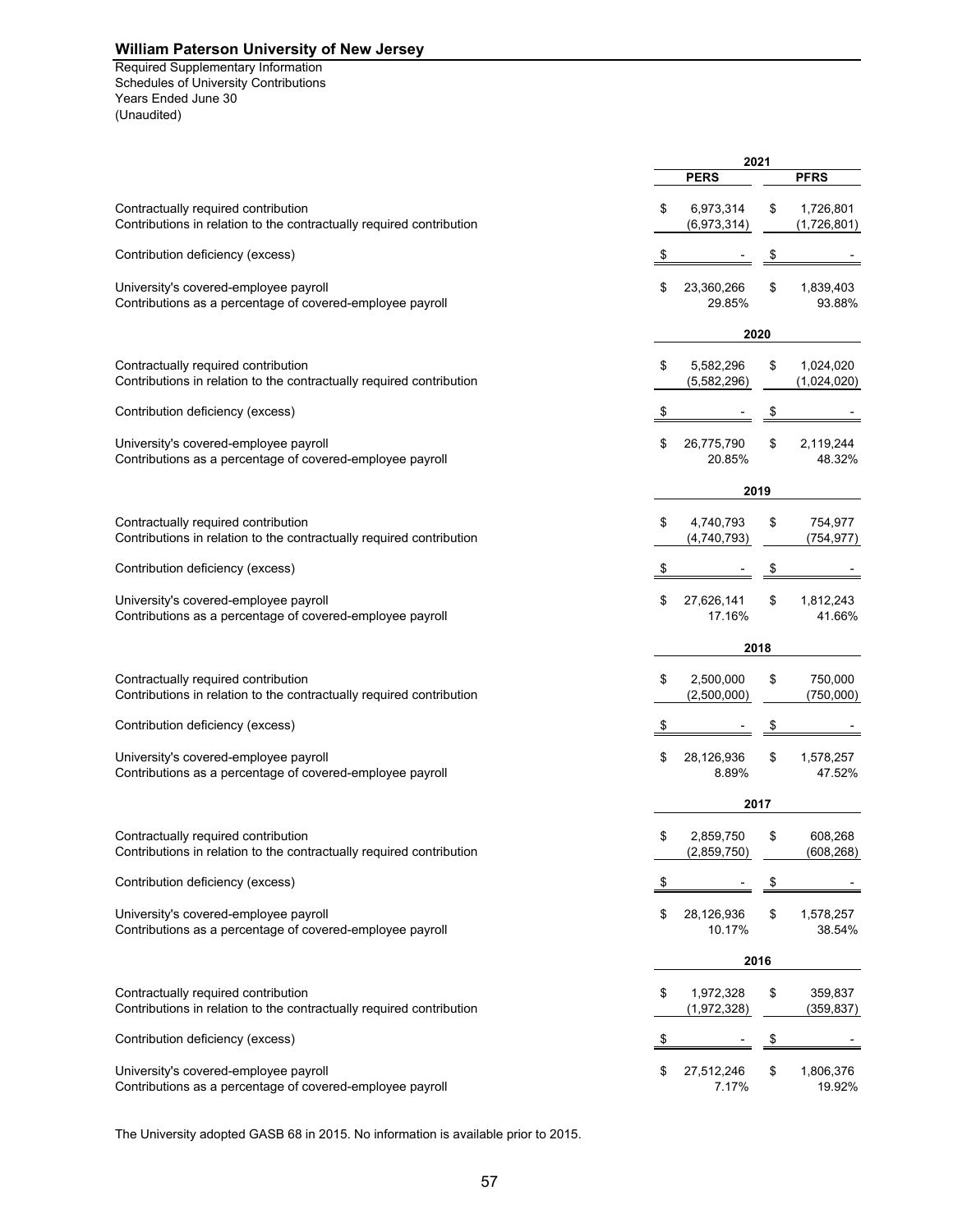# William Paterson University of New Jersey

Required Supplementary Information
Schedules of University Contributions
Years Ended June 30
(Unaudited)

| | 2021 | |
|---|---|---|
| | **PERS** | **PFRS** |
| Contractually required contribution | $ 6,973,314 | $ 1,726,801 |
| Contributions in relation to the contractually required contribution | (6,973,314) | (1,726,801) |
| Contribution deficiency (excess) | $ - | $ - |
| University's covered-employee payroll | $ 23,360,266 | $ 1,839,403 |
| Contributions as a percentage of covered-employee payroll | 29.85% | 93.88% |
| | **2020** | |
| Contractually required contribution | $ 5,582,296 | $ 1,024,020 |
| Contributions in relation to the contractually required contribution | (5,582,296) | (1,024,020) |
| Contribution deficiency (excess) | $ - | $ - |
| University's covered-employee payroll | $ 26,775,790 | $ 2,119,244 |
| Contributions as a percentage of covered-employee payroll | 20.85% | 48.32% |
| | **2019** | |
| Contractually required contribution | $ 4,740,793 | $ 754,977 |
| Contributions in relation to the contractually required contribution | (4,740,793) | (754,977) |
| Contribution deficiency (excess) | $ - | $ - |
| University's covered-employee payroll | $ 27,626,141 | $ 1,812,243 |
| Contributions as a percentage of covered-employee payroll | 17.16% | 41.66% |
| | **2018** | |
| Contractually required contribution | $ 2,500,000 | $ 750,000 |
| Contributions in relation to the contractually required contribution | (2,500,000) | (750,000) |
| Contribution deficiency (excess) | $ - | $ - |
| University's covered-employee payroll | $ 28,126,936 | $ 1,578,257 |
| Contributions as a percentage of covered-employee payroll | 8.89% | 47.52% |
| | **2017** | |
| Contractually required contribution | $ 2,859,750 | $ 608,268 |
| Contributions in relation to the contractually required contribution | (2,859,750) | (608,268) |
| Contribution deficiency (excess) | $ - | $ - |
| University's covered-employee payroll | $ 28,126,936 | $ 1,578,257 |
| Contributions as a percentage of covered-employee payroll | 10.17% | 38.54% |
| | **2016** | |
| Contractually required contribution | $ 1,972,328 | $ 359,837 |
| Contributions in relation to the contractually required contribution | (1,972,328) | (359,837) |
| Contribution deficiency (excess) | $ - | $ - |
| University's covered-employee payroll | $ 27,512,246 | $ 1,806,376 |
| Contributions as a percentage of covered-employee payroll | 7.17% | 19.92% |

The University adopted GASB 68 in 2015. No information is available prior to 2015.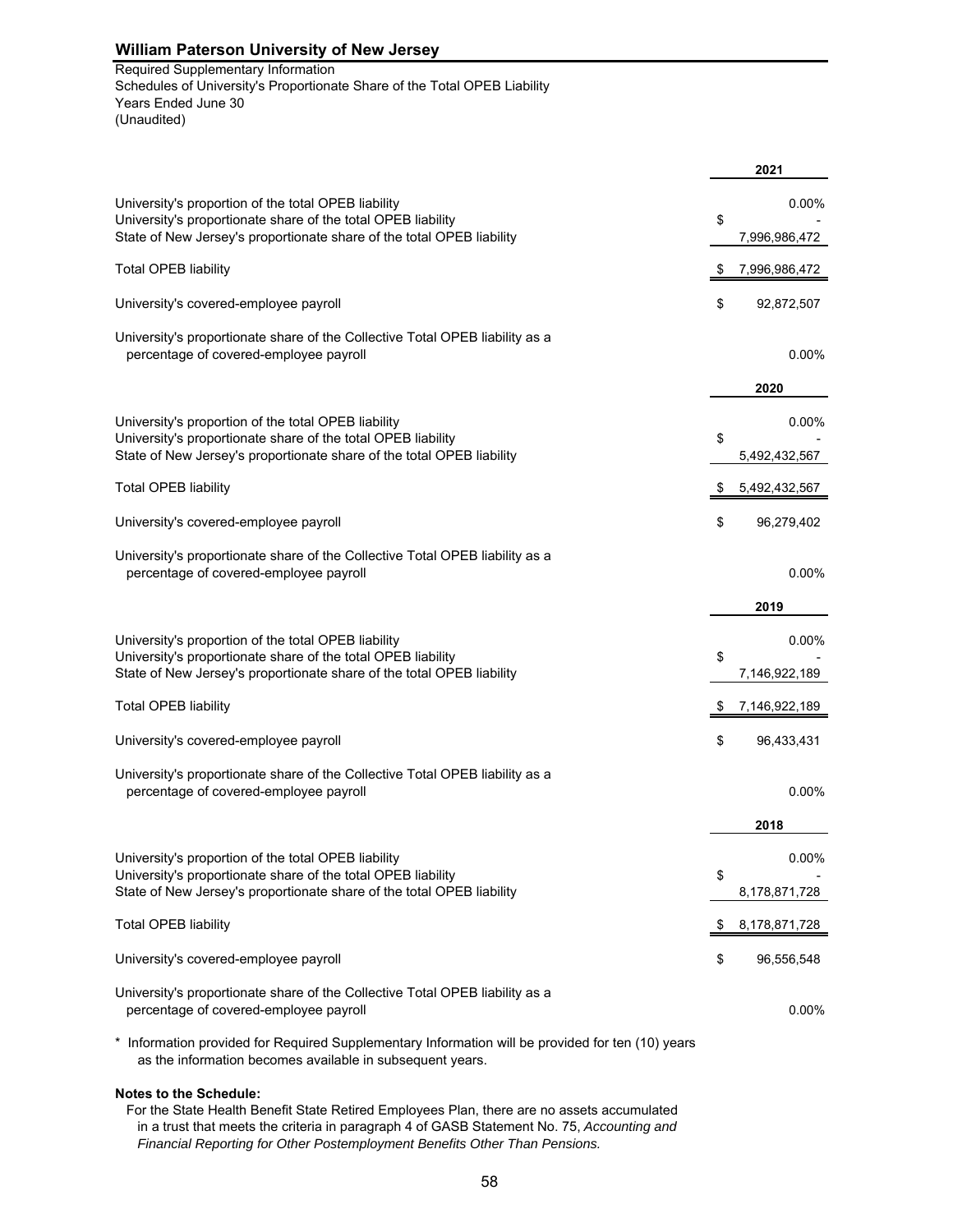# William Paterson University of New Jersey

Required Supplementary Information
Schedules of University's Proportionate Share of the Total OPEB Liability
Years Ended June 30
(Unaudited)

| | 2021 |
|---|---|
| University's proportion of the total OPEB liability | 0.00% |
| University's proportionate share of the total OPEB liability | $ - |
| State of New Jersey's proportionate share of the total OPEB liability | 7,996,986,472 |
| Total OPEB liability | $ 7,996,986,472 |
| University's covered-employee payroll | $ 92,872,507 |
| University's proportionate share of the Collective Total OPEB liability as a percentage of covered-employee payroll | 0.00% |

| | 2020 |
|---|---|
| University's proportion of the total OPEB liability | 0.00% |
| University's proportionate share of the total OPEB liability | $ - |
| State of New Jersey's proportionate share of the total OPEB liability | 5,492,432,567 |
| Total OPEB liability | $ 5,492,432,567 |
| University's covered-employee payroll | $ 96,279,402 |
| University's proportionate share of the Collective Total OPEB liability as a percentage of covered-employee payroll | 0.00% |

| | 2019 |
|---|---|
| University's proportion of the total OPEB liability | 0.00% |
| University's proportionate share of the total OPEB liability | $ - |
| State of New Jersey's proportionate share of the total OPEB liability | 7,146,922,189 |
| Total OPEB liability | $ 7,146,922,189 |
| University's covered-employee payroll | $ 96,433,431 |
| University's proportionate share of the Collective Total OPEB liability as a percentage of covered-employee payroll | 0.00% |

| | 2018 |
|---|---|
| University's proportion of the total OPEB liability | 0.00% |
| University's proportionate share of the total OPEB liability | $ - |
| State of New Jersey's proportionate share of the total OPEB liability | 8,178,871,728 |
| Total OPEB liability | $ 8,178,871,728 |
| University's covered-employee payroll | $ 96,556,548 |
| University's proportionate share of the Collective Total OPEB liability as a percentage of covered-employee payroll | 0.00% |

* Information provided for Required Supplementary Information will be provided for ten (10) years as the information becomes available in subsequent years.

**Notes to the Schedule:**

For the State Health Benefit State Retired Employees Plan, there are no assets accumulated in a trust that meets the criteria in paragraph 4 of GASB Statement No. 75, *Accounting and Financial Reporting for Other Postemployment Benefits Other Than Pensions.*